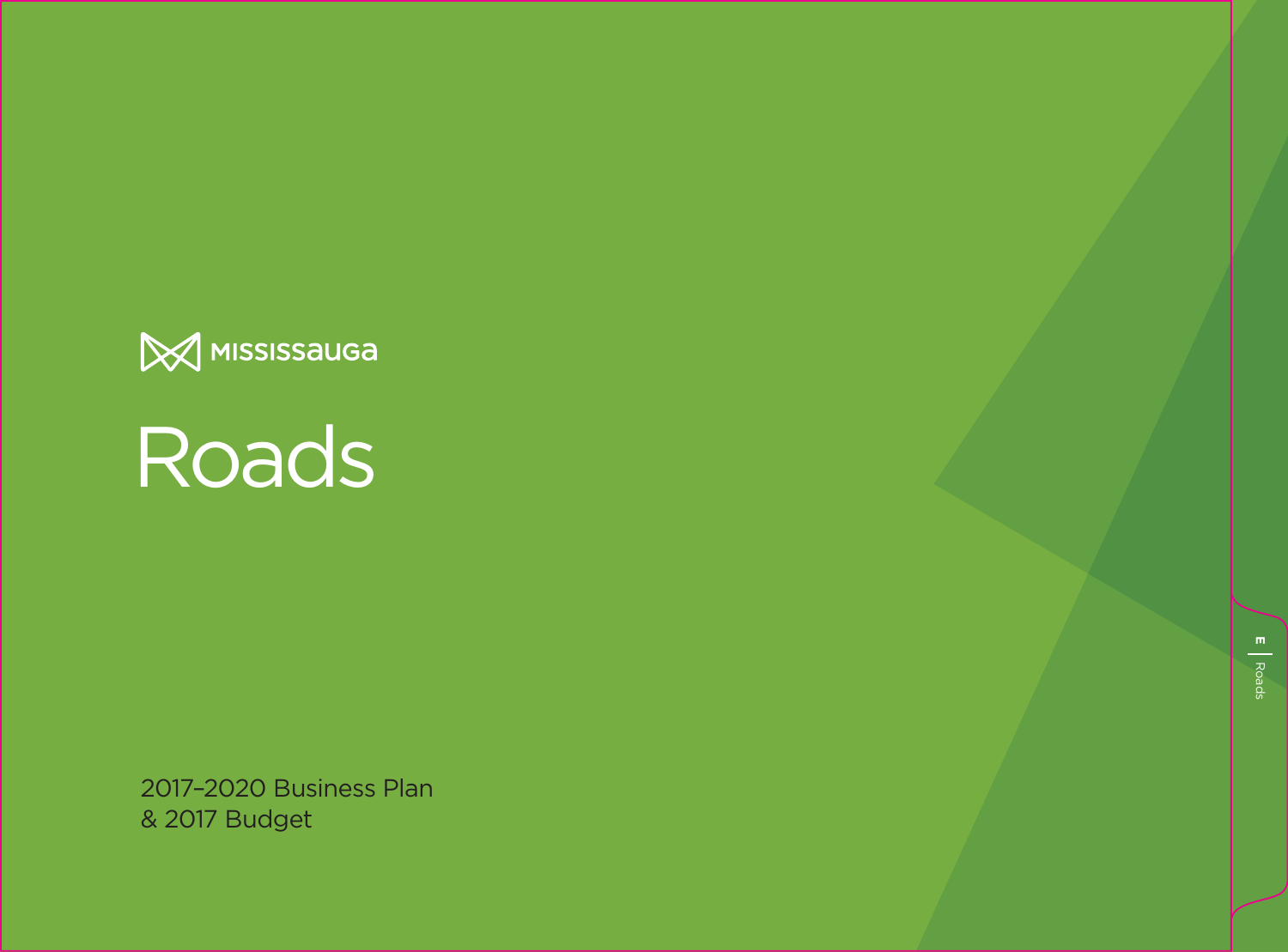MISSISSAUGA

# Roads

2017–2020 Business Plan
& 2017 Budget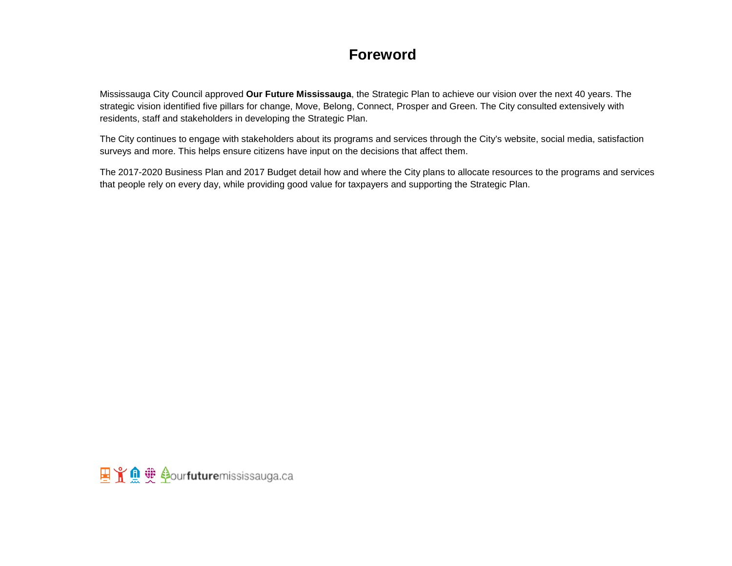# Foreword

Mississauga City Council approved **Our Future Mississauga**, the Strategic Plan to achieve our vision over the next 40 years. The strategic vision identified five pillars for change, Move, Belong, Connect, Prosper and Green. The City consulted extensively with residents, staff and stakeholders in developing the Strategic Plan.

The City continues to engage with stakeholders about its programs and services through the City's website, social media, satisfaction surveys and more. This helps ensure citizens have input on the decisions that affect them.

The 2017-2020 Business Plan and 2017 Budget detail how and where the City plans to allocate resources to the programs and services that people rely on every day, while providing good value for taxpayers and supporting the Strategic Plan.

ourfuturemississauga.ca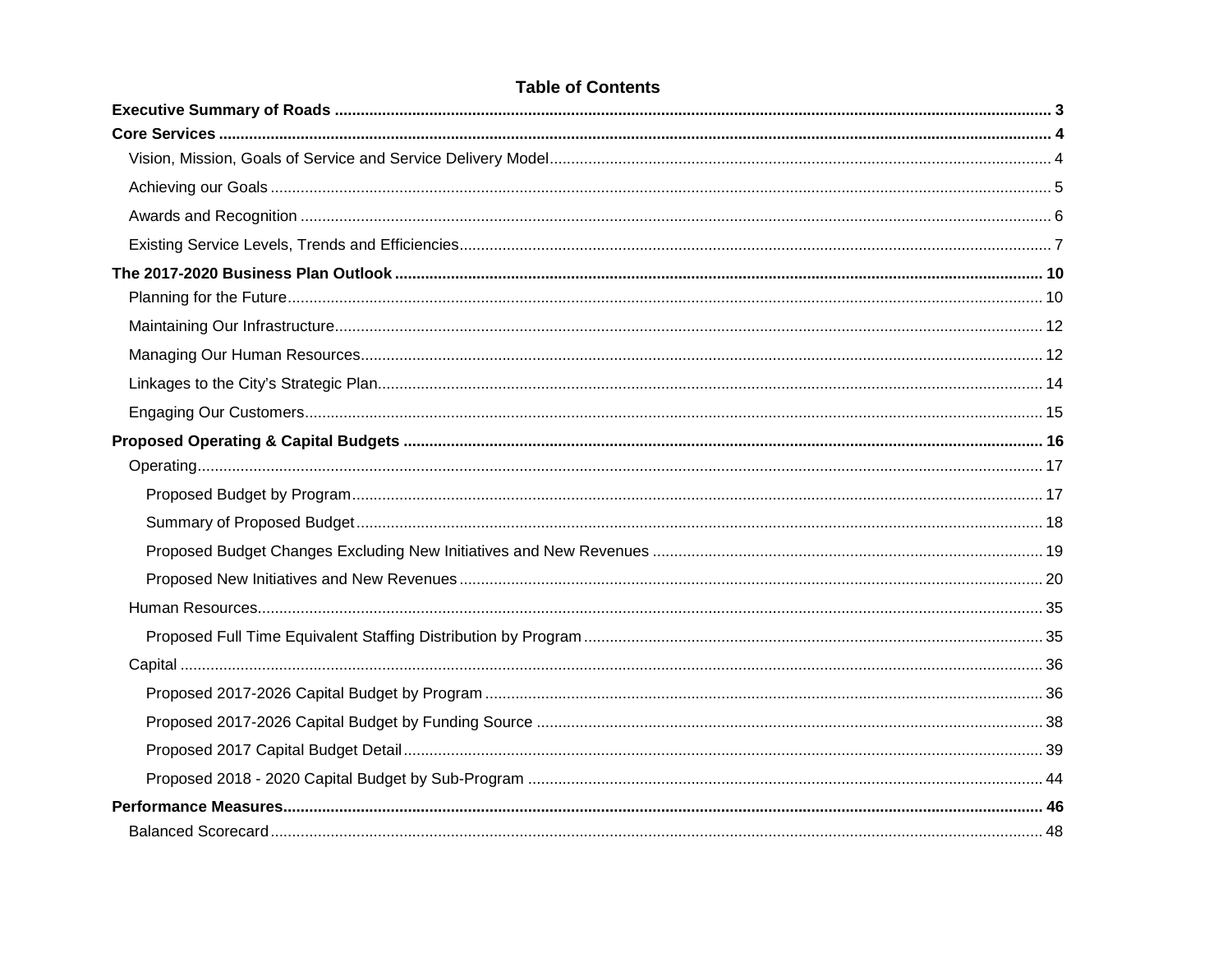# Table of Contents

**Executive Summary of Roads** ..... 3

**Core Services** ..... 4

- Vision, Mission, Goals of Service and Service Delivery Model ..... 4
- Achieving our Goals ..... 5
- Awards and Recognition ..... 6
- Existing Service Levels, Trends and Efficiencies ..... 7

**The 2017-2020 Business Plan Outlook** ..... 10

- Planning for the Future ..... 10
- Maintaining Our Infrastructure ..... 12
- Managing Our Human Resources ..... 12
- Linkages to the City's Strategic Plan ..... 14
- Engaging Our Customers ..... 15

**Proposed Operating & Capital Budgets** ..... 16

- Operating ..... 17
  - Proposed Budget by Program ..... 17
  - Summary of Proposed Budget ..... 18
  - Proposed Budget Changes Excluding New Initiatives and New Revenues ..... 19
  - Proposed New Initiatives and New Revenues ..... 20
- Human Resources ..... 35
  - Proposed Full Time Equivalent Staffing Distribution by Program ..... 35
- Capital ..... 36
  - Proposed 2017-2026 Capital Budget by Program ..... 36
  - Proposed 2017-2026 Capital Budget by Funding Source ..... 38
  - Proposed 2017 Capital Budget Detail ..... 39
  - Proposed 2018 - 2020 Capital Budget by Sub-Program ..... 44

**Performance Measures** ..... 46

- Balanced Scorecard ..... 48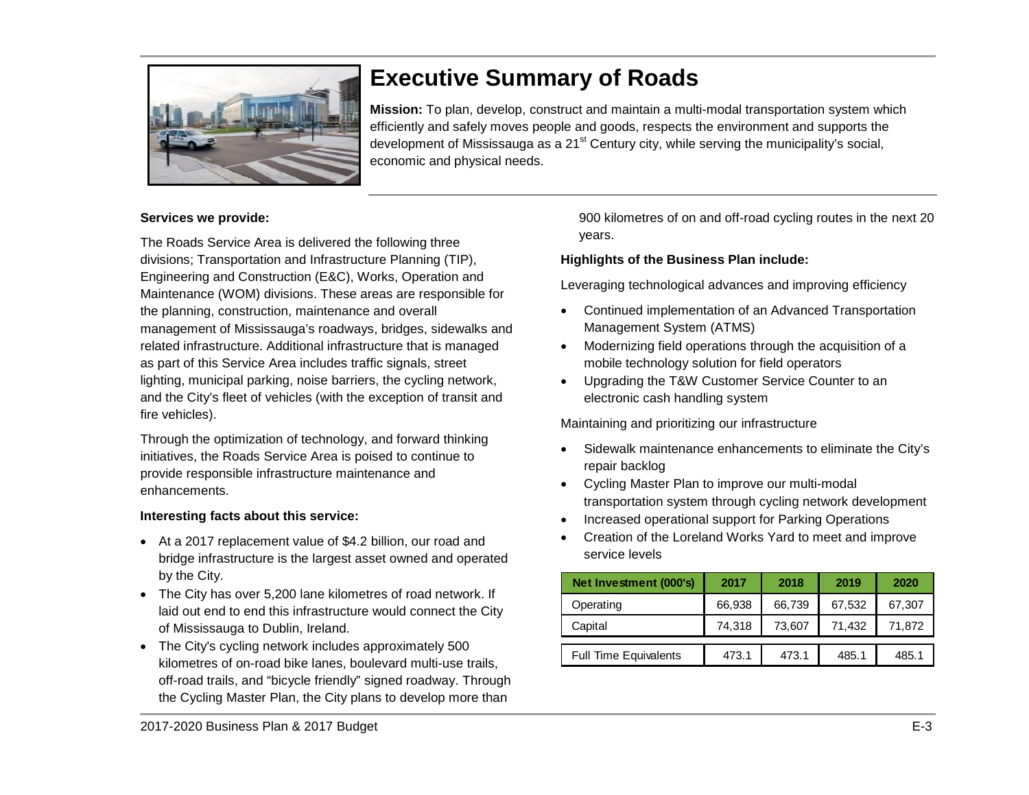# Executive Summary of Roads

**Mission:** To plan, develop, construct and maintain a multi-modal transportation system which efficiently and safely moves people and goods, respects the environment and supports the development of Mississauga as a 21st Century city, while serving the municipality's social, economic and physical needs.

**Services we provide:**

The Roads Service Area is delivered the following three divisions; Transportation and Infrastructure Planning (TIP), Engineering and Construction (E&C), Works, Operation and Maintenance (WOM) divisions. These areas are responsible for the planning, construction, maintenance and overall management of Mississauga's roadways, bridges, sidewalks and related infrastructure. Additional infrastructure that is managed as part of this Service Area includes traffic signals, street lighting, municipal parking, noise barriers, the cycling network, and the City's fleet of vehicles (with the exception of transit and fire vehicles).

Through the optimization of technology, and forward thinking initiatives, the Roads Service Area is poised to continue to provide responsible infrastructure maintenance and enhancements.

**Interesting facts about this service:**

- At a 2017 replacement value of $4.2 billion, our road and bridge infrastructure is the largest asset owned and operated by the City.
- The City has over 5,200 lane kilometres of road network. If laid out end to end this infrastructure would connect the City of Mississauga to Dublin, Ireland.
- The City's cycling network includes approximately 500 kilometres of on-road bike lanes, boulevard multi-use trails, off-road trails, and "bicycle friendly" signed roadway. Through the Cycling Master Plan, the City plans to develop more than 900 kilometres of on and off-road cycling routes in the next 20 years.

**Highlights of the Business Plan include:**

Leveraging technological advances and improving efficiency

- Continued implementation of an Advanced Transportation Management System (ATMS)
- Modernizing field operations through the acquisition of a mobile technology solution for field operators
- Upgrading the T&W Customer Service Counter to an electronic cash handling system

Maintaining and prioritizing our infrastructure

- Sidewalk maintenance enhancements to eliminate the City's repair backlog
- Cycling Master Plan to improve our multi-modal transportation system through cycling network development
- Increased operational support for Parking Operations
- Creation of the Loreland Works Yard to meet and improve service levels

| Net Investment (000's) | 2017 | 2018 | 2019 | 2020 |
|---|---|---|---|---|
| Operating | 66,938 | 66,739 | 67,532 | 67,307 |
| Capital | 74,318 | 73,607 | 71,432 | 71,872 |
| Full Time Equivalents | 473.1 | 473.1 | 485.1 | 485.1 |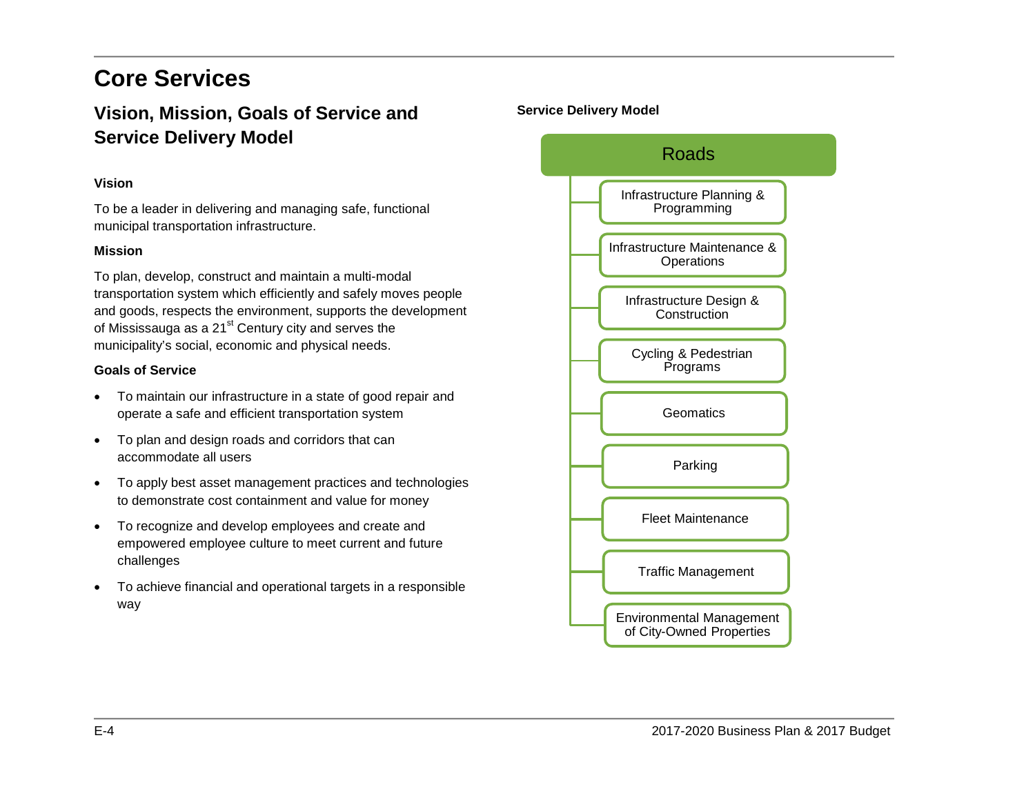# Core Services

## Vision, Mission, Goals of Service and Service Delivery Model

### Vision

To be a leader in delivering and managing safe, functional municipal transportation infrastructure.

### Mission

To plan, develop, construct and maintain a multi-modal transportation system which efficiently and safely moves people and goods, respects the environment, supports the development of Mississauga as a 21st Century city and serves the municipality's social, economic and physical needs.

### Goals of Service

- To maintain our infrastructure in a state of good repair and operate a safe and efficient transportation system
- To plan and design roads and corridors that can accommodate all users
- To apply best asset management practices and technologies to demonstrate cost containment and value for money
- To recognize and develop employees and create and empowered employee culture to meet current and future challenges
- To achieve financial and operational targets in a responsible way

### Service Delivery Model

**Roads**

- Infrastructure Planning & Programming
- Infrastructure Maintenance & Operations
- Infrastructure Design & Construction
- Cycling & Pedestrian Programs
- Geomatics
- Parking
- Fleet Maintenance
- Traffic Management
- Environmental Management of City-Owned Properties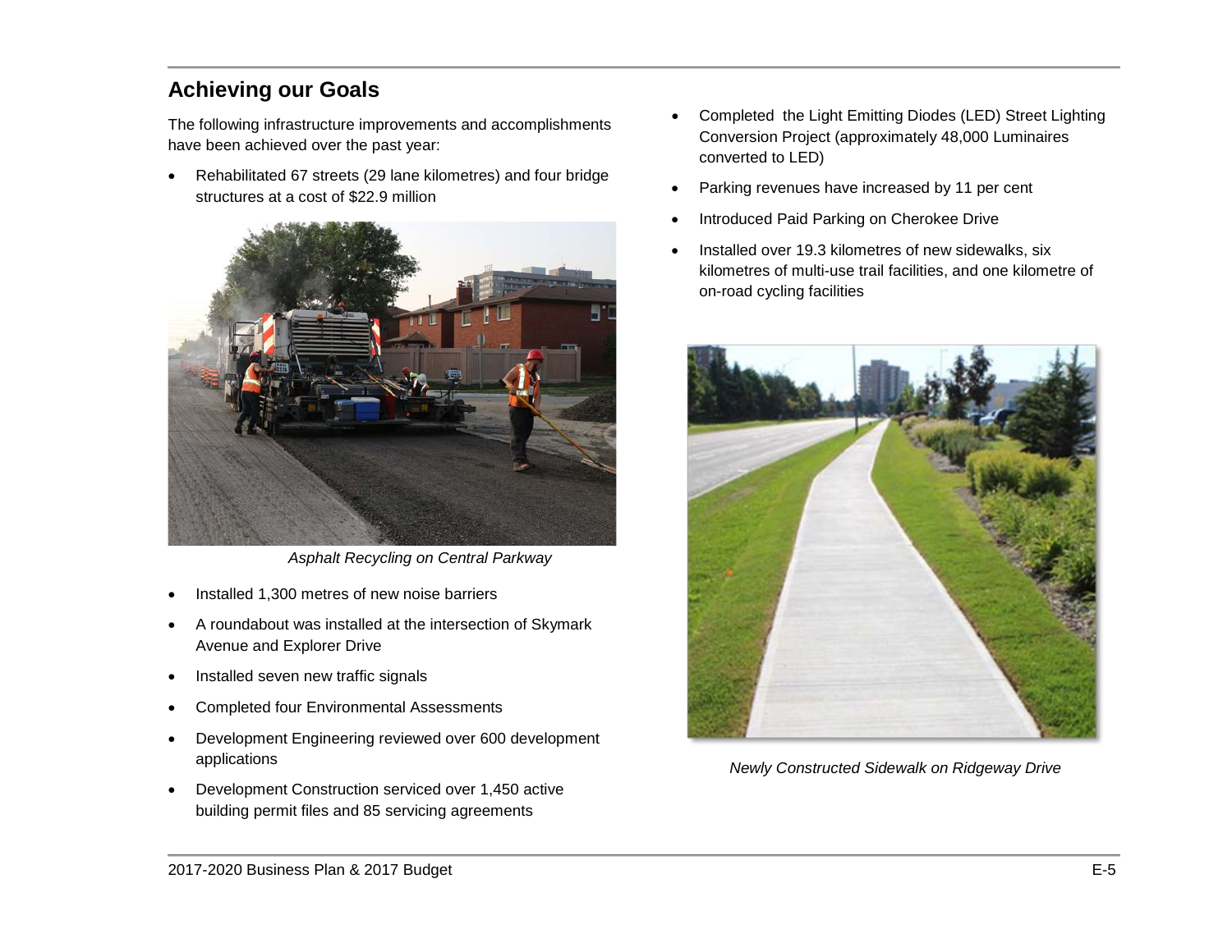## Achieving our Goals

The following infrastructure improvements and accomplishments have been achieved over the past year:

- Rehabilitated 67 streets (29 lane kilometres) and four bridge structures at a cost of $22.9 million

*Asphalt Recycling on Central Parkway*

- Installed 1,300 metres of new noise barriers
- A roundabout was installed at the intersection of Skymark Avenue and Explorer Drive
- Installed seven new traffic signals
- Completed four Environmental Assessments
- Development Engineering reviewed over 600 development applications
- Development Construction serviced over 1,450 active building permit files and 85 servicing agreements
- Completed the Light Emitting Diodes (LED) Street Lighting Conversion Project (approximately 48,000 Luminaires converted to LED)
- Parking revenues have increased by 11 per cent
- Introduced Paid Parking on Cherokee Drive
- Installed over 19.3 kilometres of new sidewalks, six kilometres of multi-use trail facilities, and one kilometre of on-road cycling facilities

*Newly Constructed Sidewalk on Ridgeway Drive*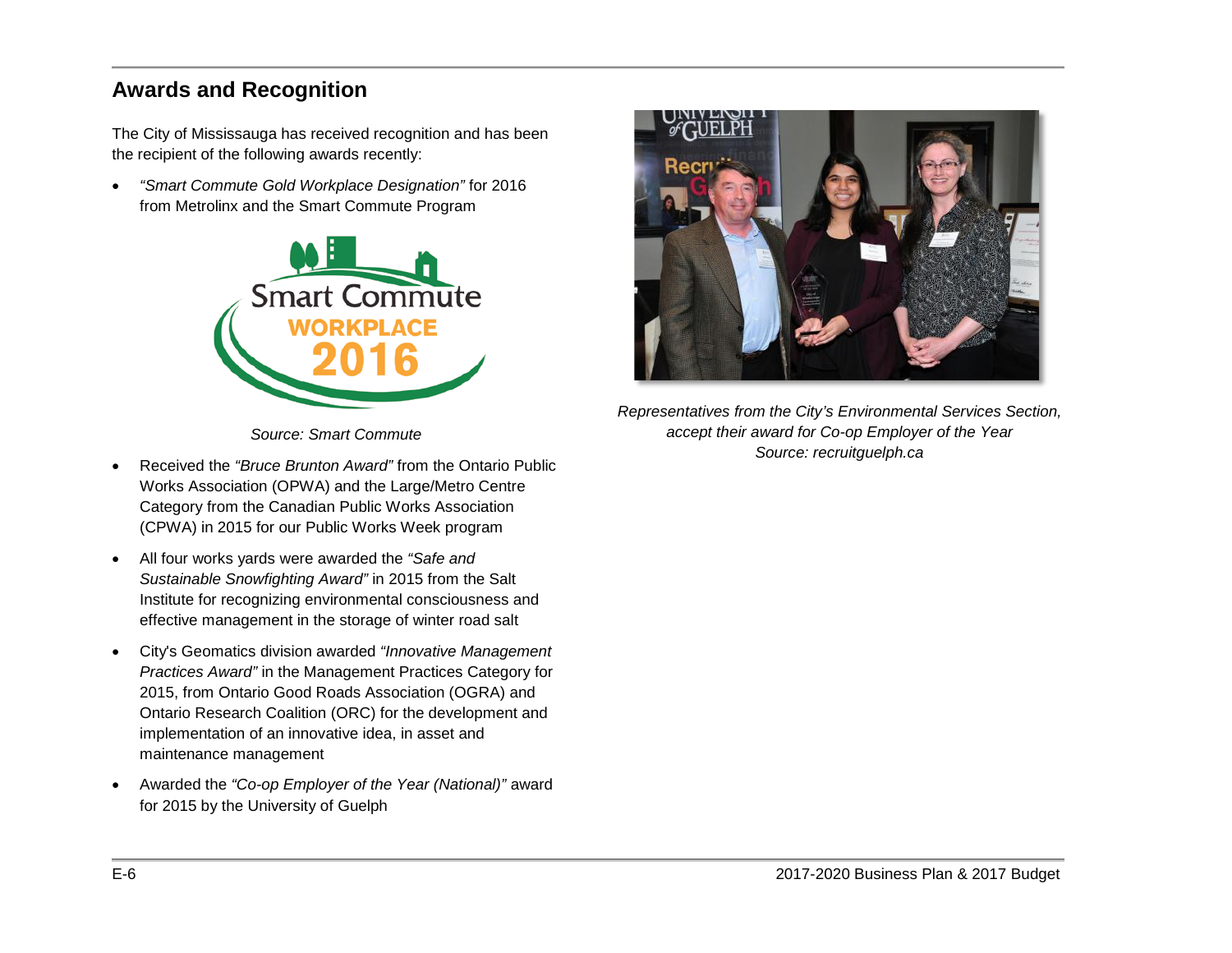## Awards and Recognition

The City of Mississauga has received recognition and has been the recipient of the following awards recently:

- *"Smart Commute Gold Workplace Designation"* for 2016 from Metrolinx and the Smart Commute Program

Source: Smart Commute

- Received the *"Bruce Brunton Award"* from the Ontario Public Works Association (OPWA) and the Large/Metro Centre Category from the Canadian Public Works Association (CPWA) in 2015 for our Public Works Week program
- All four works yards were awarded the *"Safe and Sustainable Snowfighting Award"* in 2015 from the Salt Institute for recognizing environmental consciousness and effective management in the storage of winter road salt
- City's Geomatics division awarded *"Innovative Management Practices Award"* in the Management Practices Category for 2015, from Ontario Good Roads Association (OGRA) and Ontario Research Coalition (ORC) for the development and implementation of an innovative idea, in asset and maintenance management
- Awarded the *"Co-op Employer of the Year (National)"* award for 2015 by the University of Guelph

*Representatives from the City's Environmental Services Section, accept their award for Co-op Employer of the Year*
*Source: recruitguelph.ca*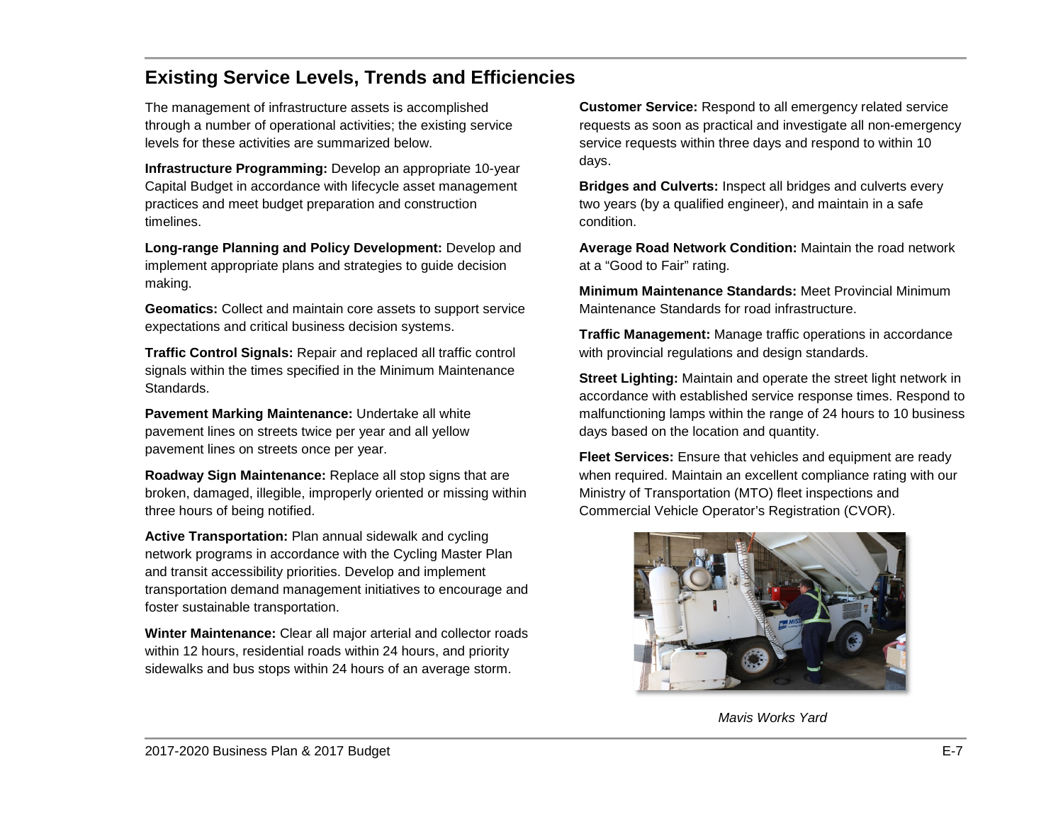## Existing Service Levels, Trends and Efficiencies

The management of infrastructure assets is accomplished through a number of operational activities; the existing service levels for these activities are summarized below.

**Infrastructure Programming:** Develop an appropriate 10-year Capital Budget in accordance with lifecycle asset management practices and meet budget preparation and construction timelines.

**Long-range Planning and Policy Development:** Develop and implement appropriate plans and strategies to guide decision making.

**Geomatics:** Collect and maintain core assets to support service expectations and critical business decision systems.

**Traffic Control Signals:** Repair and replaced all traffic control signals within the times specified in the Minimum Maintenance Standards.

**Pavement Marking Maintenance:** Undertake all white pavement lines on streets twice per year and all yellow pavement lines on streets once per year.

**Roadway Sign Maintenance:** Replace all stop signs that are broken, damaged, illegible, improperly oriented or missing within three hours of being notified.

**Active Transportation:** Plan annual sidewalk and cycling network programs in accordance with the Cycling Master Plan and transit accessibility priorities. Develop and implement transportation demand management initiatives to encourage and foster sustainable transportation.

**Winter Maintenance:** Clear all major arterial and collector roads within 12 hours, residential roads within 24 hours, and priority sidewalks and bus stops within 24 hours of an average storm.

**Customer Service:** Respond to all emergency related service requests as soon as practical and investigate all non-emergency service requests within three days and respond to within 10 days.

**Bridges and Culverts:** Inspect all bridges and culverts every two years (by a qualified engineer), and maintain in a safe condition.

**Average Road Network Condition:** Maintain the road network at a "Good to Fair" rating.

**Minimum Maintenance Standards:** Meet Provincial Minimum Maintenance Standards for road infrastructure.

**Traffic Management:** Manage traffic operations in accordance with provincial regulations and design standards.

**Street Lighting:** Maintain and operate the street light network in accordance with established service response times. Respond to malfunctioning lamps within the range of 24 hours to 10 business days based on the location and quantity.

**Fleet Services:** Ensure that vehicles and equipment are ready when required. Maintain an excellent compliance rating with our Ministry of Transportation (MTO) fleet inspections and Commercial Vehicle Operator's Registration (CVOR).

*Mavis Works Yard*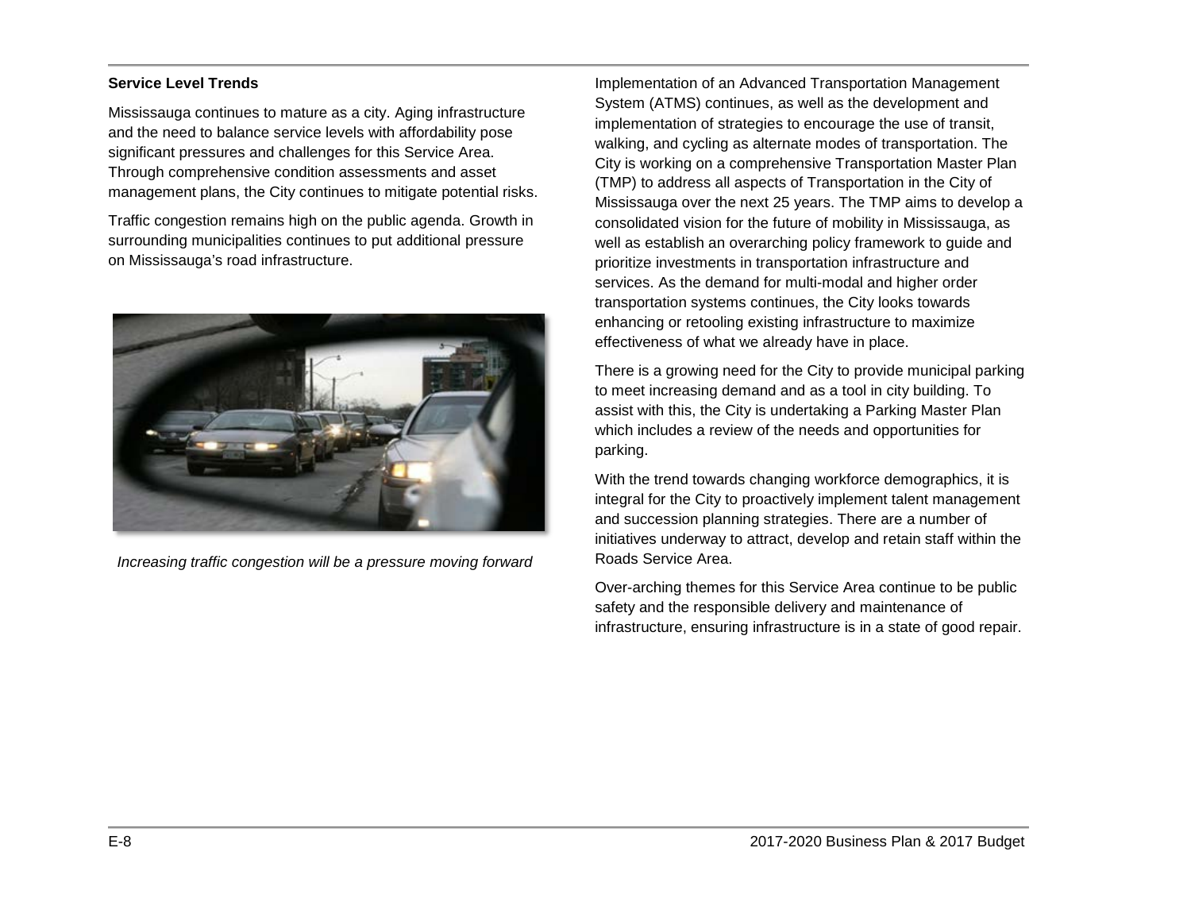### Service Level Trends

Mississauga continues to mature as a city. Aging infrastructure and the need to balance service levels with affordability pose significant pressures and challenges for this Service Area. Through comprehensive condition assessments and asset management plans, the City continues to mitigate potential risks.

Traffic congestion remains high on the public agenda. Growth in surrounding municipalities continues to put additional pressure on Mississauga's road infrastructure.

*Increasing traffic congestion will be a pressure moving forward*

Implementation of an Advanced Transportation Management System (ATMS) continues, as well as the development and implementation of strategies to encourage the use of transit, walking, and cycling as alternate modes of transportation. The City is working on a comprehensive Transportation Master Plan (TMP) to address all aspects of Transportation in the City of Mississauga over the next 25 years. The TMP aims to develop a consolidated vision for the future of mobility in Mississauga, as well as establish an overarching policy framework to guide and prioritize investments in transportation infrastructure and services. As the demand for multi-modal and higher order transportation systems continues, the City looks towards enhancing or retooling existing infrastructure to maximize effectiveness of what we already have in place.

There is a growing need for the City to provide municipal parking to meet increasing demand and as a tool in city building. To assist with this, the City is undertaking a Parking Master Plan which includes a review of the needs and opportunities for parking.

With the trend towards changing workforce demographics, it is integral for the City to proactively implement talent management and succession planning strategies. There are a number of initiatives underway to attract, develop and retain staff within the Roads Service Area.

Over-arching themes for this Service Area continue to be public safety and the responsible delivery and maintenance of infrastructure, ensuring infrastructure is in a state of good repair.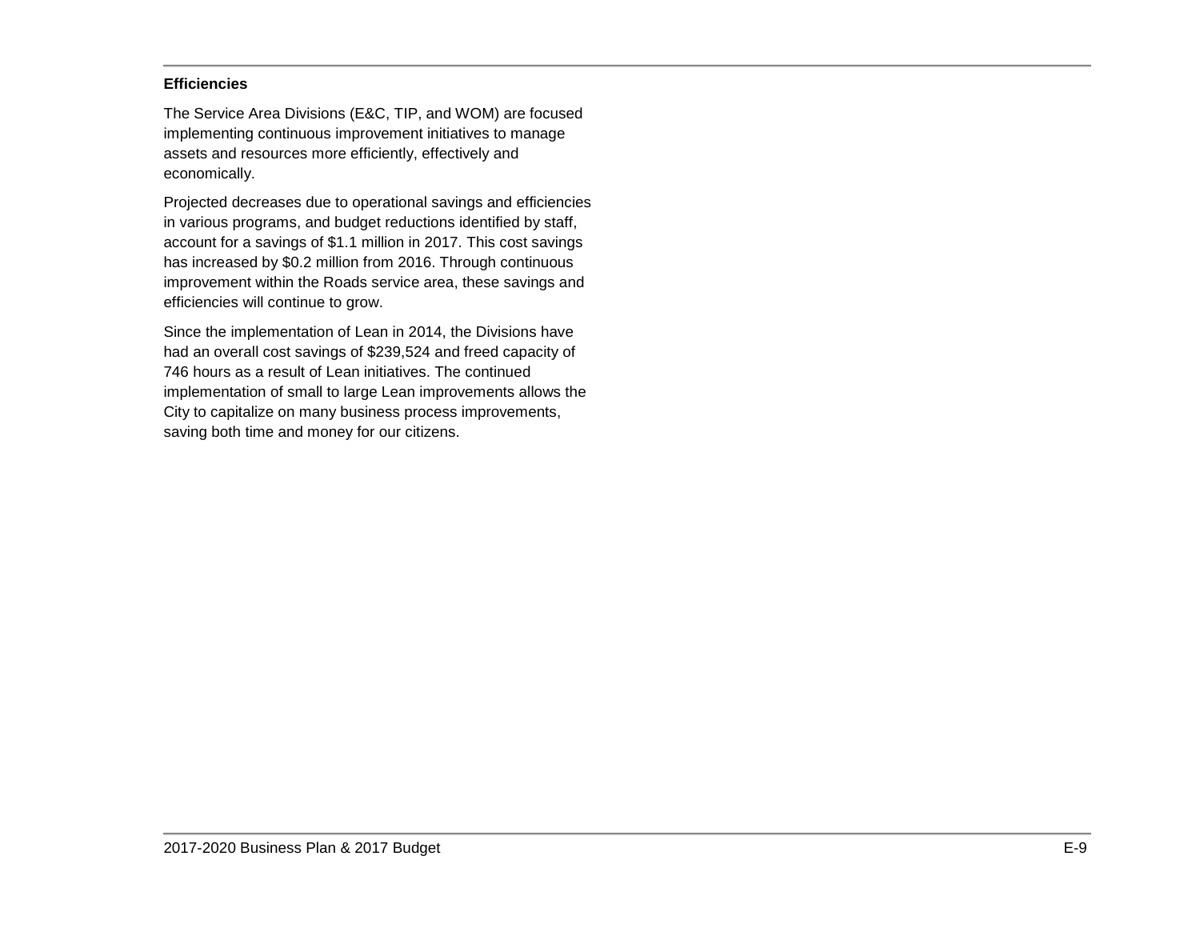### Efficiencies

The Service Area Divisions (E&C, TIP, and WOM) are focused implementing continuous improvement initiatives to manage assets and resources more efficiently, effectively and economically.

Projected decreases due to operational savings and efficiencies in various programs, and budget reductions identified by staff, account for a savings of $1.1 million in 2017. This cost savings has increased by $0.2 million from 2016. Through continuous improvement within the Roads service area, these savings and efficiencies will continue to grow.

Since the implementation of Lean in 2014, the Divisions have had an overall cost savings of $239,524 and freed capacity of 746 hours as a result of Lean initiatives. The continued implementation of small to large Lean improvements allows the City to capitalize on many business process improvements, saving both time and money for our citizens.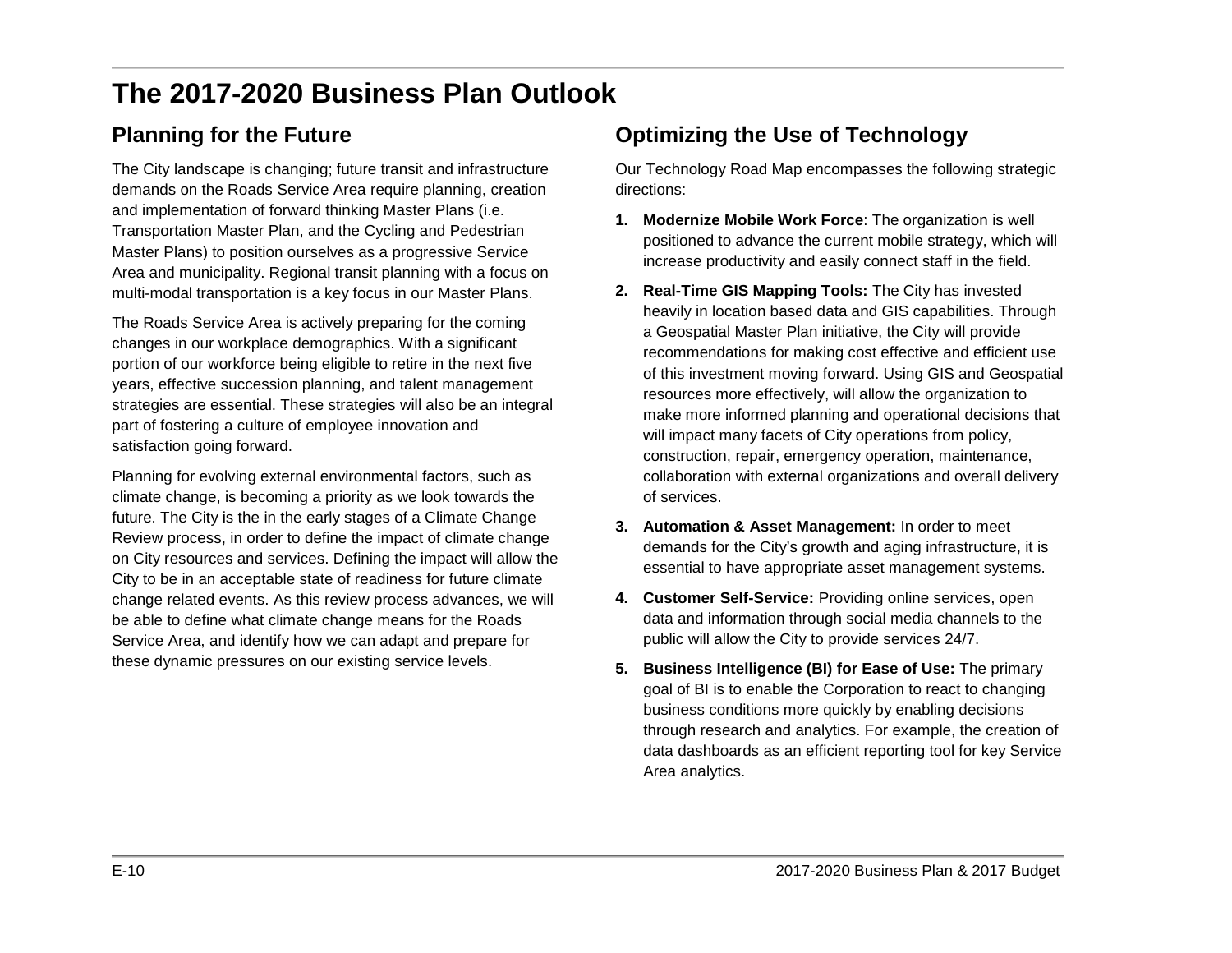# The 2017-2020 Business Plan Outlook

## Planning for the Future

The City landscape is changing; future transit and infrastructure demands on the Roads Service Area require planning, creation and implementation of forward thinking Master Plans (i.e. Transportation Master Plan, and the Cycling and Pedestrian Master Plans) to position ourselves as a progressive Service Area and municipality. Regional transit planning with a focus on multi-modal transportation is a key focus in our Master Plans.

The Roads Service Area is actively preparing for the coming changes in our workplace demographics. With a significant portion of our workforce being eligible to retire in the next five years, effective succession planning, and talent management strategies are essential. These strategies will also be an integral part of fostering a culture of employee innovation and satisfaction going forward.

Planning for evolving external environmental factors, such as climate change, is becoming a priority as we look towards the future. The City is the in the early stages of a Climate Change Review process, in order to define the impact of climate change on City resources and services. Defining the impact will allow the City to be in an acceptable state of readiness for future climate change related events. As this review process advances, we will be able to define what climate change means for the Roads Service Area, and identify how we can adapt and prepare for these dynamic pressures on our existing service levels.

## Optimizing the Use of Technology

Our Technology Road Map encompasses the following strategic directions:

1. **Modernize Mobile Work Force**: The organization is well positioned to advance the current mobile strategy, which will increase productivity and easily connect staff in the field.
2. **Real-Time GIS Mapping Tools:** The City has invested heavily in location based data and GIS capabilities. Through a Geospatial Master Plan initiative, the City will provide recommendations for making cost effective and efficient use of this investment moving forward. Using GIS and Geospatial resources more effectively, will allow the organization to make more informed planning and operational decisions that will impact many facets of City operations from policy, construction, repair, emergency operation, maintenance, collaboration with external organizations and overall delivery of services.
3. **Automation & Asset Management:** In order to meet demands for the City's growth and aging infrastructure, it is essential to have appropriate asset management systems.
4. **Customer Self-Service:** Providing online services, open data and information through social media channels to the public will allow the City to provide services 24/7.
5. **Business Intelligence (BI) for Ease of Use:** The primary goal of BI is to enable the Corporation to react to changing business conditions more quickly by enabling decisions through research and analytics. For example, the creation of data dashboards as an efficient reporting tool for key Service Area analytics.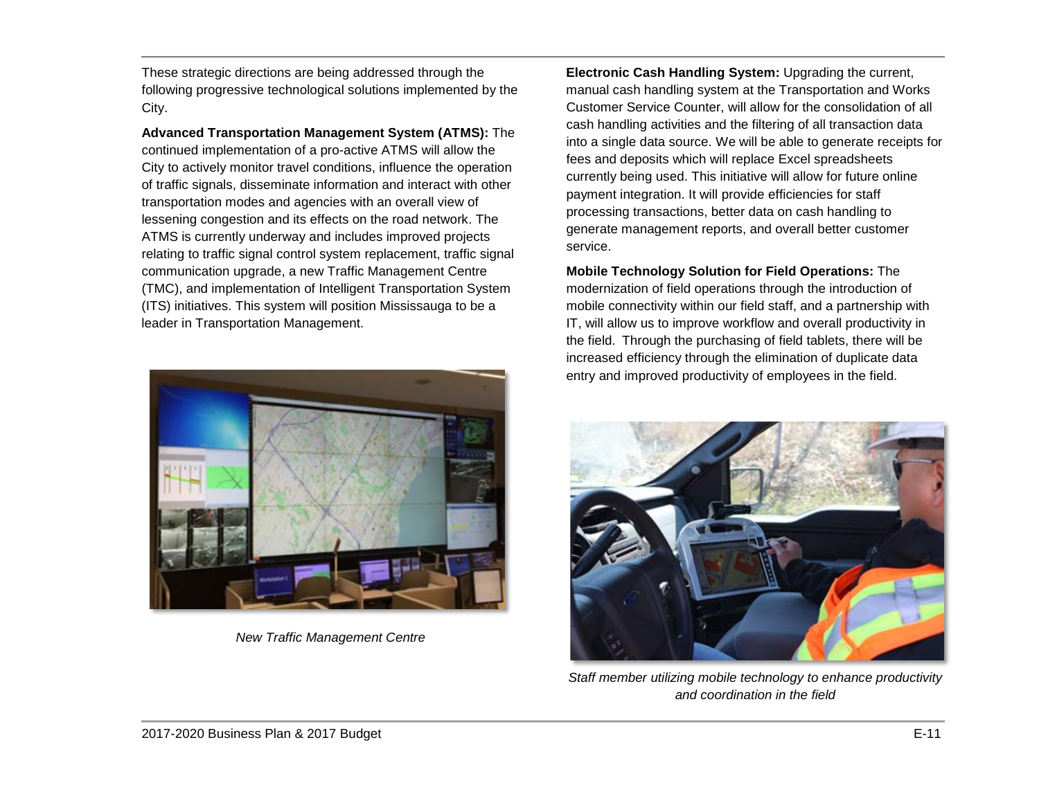These strategic directions are being addressed through the following progressive technological solutions implemented by the City.

**Advanced Transportation Management System (ATMS):** The continued implementation of a pro-active ATMS will allow the City to actively monitor travel conditions, influence the operation of traffic signals, disseminate information and interact with other transportation modes and agencies with an overall view of lessening congestion and its effects on the road network. The ATMS is currently underway and includes improved projects relating to traffic signal control system replacement, traffic signal communication upgrade, a new Traffic Management Centre (TMC), and implementation of Intelligent Transportation System (ITS) initiatives. This system will position Mississauga to be a leader in Transportation Management.

*New Traffic Management Centre*

**Electronic Cash Handling System:** Upgrading the current, manual cash handling system at the Transportation and Works Customer Service Counter, will allow for the consolidation of all cash handling activities and the filtering of all transaction data into a single data source. We will be able to generate receipts for fees and deposits which will replace Excel spreadsheets currently being used. This initiative will allow for future online payment integration. It will provide efficiencies for staff processing transactions, better data on cash handling to generate management reports, and overall better customer service.

**Mobile Technology Solution for Field Operations:** The modernization of field operations through the introduction of mobile connectivity within our field staff, and a partnership with IT, will allow us to improve workflow and overall productivity in the field. Through the purchasing of field tablets, there will be increased efficiency through the elimination of duplicate data entry and improved productivity of employees in the field.

*Staff member utilizing mobile technology to enhance productivity and coordination in the field*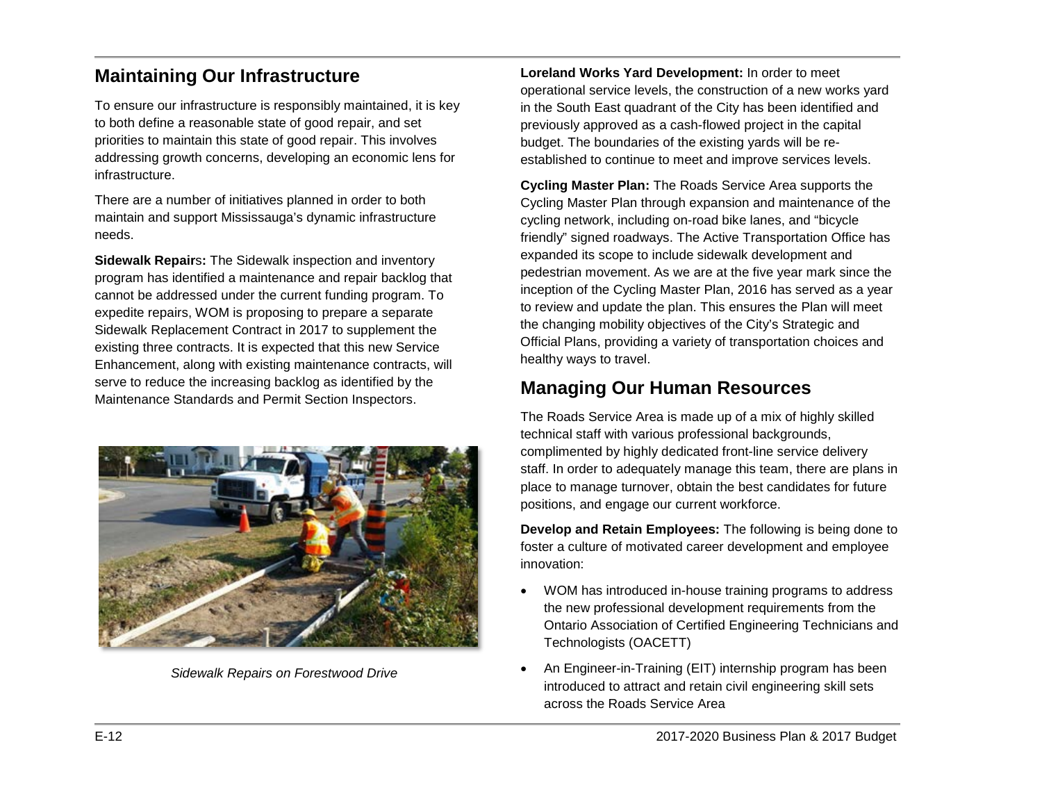## Maintaining Our Infrastructure

To ensure our infrastructure is responsibly maintained, it is key to both define a reasonable state of good repair, and set priorities to maintain this state of good repair. This involves addressing growth concerns, developing an economic lens for infrastructure.

There are a number of initiatives planned in order to both maintain and support Mississauga's dynamic infrastructure needs.

**Sidewalk Repairs:** The Sidewalk inspection and inventory program has identified a maintenance and repair backlog that cannot be addressed under the current funding program. To expedite repairs, WOM is proposing to prepare a separate Sidewalk Replacement Contract in 2017 to supplement the existing three contracts. It is expected that this new Service Enhancement, along with existing maintenance contracts, will serve to reduce the increasing backlog as identified by the Maintenance Standards and Permit Section Inspectors.

*Sidewalk Repairs on Forestwood Drive*

**Loreland Works Yard Development:** In order to meet operational service levels, the construction of a new works yard in the South East quadrant of the City has been identified and previously approved as a cash-flowed project in the capital budget. The boundaries of the existing yards will be re-established to continue to meet and improve services levels.

**Cycling Master Plan:** The Roads Service Area supports the Cycling Master Plan through expansion and maintenance of the cycling network, including on-road bike lanes, and "bicycle friendly" signed roadways. The Active Transportation Office has expanded its scope to include sidewalk development and pedestrian movement. As we are at the five year mark since the inception of the Cycling Master Plan, 2016 has served as a year to review and update the plan. This ensures the Plan will meet the changing mobility objectives of the City's Strategic and Official Plans, providing a variety of transportation choices and healthy ways to travel.

## Managing Our Human Resources

The Roads Service Area is made up of a mix of highly skilled technical staff with various professional backgrounds, complimented by highly dedicated front-line service delivery staff. In order to adequately manage this team, there are plans in place to manage turnover, obtain the best candidates for future positions, and engage our current workforce.

**Develop and Retain Employees:** The following is being done to foster a culture of motivated career development and employee innovation:

- WOM has introduced in-house training programs to address the new professional development requirements from the Ontario Association of Certified Engineering Technicians and Technologists (OACETT)
- An Engineer-in-Training (EIT) internship program has been introduced to attract and retain civil engineering skill sets across the Roads Service Area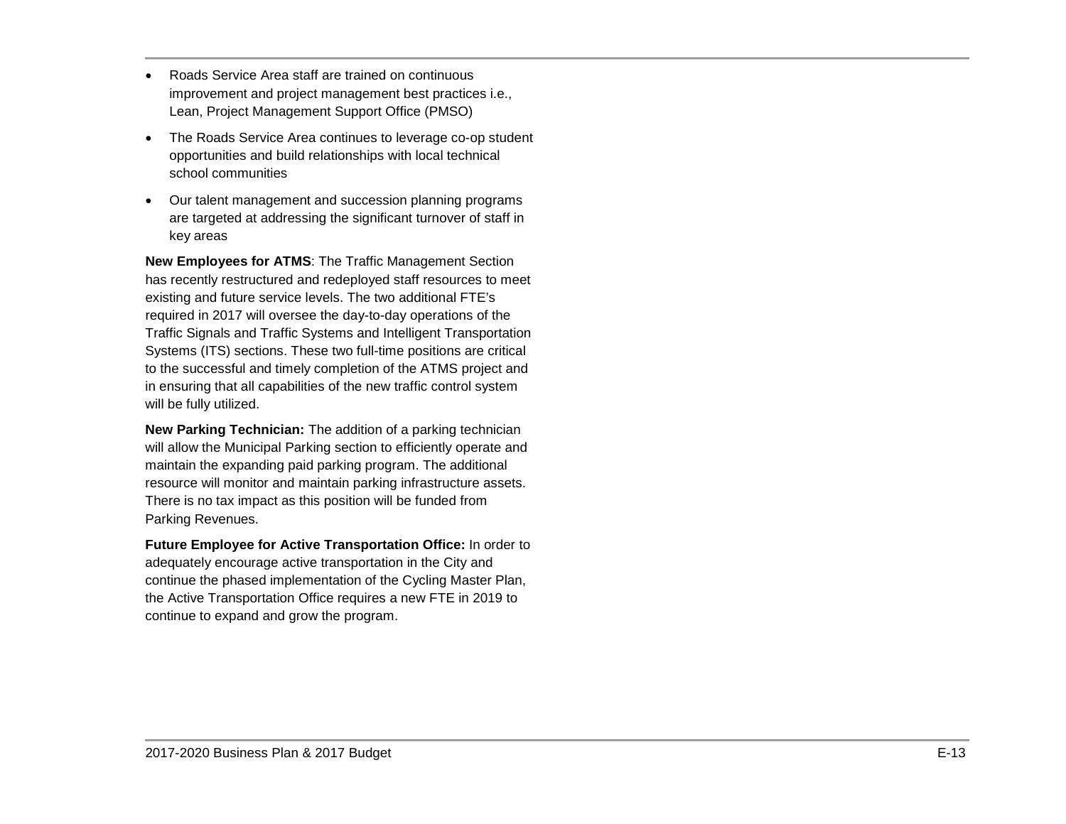- Roads Service Area staff are trained on continuous improvement and project management best practices i.e., Lean, Project Management Support Office (PMSO)
- The Roads Service Area continues to leverage co-op student opportunities and build relationships with local technical school communities
- Our talent management and succession planning programs are targeted at addressing the significant turnover of staff in key areas

**New Employees for ATMS**: The Traffic Management Section has recently restructured and redeployed staff resources to meet existing and future service levels. The two additional FTE's required in 2017 will oversee the day-to-day operations of the Traffic Signals and Traffic Systems and Intelligent Transportation Systems (ITS) sections. These two full-time positions are critical to the successful and timely completion of the ATMS project and in ensuring that all capabilities of the new traffic control system will be fully utilized.

**New Parking Technician:** The addition of a parking technician will allow the Municipal Parking section to efficiently operate and maintain the expanding paid parking program. The additional resource will monitor and maintain parking infrastructure assets. There is no tax impact as this position will be funded from Parking Revenues.

**Future Employee for Active Transportation Office:** In order to adequately encourage active transportation in the City and continue the phased implementation of the Cycling Master Plan, the Active Transportation Office requires a new FTE in 2019 to continue to expand and grow the program.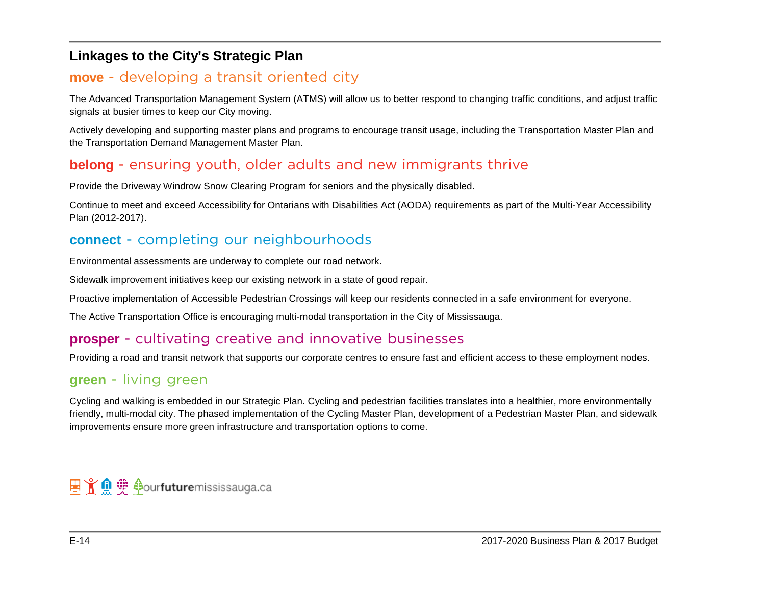## Linkages to the City's Strategic Plan

### **move** - developing a transit oriented city

The Advanced Transportation Management System (ATMS) will allow us to better respond to changing traffic conditions, and adjust traffic signals at busier times to keep our City moving.

Actively developing and supporting master plans and programs to encourage transit usage, including the Transportation Master Plan and the Transportation Demand Management Master Plan.

### **belong** - ensuring youth, older adults and new immigrants thrive

Provide the Driveway Windrow Snow Clearing Program for seniors and the physically disabled.

Continue to meet and exceed Accessibility for Ontarians with Disabilities Act (AODA) requirements as part of the Multi-Year Accessibility Plan (2012-2017).

### **connect** - completing our neighbourhoods

Environmental assessments are underway to complete our road network.

Sidewalk improvement initiatives keep our existing network in a state of good repair.

Proactive implementation of Accessible Pedestrian Crossings will keep our residents connected in a safe environment for everyone.

The Active Transportation Office is encouraging multi-modal transportation in the City of Mississauga.

### **prosper** - cultivating creative and innovative businesses

Providing a road and transit network that supports our corporate centres to ensure fast and efficient access to these employment nodes.

### **green** - living green

Cycling and walking is embedded in our Strategic Plan. Cycling and pedestrian facilities translates into a healthier, more environmentally friendly, multi-modal city. The phased implementation of the Cycling Master Plan, development of a Pedestrian Master Plan, and sidewalk improvements ensure more green infrastructure and transportation options to come.

ourfuturemississauga.ca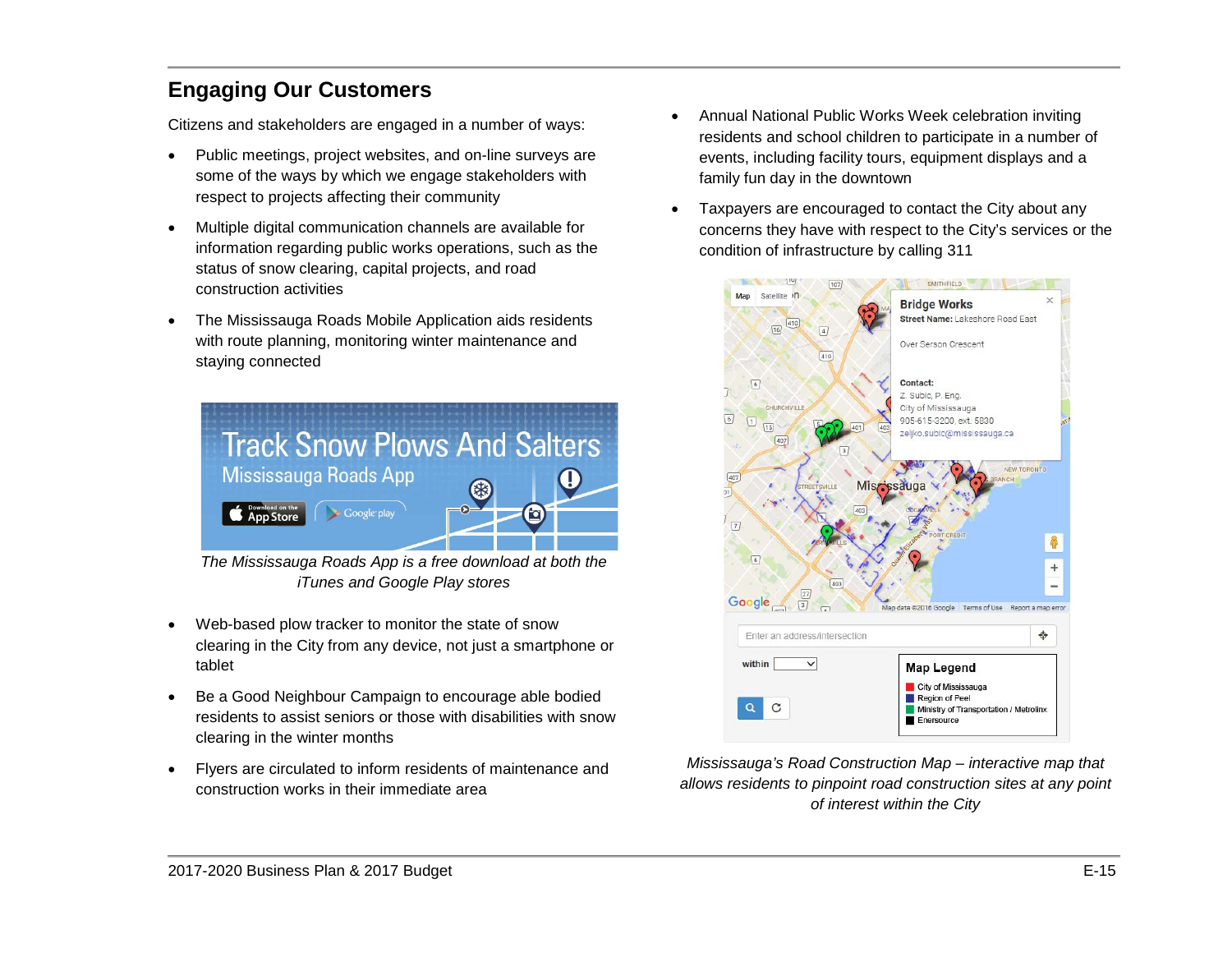## Engaging Our Customers

Citizens and stakeholders are engaged in a number of ways:

- Public meetings, project websites, and on-line surveys are some of the ways by which we engage stakeholders with respect to projects affecting their community
- Multiple digital communication channels are available for information regarding public works operations, such as the status of snow clearing, capital projects, and road construction activities
- The Mississauga Roads Mobile Application aids residents with route planning, monitoring winter maintenance and staying connected

*The Mississauga Roads App is a free download at both the iTunes and Google Play stores*

- Web-based plow tracker to monitor the state of snow clearing in the City from any device, not just a smartphone or tablet
- Be a Good Neighbour Campaign to encourage able bodied residents to assist seniors or those with disabilities with snow clearing in the winter months
- Flyers are circulated to inform residents of maintenance and construction works in their immediate area
- Annual National Public Works Week celebration inviting residents and school children to participate in a number of events, including facility tours, equipment displays and a family fun day in the downtown
- Taxpayers are encouraged to contact the City about any concerns they have with respect to the City's services or the condition of infrastructure by calling 311

*Mississauga's Road Construction Map – interactive map that allows residents to pinpoint road construction sites at any point of interest within the City*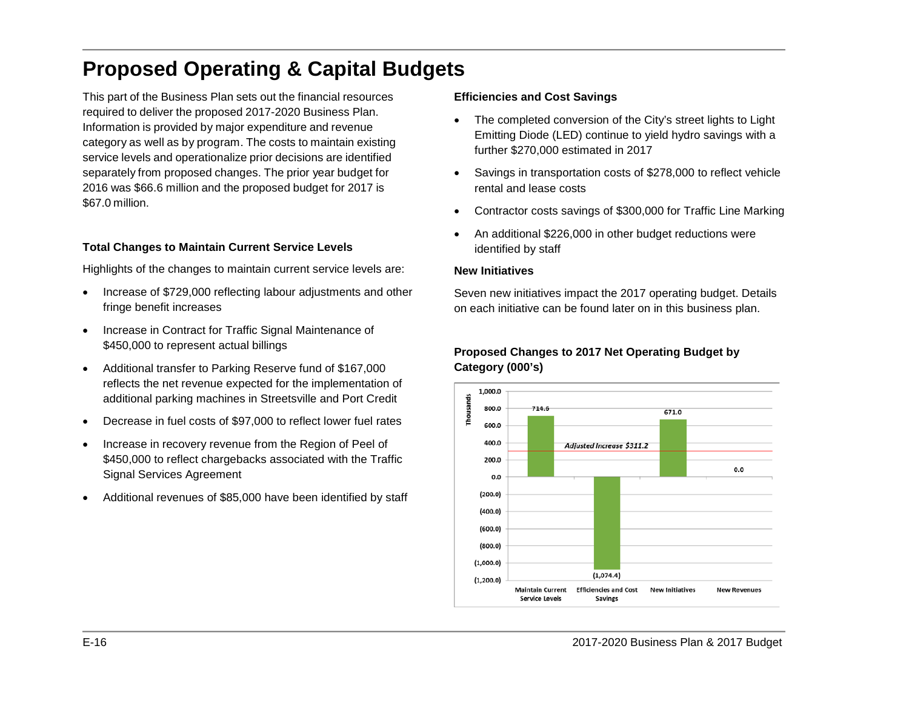# Proposed Operating & Capital Budgets

This part of the Business Plan sets out the financial resources required to deliver the proposed 2017-2020 Business Plan. Information is provided by major expenditure and revenue category as well as by program. The costs to maintain existing service levels and operationalize prior decisions are identified separately from proposed changes. The prior year budget for 2016 was $66.6 million and the proposed budget for 2017 is $67.0 million.

### Total Changes to Maintain Current Service Levels

Highlights of the changes to maintain current service levels are:

- Increase of $729,000 reflecting labour adjustments and other fringe benefit increases
- Increase in Contract for Traffic Signal Maintenance of $450,000 to represent actual billings
- Additional transfer to Parking Reserve fund of $167,000 reflects the net revenue expected for the implementation of additional parking machines in Streetsville and Port Credit
- Decrease in fuel costs of $97,000 to reflect lower fuel rates
- Increase in recovery revenue from the Region of Peel of $450,000 to reflect chargebacks associated with the Traffic Signal Services Agreement
- Additional revenues of $85,000 have been identified by staff

### Efficiencies and Cost Savings

- The completed conversion of the City's street lights to Light Emitting Diode (LED) continue to yield hydro savings with a further $270,000 estimated in 2017
- Savings in transportation costs of $278,000 to reflect vehicle rental and lease costs
- Contractor costs savings of $300,000 for Traffic Line Marking
- An additional $226,000 in other budget reductions were identified by staff

### New Initiatives

Seven new initiatives impact the 2017 operating budget. Details on each initiative can be found later on in this business plan.

### Proposed Changes to 2017 Net Operating Budget by Category (000's)

| Category | Thousands |
|---|---|
| Maintain Current Service Levels | 714.6 |
| Efficiencies and Cost Savings | (1,074.4) |
| New Initiatives | 671.0 |
| New Revenues | 0.0 |

*Adjusted Increase $311.2*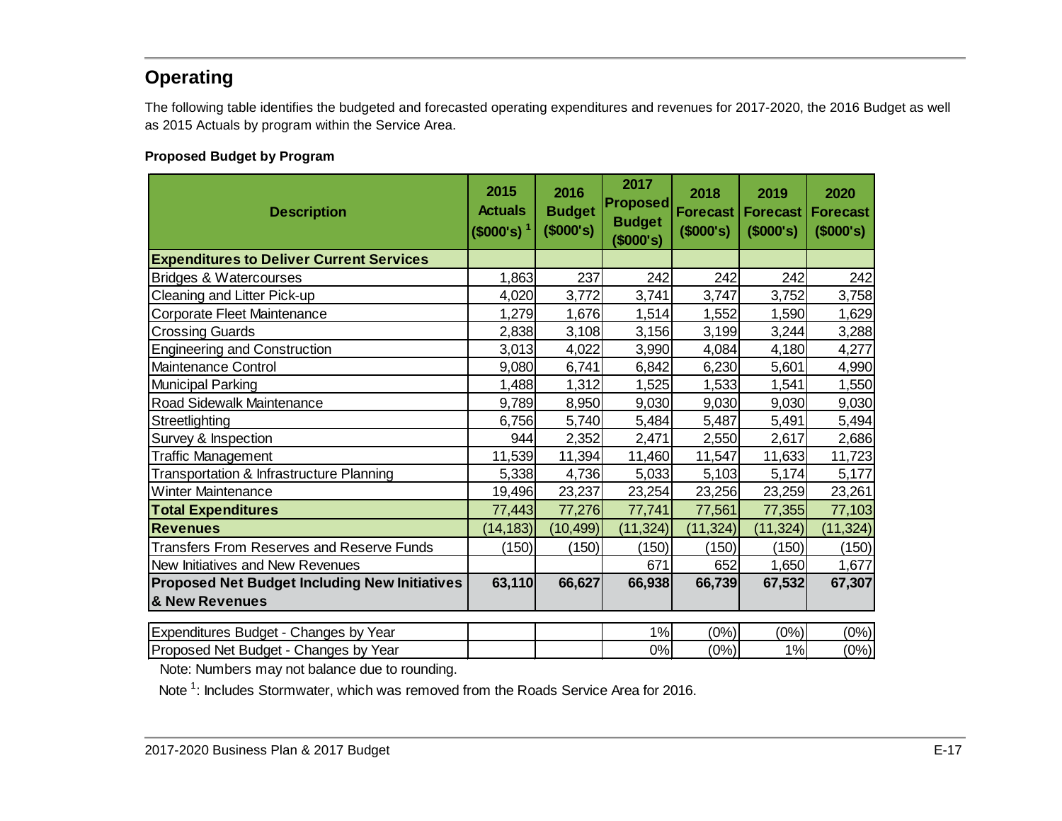## Operating

The following table identifies the budgeted and forecasted operating expenditures and revenues for 2017-2020, the 2016 Budget as well as 2015 Actuals by program within the Service Area.

**Proposed Budget by Program**

| Description | 2015 Actuals ($000's) [1] | 2016 Budget ($000's) | 2017 Proposed Budget ($000's) | 2018 Forecast ($000's) | 2019 Forecast ($000's) | 2020 Forecast ($000's) |
|---|---|---|---|---|---|---|
| **Expenditures to Deliver Current Services** | | | | | | |
| Bridges & Watercourses | 1,863 | 237 | 242 | 242 | 242 | 242 |
| Cleaning and Litter Pick-up | 4,020 | 3,772 | 3,741 | 3,747 | 3,752 | 3,758 |
| Corporate Fleet Maintenance | 1,279 | 1,676 | 1,514 | 1,552 | 1,590 | 1,629 |
| Crossing Guards | 2,838 | 3,108 | 3,156 | 3,199 | 3,244 | 3,288 |
| Engineering and Construction | 3,013 | 4,022 | 3,990 | 4,084 | 4,180 | 4,277 |
| Maintenance Control | 9,080 | 6,741 | 6,842 | 6,230 | 5,601 | 4,990 |
| Municipal Parking | 1,488 | 1,312 | 1,525 | 1,533 | 1,541 | 1,550 |
| Road Sidewalk Maintenance | 9,789 | 8,950 | 9,030 | 9,030 | 9,030 | 9,030 |
| Streetlighting | 6,756 | 5,740 | 5,484 | 5,487 | 5,491 | 5,494 |
| Survey & Inspection | 944 | 2,352 | 2,471 | 2,550 | 2,617 | 2,686 |
| Traffic Management | 11,539 | 11,394 | 11,460 | 11,547 | 11,633 | 11,723 |
| Transportation & Infrastructure Planning | 5,338 | 4,736 | 5,033 | 5,103 | 5,174 | 5,177 |
| Winter Maintenance | 19,496 | 23,237 | 23,254 | 23,256 | 23,259 | 23,261 |
| **Total Expenditures** | 77,443 | 77,276 | 77,741 | 77,561 | 77,355 | 77,103 |
| **Revenues** | (14,183) | (10,499) | (11,324) | (11,324) | (11,324) | (11,324) |
| Transfers From Reserves and Reserve Funds | (150) | (150) | (150) | (150) | (150) | (150) |
| New Initiatives and New Revenues | | | 671 | 652 | 1,650 | 1,677 |
| **Proposed Net Budget Including New Initiatives & New Revenues** | **63,110** | **66,627** | **66,938** | **66,739** | **67,532** | **67,307** |
| Expenditures Budget - Changes by Year | | | 1% | (0%) | (0%) | (0%) |
| Proposed Net Budget - Changes by Year | | | 0% | (0%) | 1% | (0%) |

Note: Numbers may not balance due to rounding.

Note [1]: Includes Stormwater, which was removed from the Roads Service Area for 2016.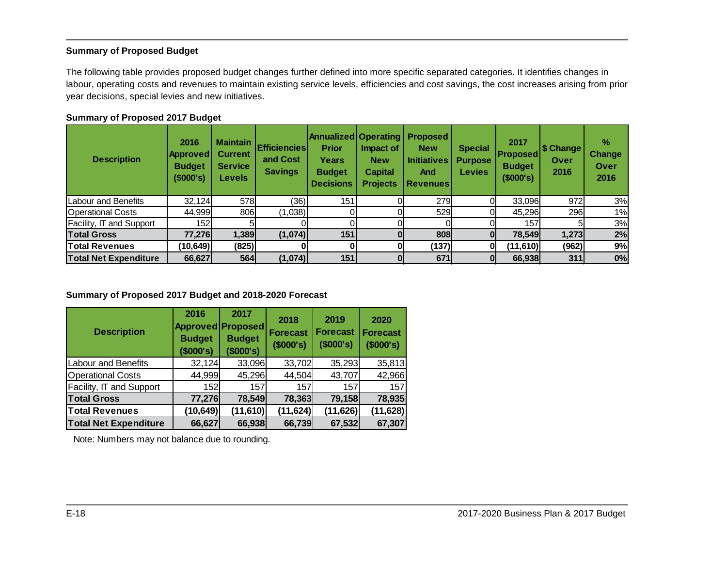### Summary of Proposed Budget

The following table provides proposed budget changes further defined into more specific separated categories. It identifies changes in labour, operating costs and revenues to maintain existing service levels, efficiencies and cost savings, the cost increases arising from prior year decisions, special levies and new initiatives.

**Summary of Proposed 2017 Budget**

| Description | 2016 Approved Budget ($000's) | Maintain Current Service Levels | Efficiencies and Cost Savings | Annualized Prior Years Budget Decisions | Operating Impact of New Capital Projects | Proposed New Initiatives And Revenues | Special Purpose Levies | 2017 Proposed Budget ($000's) | $ Change Over 2016 | % Change Over 2016 |
|---|---|---|---|---|---|---|---|---|---|---|
| Labour and Benefits | 32,124 | 578 | (36) | 151 | 0 | 279 | 0 | 33,096 | 972 | 3% |
| Operational Costs | 44,999 | 806 | (1,038) | 0 | 0 | 529 | 0 | 45,296 | 296 | 1% |
| Facility, IT and Support | 152 | 5 | 0 | 0 | 0 | 0 | 0 | 157 | 5 | 3% |
| **Total Gross** | **77,276** | **1,389** | **(1,074)** | **151** | **0** | **808** | **0** | **78,549** | **1,273** | **2%** |
| **Total Revenues** | **(10,649)** | **(825)** | **0** | **0** | **0** | **(137)** | **0** | **(11,610)** | **(962)** | **9%** |
| **Total Net Expenditure** | **66,627** | **564** | **(1,074)** | **151** | **0** | **671** | **0** | **66,938** | **311** | **0%** |

**Summary of Proposed 2017 Budget and 2018-2020 Forecast**

| Description | 2016 Approved Budget ($000's) | 2017 Proposed Budget ($000's) | 2018 Forecast ($000's) | 2019 Forecast ($000's) | 2020 Forecast ($000's) |
|---|---|---|---|---|---|
| Labour and Benefits | 32,124 | 33,096 | 33,702 | 35,293 | 35,813 |
| Operational Costs | 44,999 | 45,296 | 44,504 | 43,707 | 42,966 |
| Facility, IT and Support | 152 | 157 | 157 | 157 | 157 |
| **Total Gross** | **77,276** | **78,549** | **78,363** | **79,158** | **78,935** |
| **Total Revenues** | **(10,649)** | **(11,610)** | **(11,624)** | **(11,626)** | **(11,628)** |
| **Total Net Expenditure** | **66,627** | **66,938** | **66,739** | **67,532** | **67,307** |

Note: Numbers may not balance due to rounding.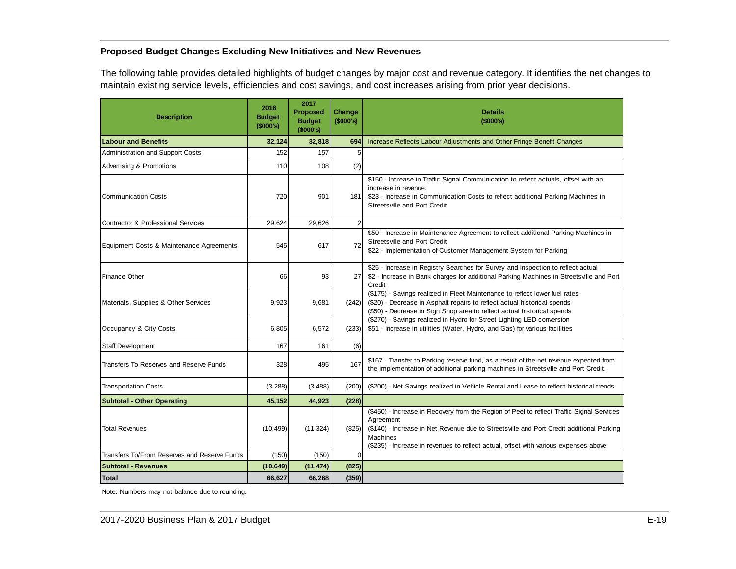### Proposed Budget Changes Excluding New Initiatives and New Revenues

The following table provides detailed highlights of budget changes by major cost and revenue category. It identifies the net changes to maintain existing service levels, efficiencies and cost savings, and cost increases arising from prior year decisions.

| Description | 2016 Budget ($000's) | 2017 Proposed Budget ($000's) | Change ($000's) | Details ($000's) |
|---|---|---|---|---|
| **Labour and Benefits** | **32,124** | **32,818** | **694** | Increase Reflects Labour Adjustments and Other Fringe Benefit Changes |
| Administration and Support Costs | 152 | 157 | 5 | |
| Advertising & Promotions | 110 | 108 | (2) | |
| Communication Costs | 720 | 901 | 181 | $150 - Increase in Traffic Signal Communication to reflect actuals, offset with an increase in revenue.<br>$23 - Increase in Communication Costs to reflect additional Parking Machines in Streetsville and Port Credit |
| Contractor & Professional Services | 29,624 | 29,626 | 2 | |
| Equipment Costs & Maintenance Agreements | 545 | 617 | 72 | $50 - Increase in Maintenance Agreement to reflect additional Parking Machines in Streetsville and Port Credit<br>$22 - Implementation of Customer Management System for Parking |
| Finance Other | 66 | 93 | 27 | $25 - Increase in Registry Searches for Survey and Inspection to reflect actual<br>$2 - Increase in Bank charges for additional Parking Machines in Streetsville and Port Credit |
| Materials, Supplies & Other Services | 9,923 | 9,681 | (242) | ($175) - Savings realized in Fleet Maintenance to reflect lower fuel rates<br>($20) - Decrease in Asphalt repairs to reflect actual historical spends<br>($50) - Decrease in Sign Shop area to reflect actual historical spends |
| Occupancy & City Costs | 6,805 | 6,572 | (233) | ($270) - Savings realized in Hydro for Street Lighting LED conversion<br>$51 - Increase in utilities (Water, Hydro, and Gas) for various facilities |
| Staff Development | 167 | 161 | (6) | |
| Transfers To Reserves and Reserve Funds | 328 | 495 | 167 | $167 - Transfer to Parking reserve fund, as a result of the net revenue expected from the implementation of additional parking machines in Streetsville and Port Credit. |
| Transportation Costs | (3,288) | (3,488) | (200) | ($200) - Net Savings realized in Vehicle Rental and Lease to reflect historical trends |
| **Subtotal - Other Operating** | **45,152** | **44,923** | **(228)** | |
| Total Revenues | (10,499) | (11,324) | (825) | ($450) - Increase in Recovery from the Region of Peel to reflect Traffic Signal Services Agreement<br>($140) - Increase in Net Revenue due to Streetsville and Port Credit additional Parking Machines<br>($235) - Increase in revenues to reflect actual, offset with various expenses above |
| Transfers To/From Reserves and Reserve Funds | (150) | (150) | 0 | |
| **Subtotal - Revenues** | **(10,649)** | **(11,474)** | **(825)** | |
| **Total** | **66,627** | **66,268** | **(359)** | |

Note: Numbers may not balance due to rounding.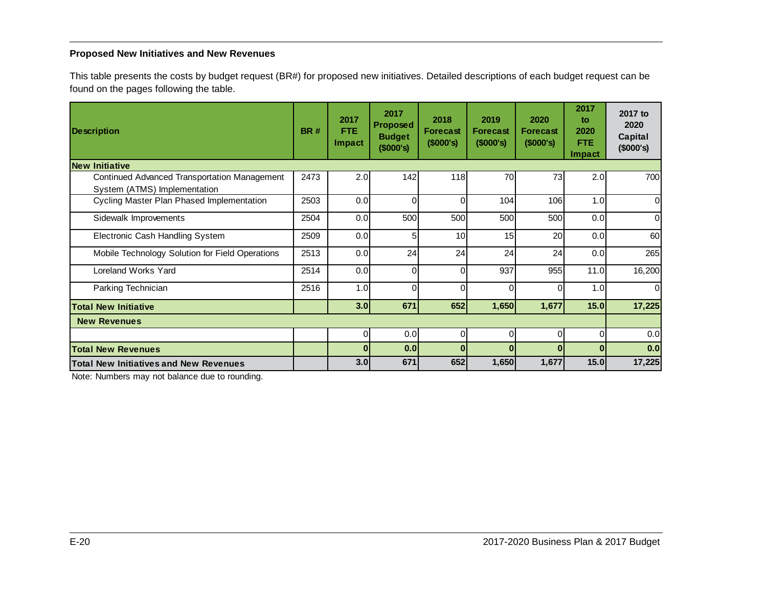### Proposed New Initiatives and New Revenues

This table presents the costs by budget request (BR#) for proposed new initiatives. Detailed descriptions of each budget request can be found on the pages following the table.

| Description | BR # | 2017 FTE Impact | 2017 Proposed Budget ($000's) | 2018 Forecast ($000's) | 2019 Forecast ($000's) | 2020 Forecast ($000's) | 2017 to 2020 FTE Impact | 2017 to 2020 Capital ($000's) |
|---|---|---|---|---|---|---|---|---|
| **New Initiative** | | | | | | | | |
| Continued Advanced Transportation Management System (ATMS) Implementation | 2473 | 2.0 | 142 | 118 | 70 | 73 | 2.0 | 700 |
| Cycling Master Plan Phased Implementation | 2503 | 0.0 | 0 | 0 | 104 | 106 | 1.0 | 0 |
| Sidewalk Improvements | 2504 | 0.0 | 500 | 500 | 500 | 500 | 0.0 | 0 |
| Electronic Cash Handling System | 2509 | 0.0 | 5 | 10 | 15 | 20 | 0.0 | 60 |
| Mobile Technology Solution for Field Operations | 2513 | 0.0 | 24 | 24 | 24 | 24 | 0.0 | 265 |
| Loreland Works Yard | 2514 | 0.0 | 0 | 0 | 937 | 955 | 11.0 | 16,200 |
| Parking Technician | 2516 | 1.0 | 0 | 0 | 0 | 0 | 1.0 | 0 |
| **Total New Initiative** | | **3.0** | **671** | **652** | **1,650** | **1,677** | **15.0** | **17,225** |
| **New Revenues** | | | | | | | | |
| | | 0 | 0.0 | 0 | 0 | 0 | 0 | 0.0 |
| **Total New Revenues** | | **0** | **0.0** | **0** | **0** | **0** | **0** | **0.0** |
| **Total New Initiatives and New Revenues** | | **3.0** | **671** | **652** | **1,650** | **1,677** | **15.0** | **17,225** |

Note: Numbers may not balance due to rounding.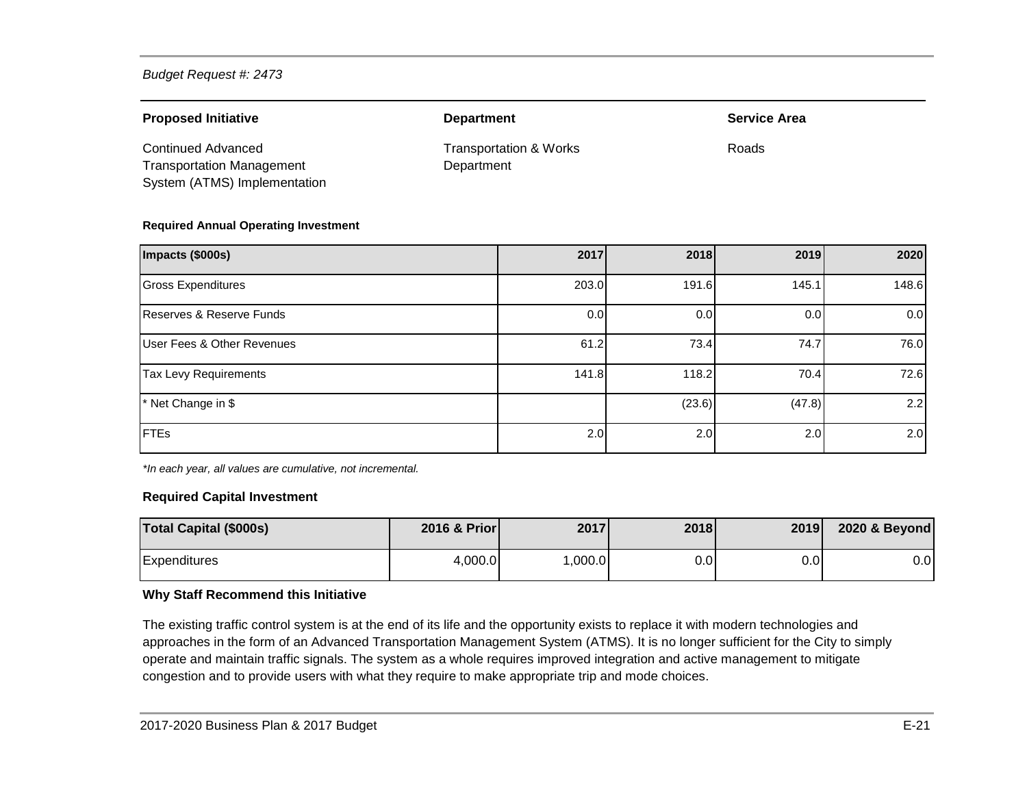*Budget Request #: 2473*

| **Proposed Initiative** | **Department** | **Service Area** |
|---|---|---|
| Continued Advanced Transportation Management System (ATMS) Implementation | Transportation & Works Department | Roads |

**Required Annual Operating Investment**

| Impacts ($000s) | 2017 | 2018 | 2019 | 2020 |
|---|---|---|---|---|
| Gross Expenditures | 203.0 | 191.6 | 145.1 | 148.6 |
| Reserves & Reserve Funds | 0.0 | 0.0 | 0.0 | 0.0 |
| User Fees & Other Revenues | 61.2 | 73.4 | 74.7 | 76.0 |
| Tax Levy Requirements | 141.8 | 118.2 | 70.4 | 72.6 |
| * Net Change in $ | | (23.6) | (47.8) | 2.2 |
| FTEs | 2.0 | 2.0 | 2.0 | 2.0 |

*\*In each year, all values are cumulative, not incremental.*

**Required Capital Investment**

| Total Capital ($000s) | 2016 & Prior | 2017 | 2018 | 2019 | 2020 & Beyond |
|---|---|---|---|---|---|
| Expenditures | 4,000.0 | 1,000.0 | 0.0 | 0.0 | 0.0 |

**Why Staff Recommend this Initiative**

The existing traffic control system is at the end of its life and the opportunity exists to replace it with modern technologies and approaches in the form of an Advanced Transportation Management System (ATMS). It is no longer sufficient for the City to simply operate and maintain traffic signals. The system as a whole requires improved integration and active management to mitigate congestion and to provide users with what they require to make appropriate trip and mode choices.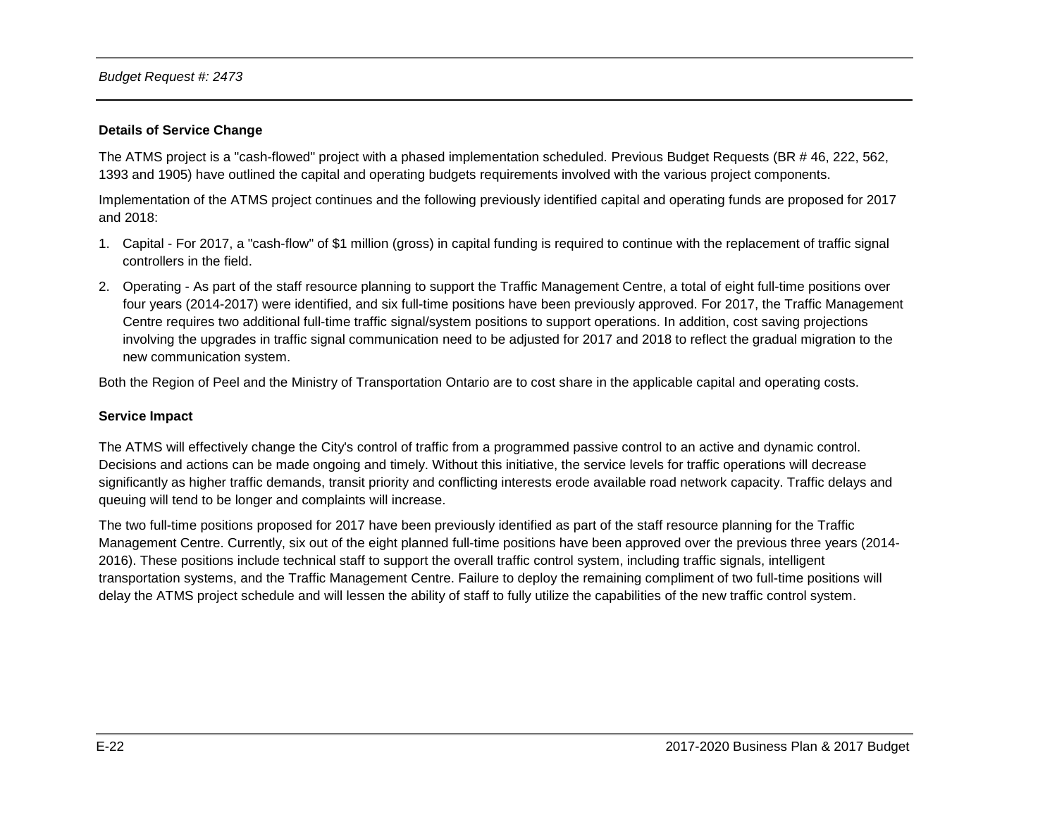*Budget Request #: 2473*

**Details of Service Change**

The ATMS project is a "cash-flowed" project with a phased implementation scheduled. Previous Budget Requests (BR # 46, 222, 562, 1393 and 1905) have outlined the capital and operating budgets requirements involved with the various project components.

Implementation of the ATMS project continues and the following previously identified capital and operating funds are proposed for 2017 and 2018:

1. Capital - For 2017, a "cash-flow" of $1 million (gross) in capital funding is required to continue with the replacement of traffic signal controllers in the field.
2. Operating - As part of the staff resource planning to support the Traffic Management Centre, a total of eight full-time positions over four years (2014-2017) were identified, and six full-time positions have been previously approved. For 2017, the Traffic Management Centre requires two additional full-time traffic signal/system positions to support operations. In addition, cost saving projections involving the upgrades in traffic signal communication need to be adjusted for 2017 and 2018 to reflect the gradual migration to the new communication system.

Both the Region of Peel and the Ministry of Transportation Ontario are to cost share in the applicable capital and operating costs.

**Service Impact**

The ATMS will effectively change the City's control of traffic from a programmed passive control to an active and dynamic control. Decisions and actions can be made ongoing and timely. Without this initiative, the service levels for traffic operations will decrease significantly as higher traffic demands, transit priority and conflicting interests erode available road network capacity. Traffic delays and queuing will tend to be longer and complaints will increase.

The two full-time positions proposed for 2017 have been previously identified as part of the staff resource planning for the Traffic Management Centre. Currently, six out of the eight planned full-time positions have been approved over the previous three years (2014-2016). These positions include technical staff to support the overall traffic control system, including traffic signals, intelligent transportation systems, and the Traffic Management Centre. Failure to deploy the remaining compliment of two full-time positions will delay the ATMS project schedule and will lessen the ability of staff to fully utilize the capabilities of the new traffic control system.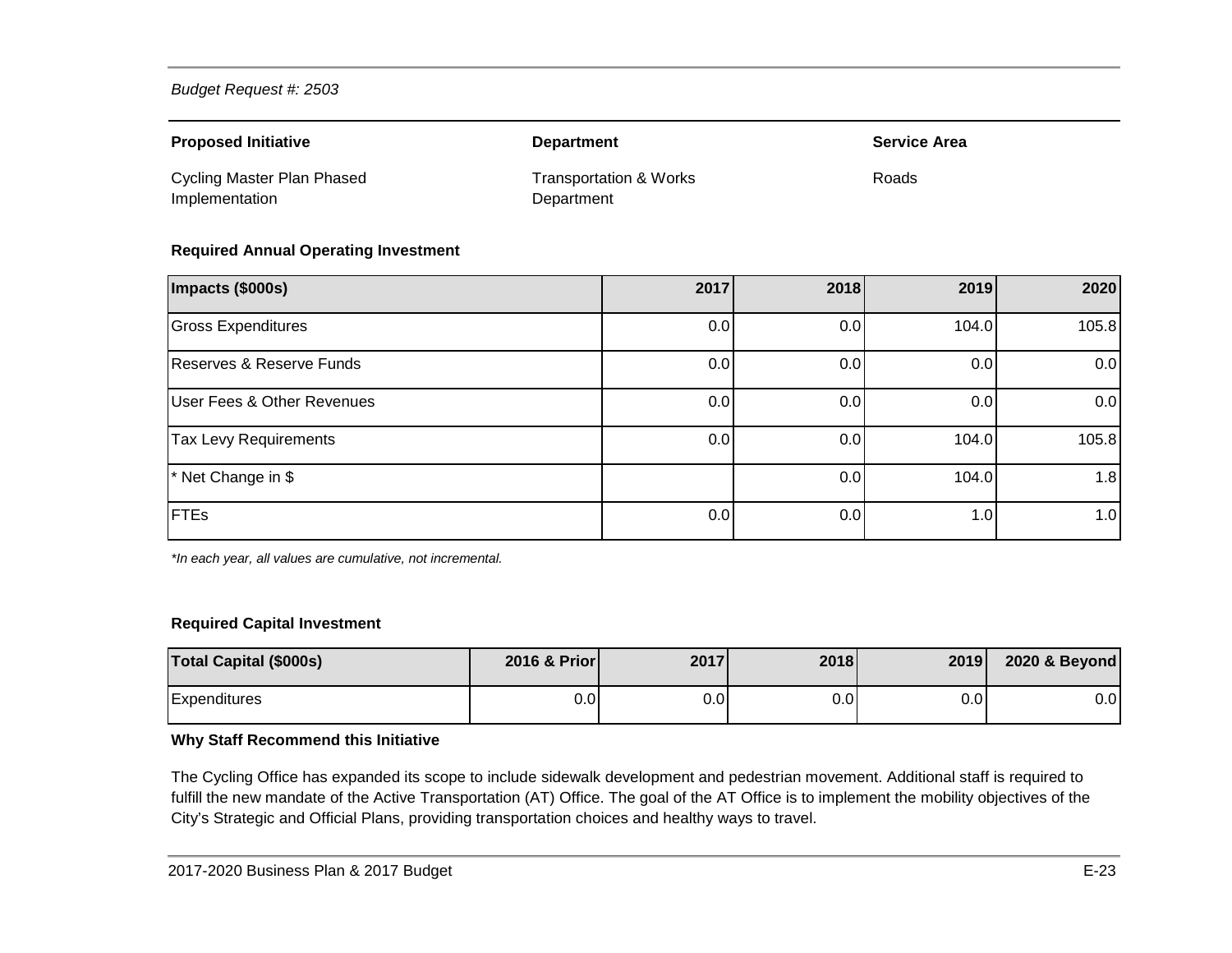*Budget Request #: 2503*

| **Proposed Initiative** | **Department** | **Service Area** |
|---|---|---|
| Cycling Master Plan Phased Implementation | Transportation & Works Department | Roads |

**Required Annual Operating Investment**

| Impacts ($000s) | 2017 | 2018 | 2019 | 2020 |
|---|---|---|---|---|
| Gross Expenditures | 0.0 | 0.0 | 104.0 | 105.8 |
| Reserves & Reserve Funds | 0.0 | 0.0 | 0.0 | 0.0 |
| User Fees & Other Revenues | 0.0 | 0.0 | 0.0 | 0.0 |
| Tax Levy Requirements | 0.0 | 0.0 | 104.0 | 105.8 |
| * Net Change in $ | | 0.0 | 104.0 | 1.8 |
| FTEs | 0.0 | 0.0 | 1.0 | 1.0 |

*\*In each year, all values are cumulative, not incremental.*

**Required Capital Investment**

| Total Capital ($000s) | 2016 & Prior | 2017 | 2018 | 2019 | 2020 & Beyond |
|---|---|---|---|---|---|
| Expenditures | 0.0 | 0.0 | 0.0 | 0.0 | 0.0 |

**Why Staff Recommend this Initiative**

The Cycling Office has expanded its scope to include sidewalk development and pedestrian movement. Additional staff is required to fulfill the new mandate of the Active Transportation (AT) Office. The goal of the AT Office is to implement the mobility objectives of the City's Strategic and Official Plans, providing transportation choices and healthy ways to travel.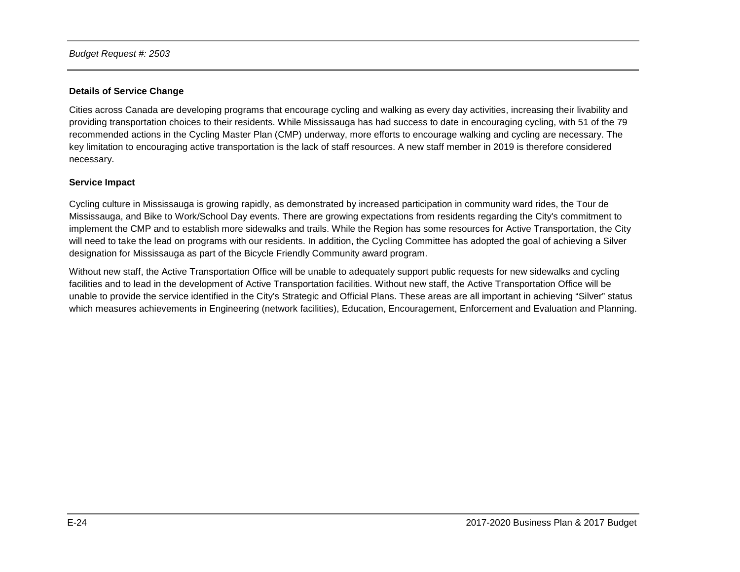*Budget Request #: 2503*

**Details of Service Change**

Cities across Canada are developing programs that encourage cycling and walking as every day activities, increasing their livability and providing transportation choices to their residents. While Mississauga has had success to date in encouraging cycling, with 51 of the 79 recommended actions in the Cycling Master Plan (CMP) underway, more efforts to encourage walking and cycling are necessary. The key limitation to encouraging active transportation is the lack of staff resources. A new staff member in 2019 is therefore considered necessary.

**Service Impact**

Cycling culture in Mississauga is growing rapidly, as demonstrated by increased participation in community ward rides, the Tour de Mississauga, and Bike to Work/School Day events. There are growing expectations from residents regarding the City's commitment to implement the CMP and to establish more sidewalks and trails. While the Region has some resources for Active Transportation, the City will need to take the lead on programs with our residents. In addition, the Cycling Committee has adopted the goal of achieving a Silver designation for Mississauga as part of the Bicycle Friendly Community award program.

Without new staff, the Active Transportation Office will be unable to adequately support public requests for new sidewalks and cycling facilities and to lead in the development of Active Transportation facilities. Without new staff, the Active Transportation Office will be unable to provide the service identified in the City's Strategic and Official Plans. These areas are all important in achieving "Silver" status which measures achievements in Engineering (network facilities), Education, Encouragement, Enforcement and Evaluation and Planning.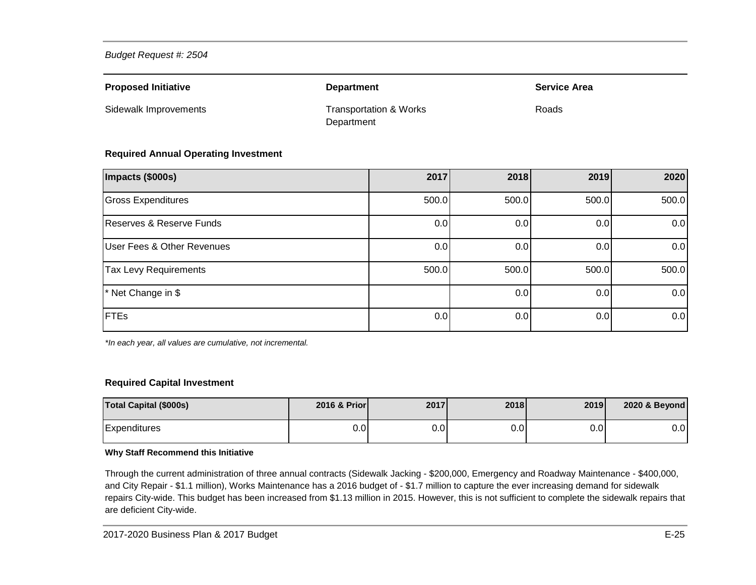*Budget Request #: 2504*

| Proposed Initiative | Department | Service Area |
|---|---|---|
| Sidewalk Improvements | Transportation & Works Department | Roads |

**Required Annual Operating Investment**

| Impacts ($000s) | 2017 | 2018 | 2019 | 2020 |
|---|---|---|---|---|
| Gross Expenditures | 500.0 | 500.0 | 500.0 | 500.0 |
| Reserves & Reserve Funds | 0.0 | 0.0 | 0.0 | 0.0 |
| User Fees & Other Revenues | 0.0 | 0.0 | 0.0 | 0.0 |
| Tax Levy Requirements | 500.0 | 500.0 | 500.0 | 500.0 |
| * Net Change in $ | | 0.0 | 0.0 | 0.0 |
| FTEs | 0.0 | 0.0 | 0.0 | 0.0 |

*\*In each year, all values are cumulative, not incremental.*

**Required Capital Investment**

| Total Capital ($000s) | 2016 & Prior | 2017 | 2018 | 2019 | 2020 & Beyond |
|---|---|---|---|---|---|
| Expenditures | 0.0 | 0.0 | 0.0 | 0.0 | 0.0 |

**Why Staff Recommend this Initiative**

Through the current administration of three annual contracts (Sidewalk Jacking - $200,000, Emergency and Roadway Maintenance - $400,000, and City Repair - $1.1 million), Works Maintenance has a 2016 budget of - $1.7 million to capture the ever increasing demand for sidewalk repairs City-wide. This budget has been increased from $1.13 million in 2015. However, this is not sufficient to complete the sidewalk repairs that are deficient City-wide.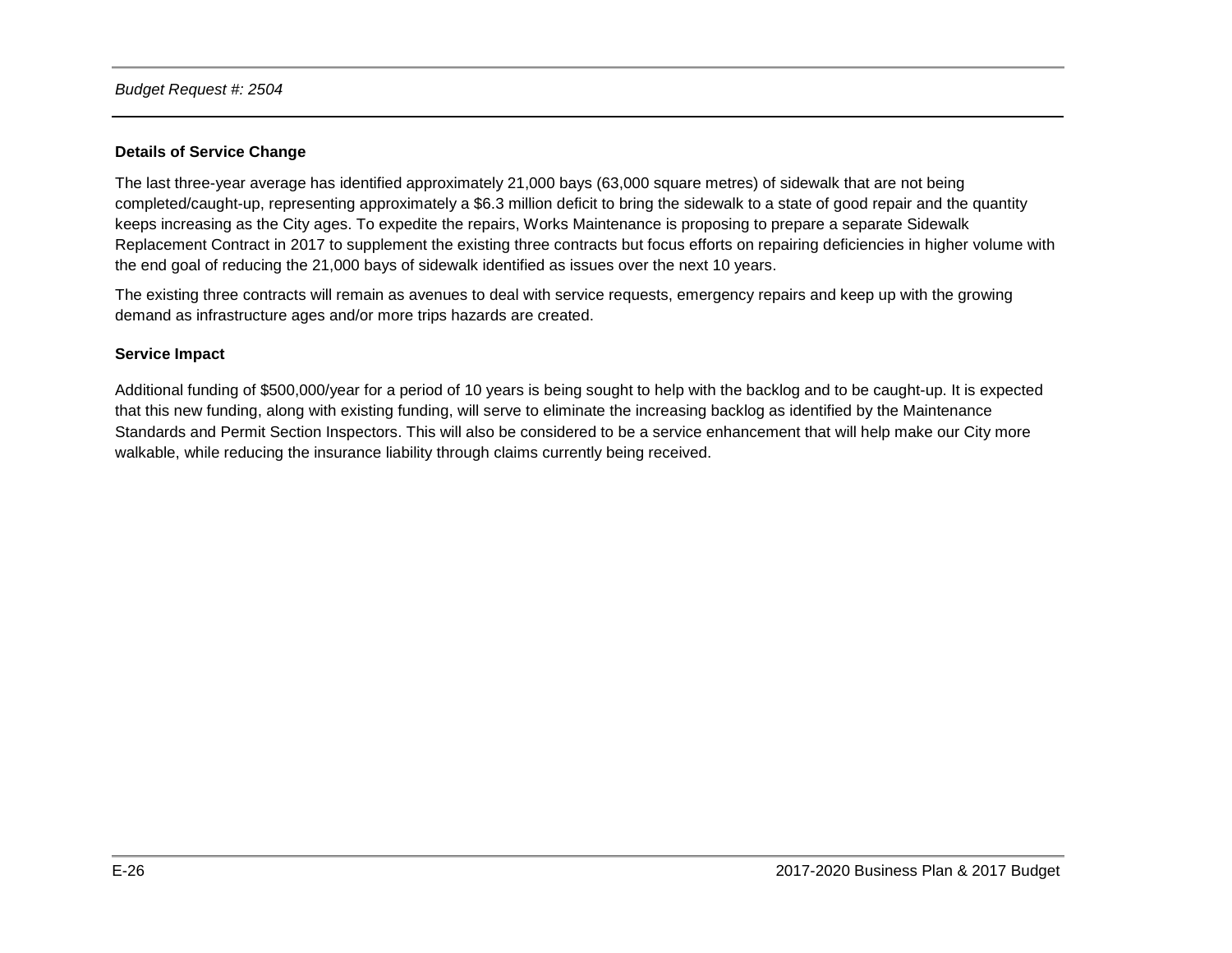*Budget Request #: 2504*

**Details of Service Change**

The last three-year average has identified approximately 21,000 bays (63,000 square metres) of sidewalk that are not being completed/caught-up, representing approximately a $6.3 million deficit to bring the sidewalk to a state of good repair and the quantity keeps increasing as the City ages. To expedite the repairs, Works Maintenance is proposing to prepare a separate Sidewalk Replacement Contract in 2017 to supplement the existing three contracts but focus efforts on repairing deficiencies in higher volume with the end goal of reducing the 21,000 bays of sidewalk identified as issues over the next 10 years.

The existing three contracts will remain as avenues to deal with service requests, emergency repairs and keep up with the growing demand as infrastructure ages and/or more trips hazards are created.

**Service Impact**

Additional funding of $500,000/year for a period of 10 years is being sought to help with the backlog and to be caught-up. It is expected that this new funding, along with existing funding, will serve to eliminate the increasing backlog as identified by the Maintenance Standards and Permit Section Inspectors. This will also be considered to be a service enhancement that will help make our City more walkable, while reducing the insurance liability through claims currently being received.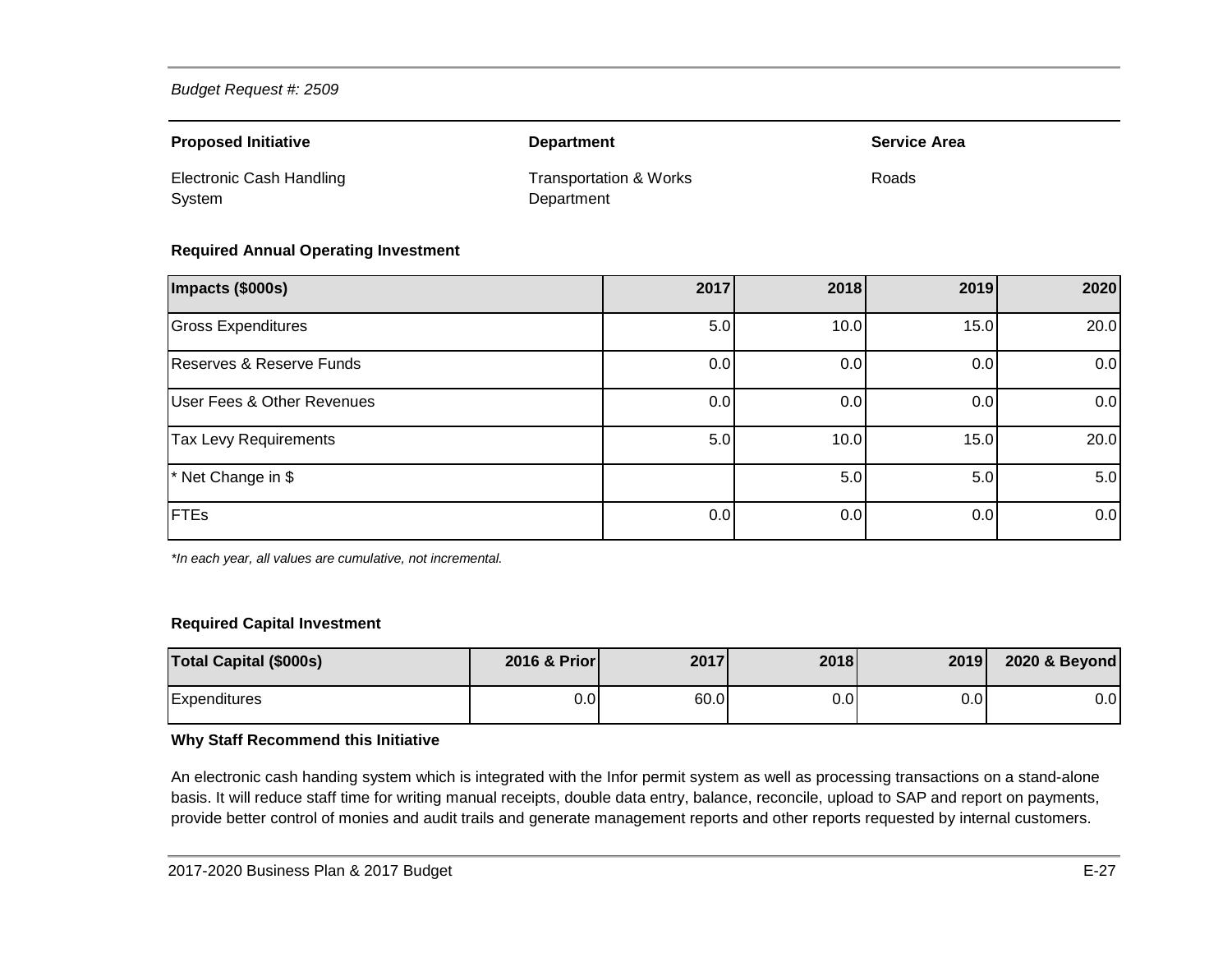*Budget Request #: 2509*

| **Proposed Initiative** | **Department** | **Service Area** |
|---|---|---|
| Electronic Cash Handling System | Transportation & Works Department | Roads |

**Required Annual Operating Investment**

| Impacts ($000s) | 2017 | 2018 | 2019 | 2020 |
|---|---|---|---|---|
| Gross Expenditures | 5.0 | 10.0 | 15.0 | 20.0 |
| Reserves & Reserve Funds | 0.0 | 0.0 | 0.0 | 0.0 |
| User Fees & Other Revenues | 0.0 | 0.0 | 0.0 | 0.0 |
| Tax Levy Requirements | 5.0 | 10.0 | 15.0 | 20.0 |
| * Net Change in $ | | 5.0 | 5.0 | 5.0 |
| FTEs | 0.0 | 0.0 | 0.0 | 0.0 |

*\*In each year, all values are cumulative, not incremental.*

**Required Capital Investment**

| Total Capital ($000s) | 2016 & Prior | 2017 | 2018 | 2019 | 2020 & Beyond |
|---|---|---|---|---|---|
| Expenditures | 0.0 | 60.0 | 0.0 | 0.0 | 0.0 |

**Why Staff Recommend this Initiative**

An electronic cash handing system which is integrated with the Infor permit system as well as processing transactions on a stand-alone basis. It will reduce staff time for writing manual receipts, double data entry, balance, reconcile, upload to SAP and report on payments, provide better control of monies and audit trails and generate management reports and other reports requested by internal customers.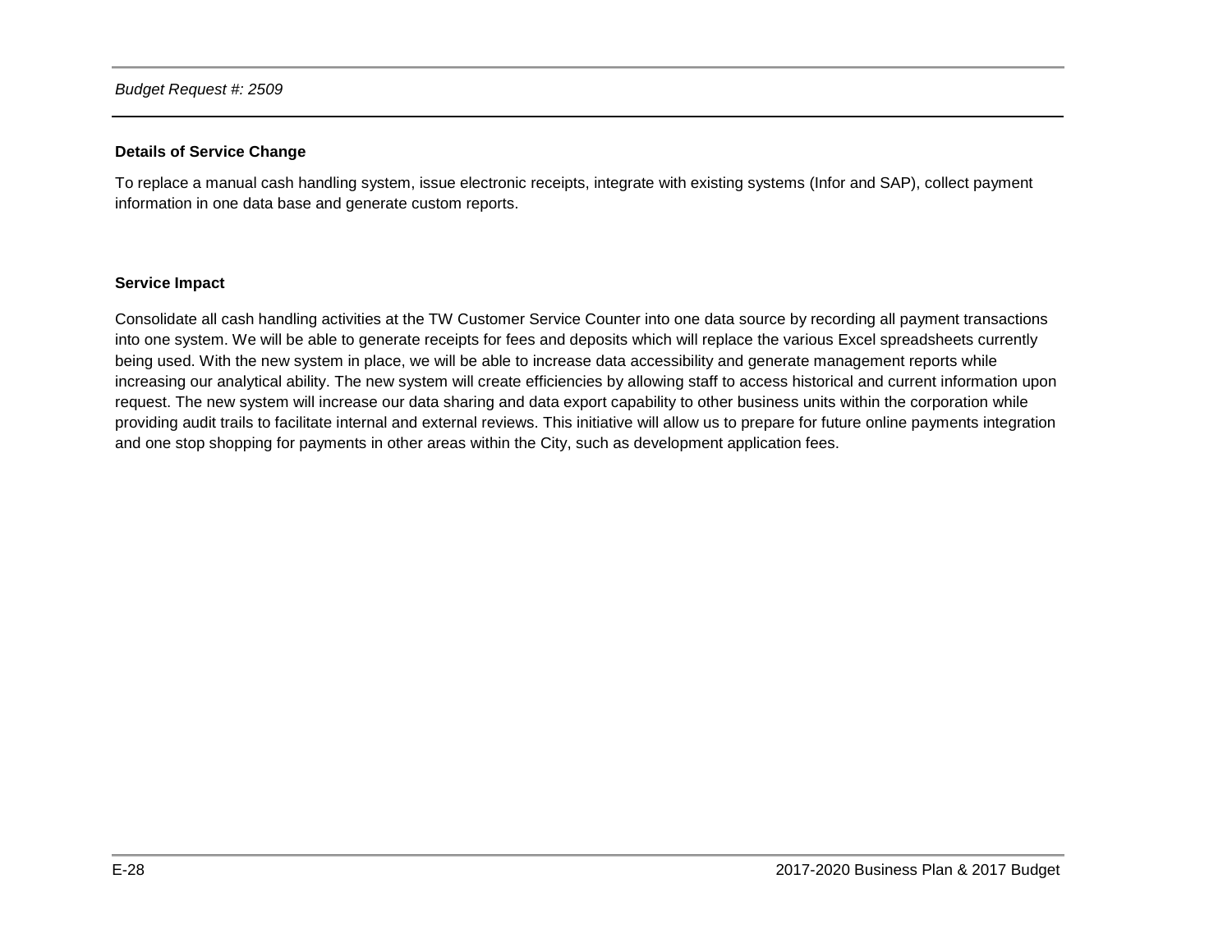*Budget Request #: 2509*

**Details of Service Change**

To replace a manual cash handling system, issue electronic receipts, integrate with existing systems (Infor and SAP), collect payment information in one data base and generate custom reports.

**Service Impact**

Consolidate all cash handling activities at the TW Customer Service Counter into one data source by recording all payment transactions into one system. We will be able to generate receipts for fees and deposits which will replace the various Excel spreadsheets currently being used. With the new system in place, we will be able to increase data accessibility and generate management reports while increasing our analytical ability. The new system will create efficiencies by allowing staff to access historical and current information upon request. The new system will increase our data sharing and data export capability to other business units within the corporation while providing audit trails to facilitate internal and external reviews. This initiative will allow us to prepare for future online payments integration and one stop shopping for payments in other areas within the City, such as development application fees.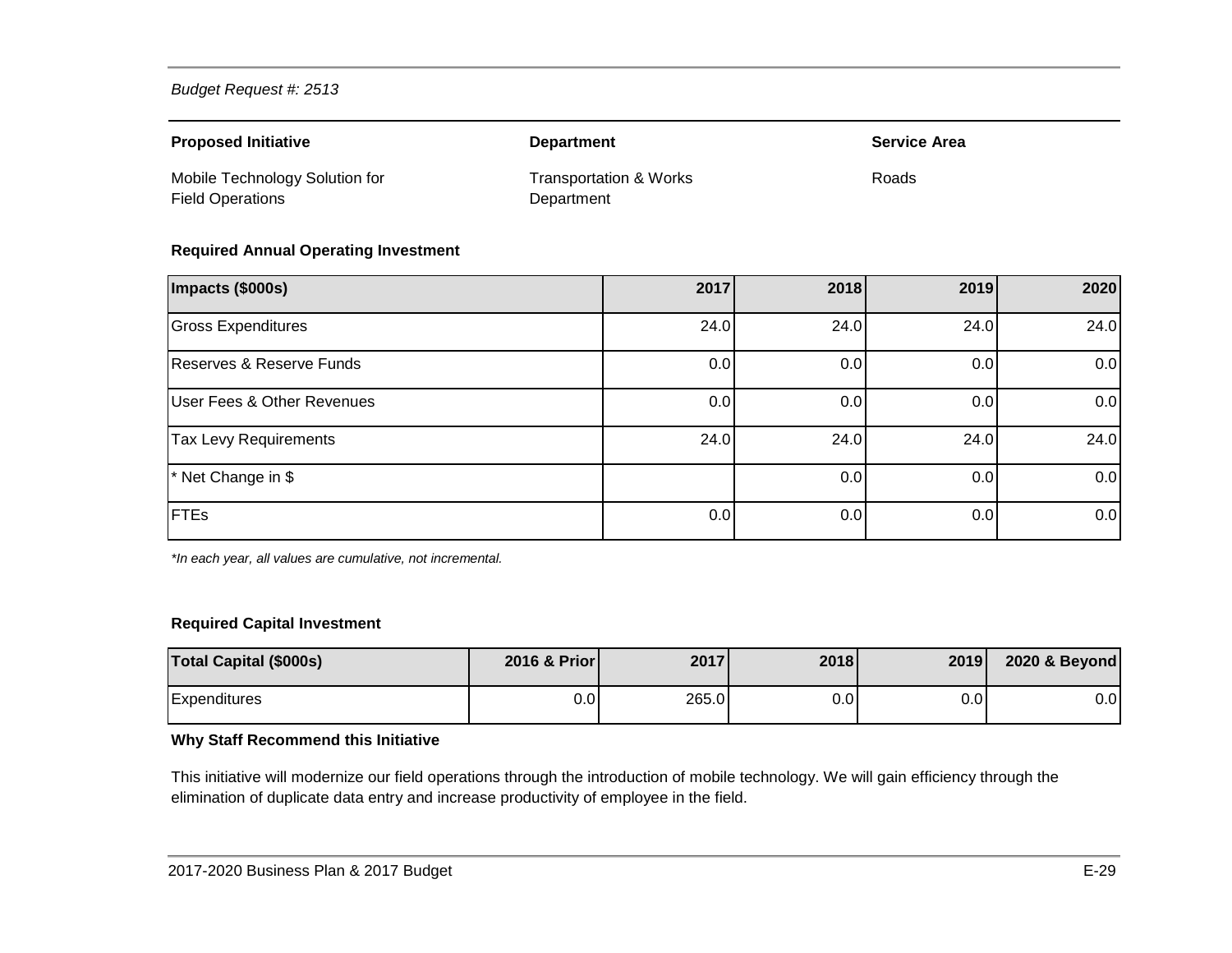*Budget Request #: 2513*

| **Proposed Initiative** | **Department** | **Service Area** |
|---|---|---|
| Mobile Technology Solution for Field Operations | Transportation & Works Department | Roads |

**Required Annual Operating Investment**

| Impacts ($000s) | 2017 | 2018 | 2019 | 2020 |
|---|---|---|---|---|
| Gross Expenditures | 24.0 | 24.0 | 24.0 | 24.0 |
| Reserves & Reserve Funds | 0.0 | 0.0 | 0.0 | 0.0 |
| User Fees & Other Revenues | 0.0 | 0.0 | 0.0 | 0.0 |
| Tax Levy Requirements | 24.0 | 24.0 | 24.0 | 24.0 |
| * Net Change in $ | | 0.0 | 0.0 | 0.0 |
| FTEs | 0.0 | 0.0 | 0.0 | 0.0 |

*\*In each year, all values are cumulative, not incremental.*

**Required Capital Investment**

| Total Capital ($000s) | 2016 & Prior | 2017 | 2018 | 2019 | 2020 & Beyond |
|---|---|---|---|---|---|
| Expenditures | 0.0 | 265.0 | 0.0 | 0.0 | 0.0 |

**Why Staff Recommend this Initiative**

This initiative will modernize our field operations through the introduction of mobile technology. We will gain efficiency through the elimination of duplicate data entry and increase productivity of employee in the field.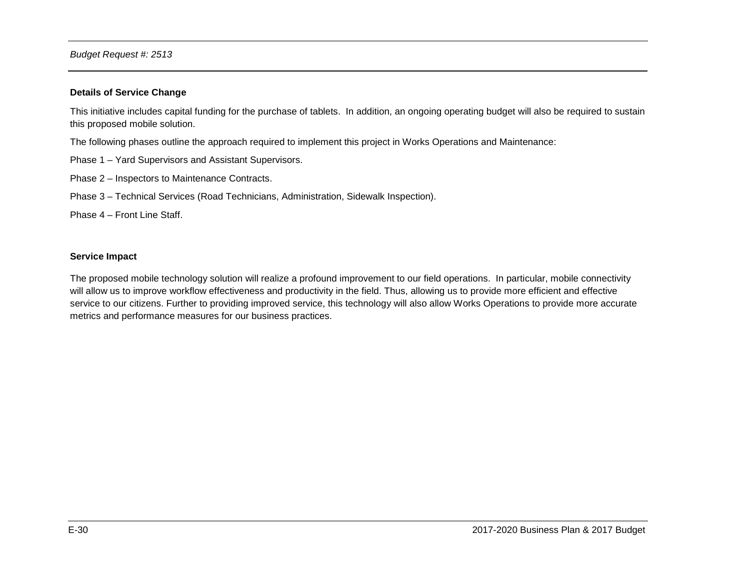*Budget Request #: 2513*

**Details of Service Change**

This initiative includes capital funding for the purchase of tablets. In addition, an ongoing operating budget will also be required to sustain this proposed mobile solution.

The following phases outline the approach required to implement this project in Works Operations and Maintenance:

Phase 1 – Yard Supervisors and Assistant Supervisors.

Phase 2 – Inspectors to Maintenance Contracts.

Phase 3 – Technical Services (Road Technicians, Administration, Sidewalk Inspection).

Phase 4 – Front Line Staff.

**Service Impact**

The proposed mobile technology solution will realize a profound improvement to our field operations. In particular, mobile connectivity will allow us to improve workflow effectiveness and productivity in the field. Thus, allowing us to provide more efficient and effective service to our citizens. Further to providing improved service, this technology will also allow Works Operations to provide more accurate metrics and performance measures for our business practices.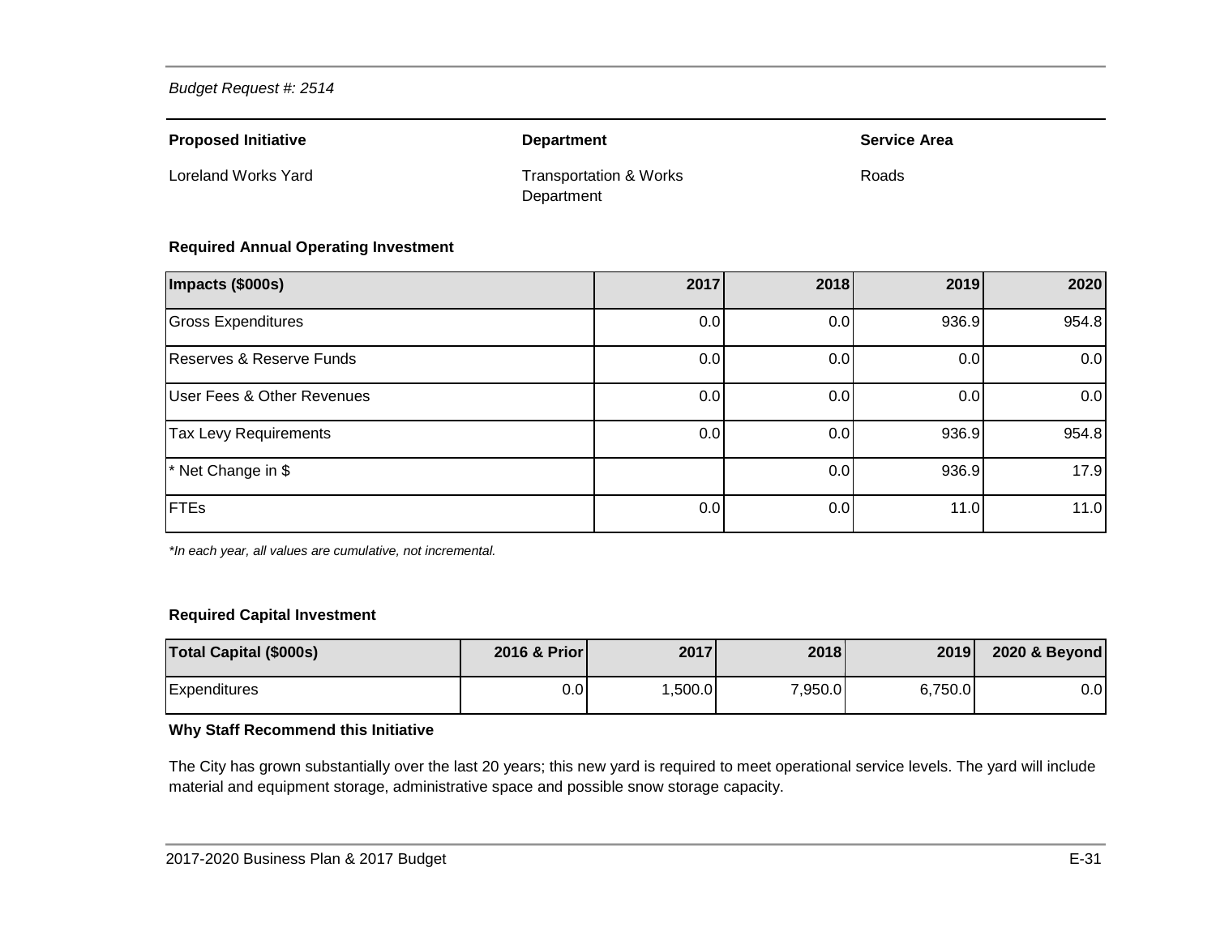*Budget Request #: 2514*

| **Proposed Initiative** | **Department** | **Service Area** |
|---|---|---|
| Loreland Works Yard | Transportation & Works Department | Roads |

**Required Annual Operating Investment**

| Impacts ($000s) | 2017 | 2018 | 2019 | 2020 |
|---|---|---|---|---|
| Gross Expenditures | 0.0 | 0.0 | 936.9 | 954.8 |
| Reserves & Reserve Funds | 0.0 | 0.0 | 0.0 | 0.0 |
| User Fees & Other Revenues | 0.0 | 0.0 | 0.0 | 0.0 |
| Tax Levy Requirements | 0.0 | 0.0 | 936.9 | 954.8 |
| * Net Change in $ | | 0.0 | 936.9 | 17.9 |
| FTEs | 0.0 | 0.0 | 11.0 | 11.0 |

*\*In each year, all values are cumulative, not incremental.*

**Required Capital Investment**

| Total Capital ($000s) | 2016 & Prior | 2017 | 2018 | 2019 | 2020 & Beyond |
|---|---|---|---|---|---|
| Expenditures | 0.0 | 1,500.0 | 7,950.0 | 6,750.0 | 0.0 |

**Why Staff Recommend this Initiative**

The City has grown substantially over the last 20 years; this new yard is required to meet operational service levels. The yard will include material and equipment storage, administrative space and possible snow storage capacity.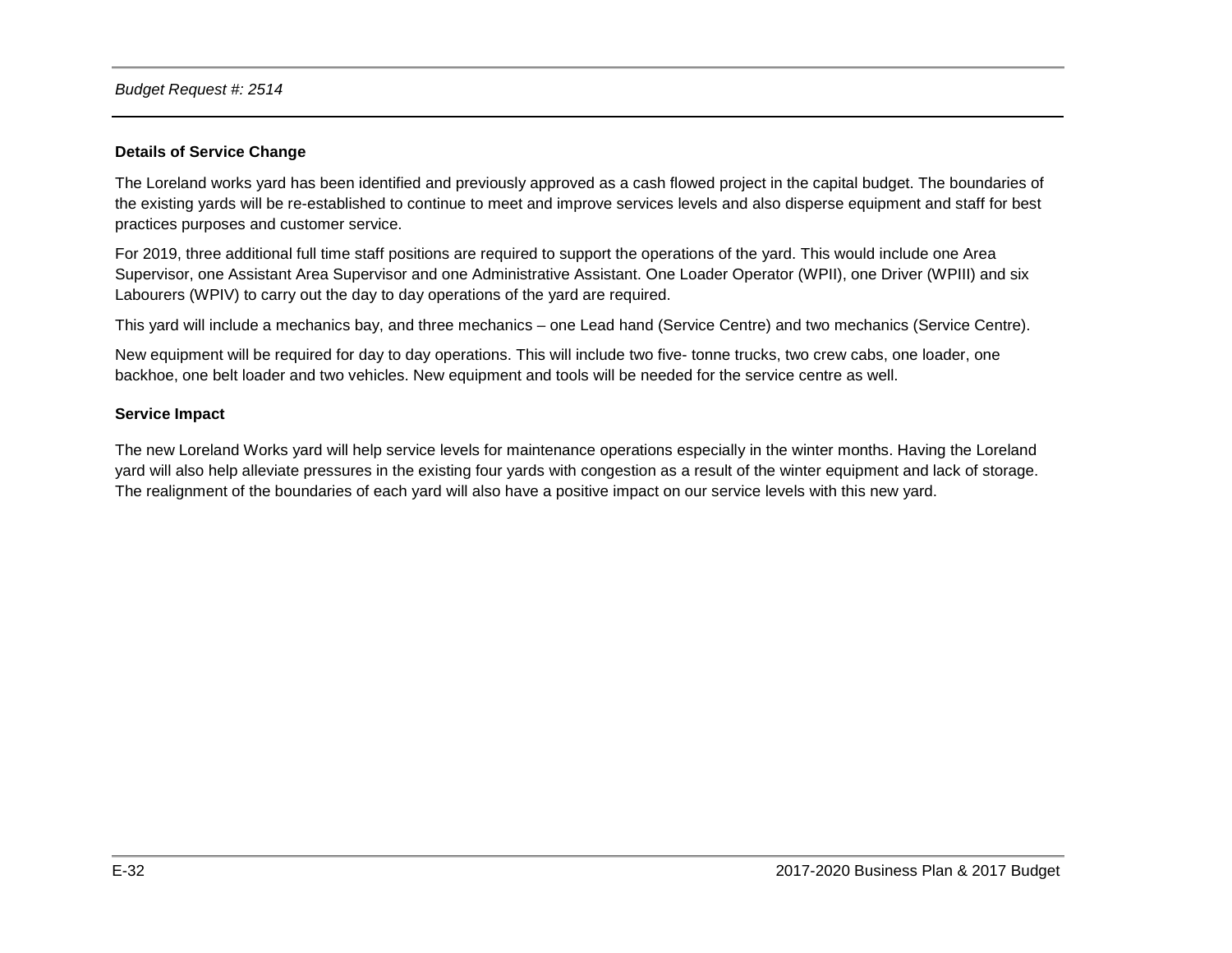*Budget Request #: 2514*

**Details of Service Change**

The Loreland works yard has been identified and previously approved as a cash flowed project in the capital budget. The boundaries of the existing yards will be re-established to continue to meet and improve services levels and also disperse equipment and staff for best practices purposes and customer service.

For 2019, three additional full time staff positions are required to support the operations of the yard. This would include one Area Supervisor, one Assistant Area Supervisor and one Administrative Assistant. One Loader Operator (WPII), one Driver (WPIII) and six Labourers (WPIV) to carry out the day to day operations of the yard are required.

This yard will include a mechanics bay, and three mechanics – one Lead hand (Service Centre) and two mechanics (Service Centre).

New equipment will be required for day to day operations. This will include two five- tonne trucks, two crew cabs, one loader, one backhoe, one belt loader and two vehicles. New equipment and tools will be needed for the service centre as well.

**Service Impact**

The new Loreland Works yard will help service levels for maintenance operations especially in the winter months. Having the Loreland yard will also help alleviate pressures in the existing four yards with congestion as a result of the winter equipment and lack of storage. The realignment of the boundaries of each yard will also have a positive impact on our service levels with this new yard.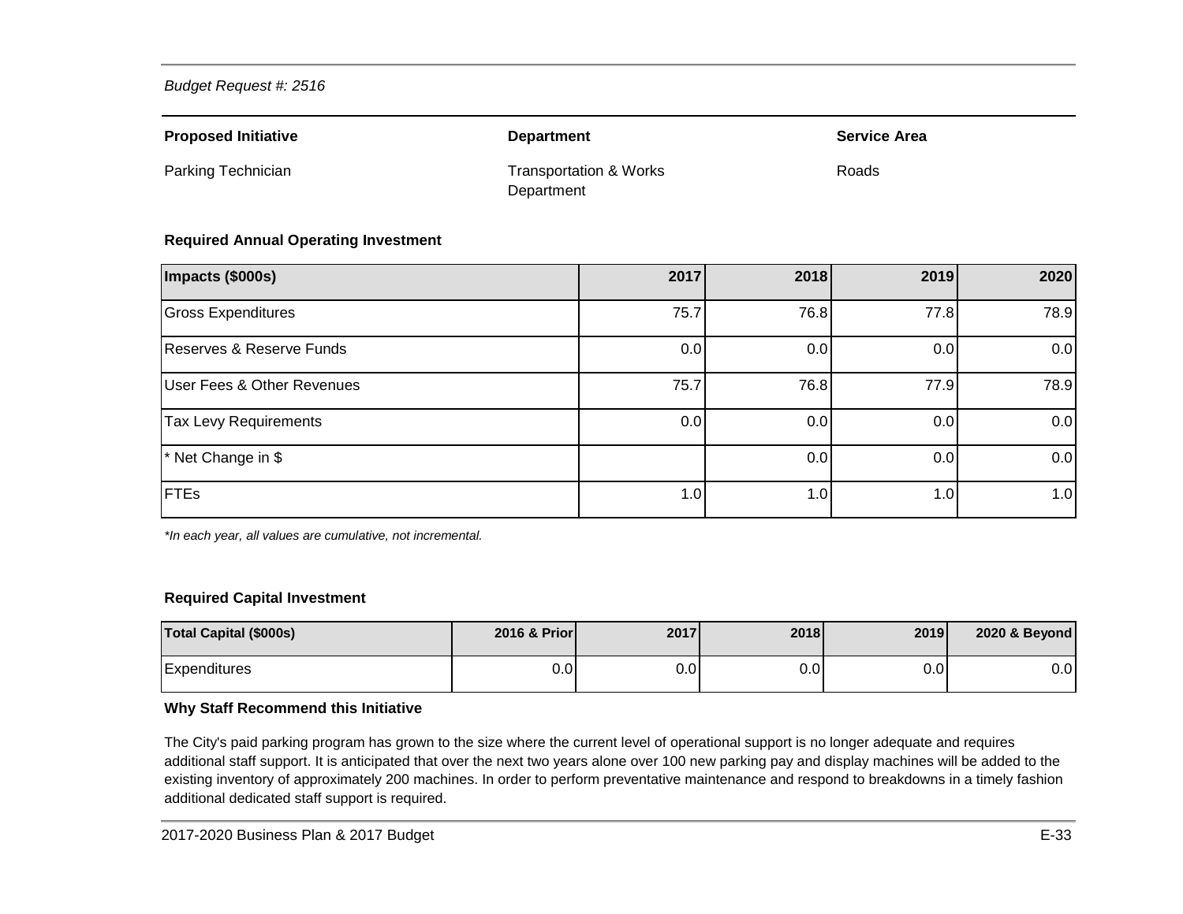*Budget Request #: 2516*

| **Proposed Initiative** | **Department** | **Service Area** |
|---|---|---|
| Parking Technician | Transportation & Works Department | Roads |

**Required Annual Operating Investment**

| Impacts ($000s) | 2017 | 2018 | 2019 | 2020 |
|---|---|---|---|---|
| Gross Expenditures | 75.7 | 76.8 | 77.8 | 78.9 |
| Reserves & Reserve Funds | 0.0 | 0.0 | 0.0 | 0.0 |
| User Fees & Other Revenues | 75.7 | 76.8 | 77.9 | 78.9 |
| Tax Levy Requirements | 0.0 | 0.0 | 0.0 | 0.0 |
| * Net Change in $ | | 0.0 | 0.0 | 0.0 |
| FTEs | 1.0 | 1.0 | 1.0 | 1.0 |

*\*In each year, all values are cumulative, not incremental.*

**Required Capital Investment**

| Total Capital ($000s) | 2016 & Prior | 2017 | 2018 | 2019 | 2020 & Beyond |
|---|---|---|---|---|---|
| Expenditures | 0.0 | 0.0 | 0.0 | 0.0 | 0.0 |

**Why Staff Recommend this Initiative**

The City's paid parking program has grown to the size where the current level of operational support is no longer adequate and requires additional staff support. It is anticipated that over the next two years alone over 100 new parking pay and display machines will be added to the existing inventory of approximately 200 machines. In order to perform preventative maintenance and respond to breakdowns in a timely fashion additional dedicated staff support is required.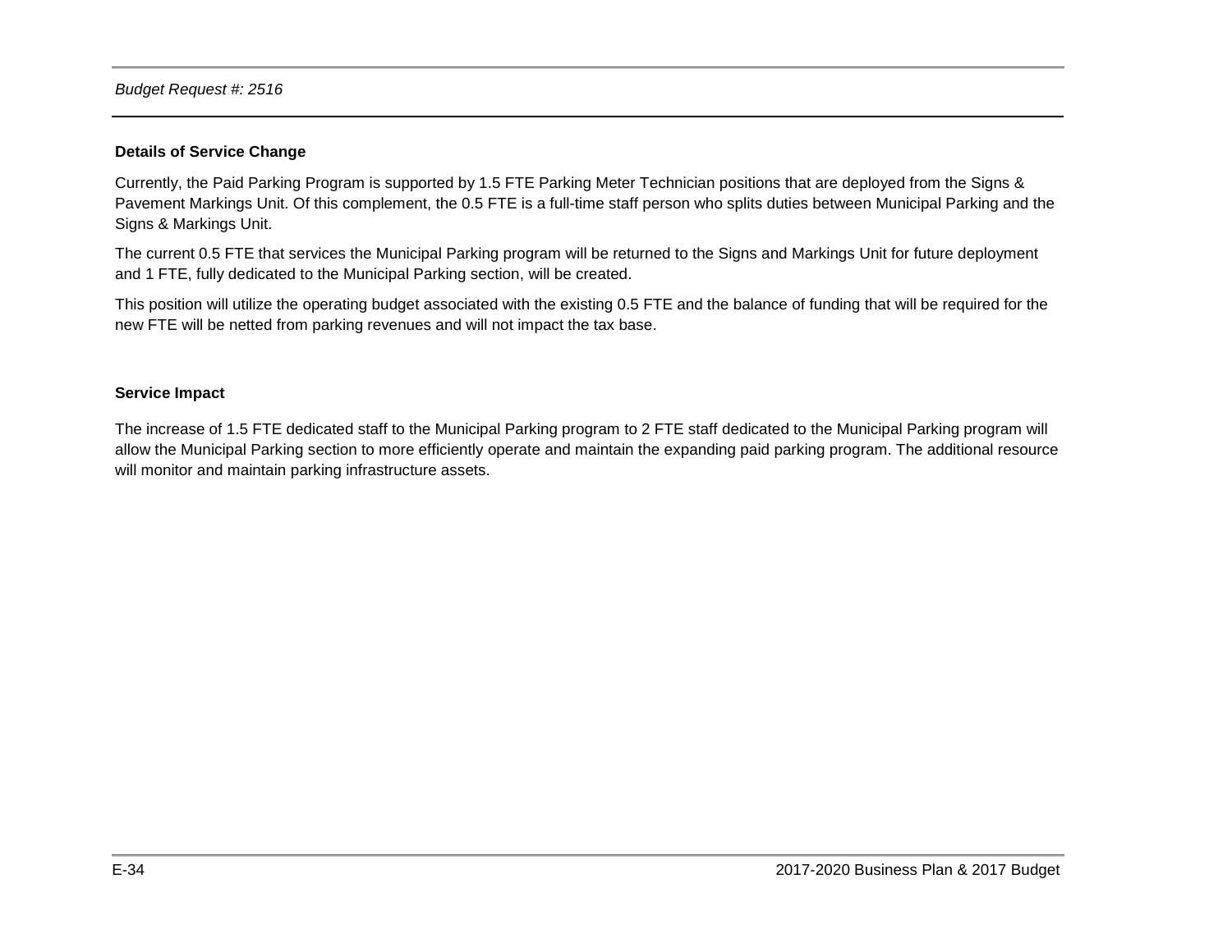*Budget Request #: 2516*

**Details of Service Change**

Currently, the Paid Parking Program is supported by 1.5 FTE Parking Meter Technician positions that are deployed from the Signs & Pavement Markings Unit. Of this complement, the 0.5 FTE is a full-time staff person who splits duties between Municipal Parking and the Signs & Markings Unit.

The current 0.5 FTE that services the Municipal Parking program will be returned to the Signs and Markings Unit for future deployment and 1 FTE, fully dedicated to the Municipal Parking section, will be created.

This position will utilize the operating budget associated with the existing 0.5 FTE and the balance of funding that will be required for the new FTE will be netted from parking revenues and will not impact the tax base.

**Service Impact**

The increase of 1.5 FTE dedicated staff to the Municipal Parking program to 2 FTE staff dedicated to the Municipal Parking program will allow the Municipal Parking section to more efficiently operate and maintain the expanding paid parking program. The additional resource will monitor and maintain parking infrastructure assets.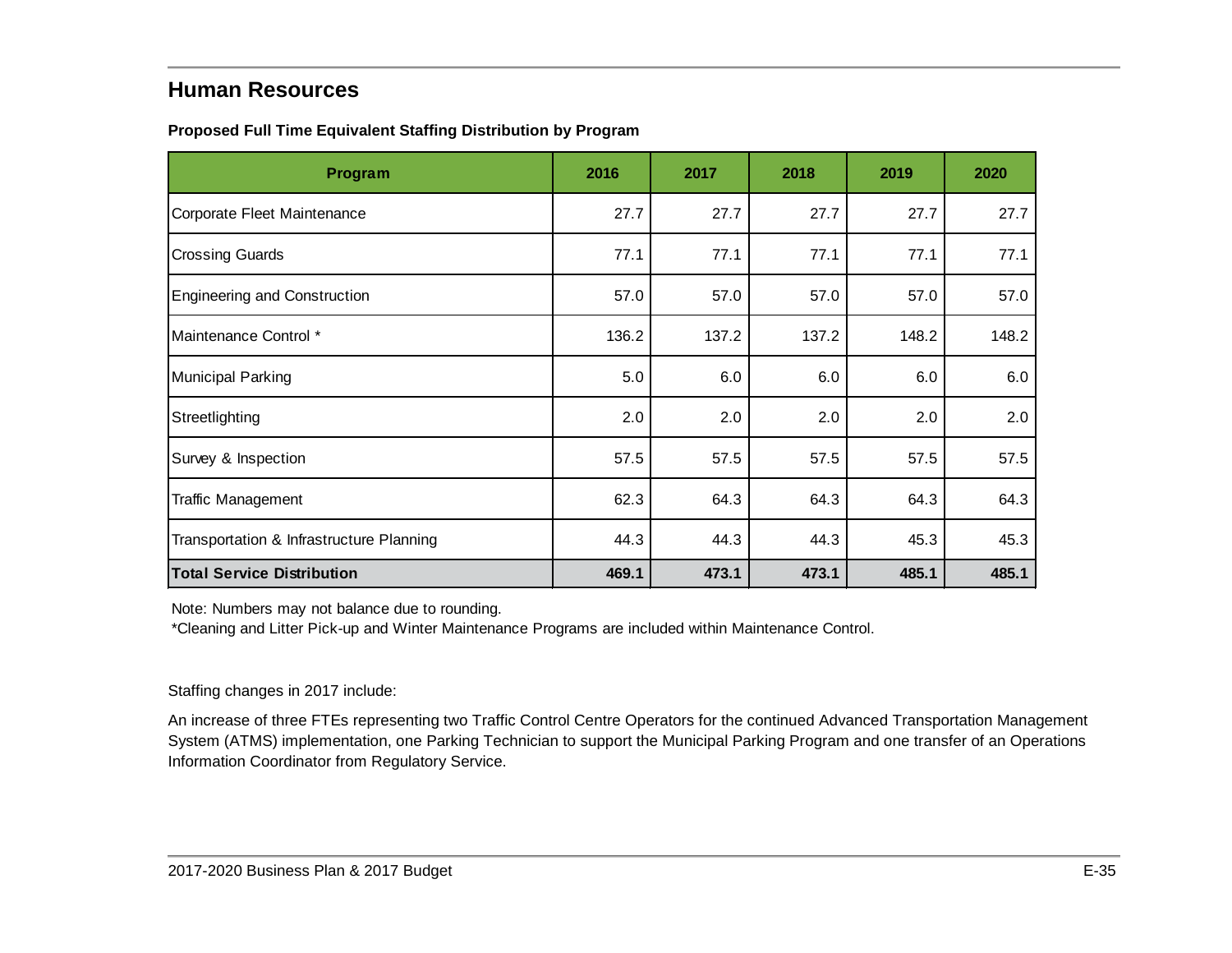## Human Resources

**Proposed Full Time Equivalent Staffing Distribution by Program**

| Program | 2016 | 2017 | 2018 | 2019 | 2020 |
|---|---|---|---|---|---|
| Corporate Fleet Maintenance | 27.7 | 27.7 | 27.7 | 27.7 | 27.7 |
| Crossing Guards | 77.1 | 77.1 | 77.1 | 77.1 | 77.1 |
| Engineering and Construction | 57.0 | 57.0 | 57.0 | 57.0 | 57.0 |
| Maintenance Control * | 136.2 | 137.2 | 137.2 | 148.2 | 148.2 |
| Municipal Parking | 5.0 | 6.0 | 6.0 | 6.0 | 6.0 |
| Streetlighting | 2.0 | 2.0 | 2.0 | 2.0 | 2.0 |
| Survey & Inspection | 57.5 | 57.5 | 57.5 | 57.5 | 57.5 |
| Traffic Management | 62.3 | 64.3 | 64.3 | 64.3 | 64.3 |
| Transportation & Infrastructure Planning | 44.3 | 44.3 | 44.3 | 45.3 | 45.3 |
| **Total Service Distribution** | **469.1** | **473.1** | **473.1** | **485.1** | **485.1** |

Note: Numbers may not balance due to rounding.
*Cleaning and Litter Pick-up and Winter Maintenance Programs are included within Maintenance Control.

Staffing changes in 2017 include:

An increase of three FTEs representing two Traffic Control Centre Operators for the continued Advanced Transportation Management System (ATMS) implementation, one Parking Technician to support the Municipal Parking Program and one transfer of an Operations Information Coordinator from Regulatory Service.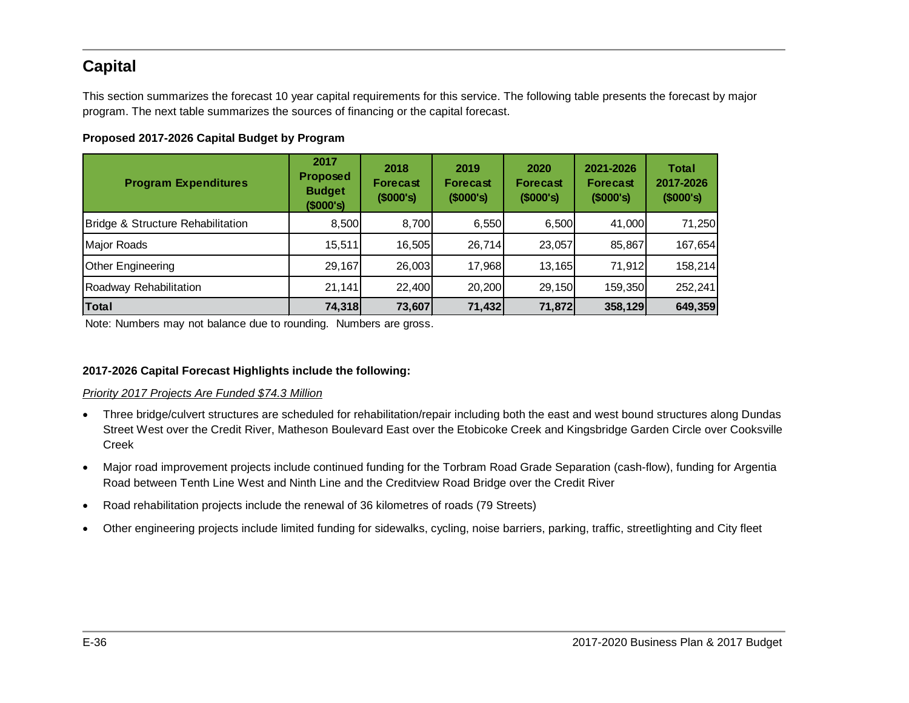## Capital

This section summarizes the forecast 10 year capital requirements for this service. The following table presents the forecast by major program. The next table summarizes the sources of financing or the capital forecast.

**Proposed 2017-2026 Capital Budget by Program**

| Program Expenditures | 2017 Proposed Budget ($000's) | 2018 Forecast ($000's) | 2019 Forecast ($000's) | 2020 Forecast ($000's) | 2021-2026 Forecast ($000's) | Total 2017-2026 ($000's) |
|---|---|---|---|---|---|---|
| Bridge & Structure Rehabilitation | 8,500 | 8,700 | 6,550 | 6,500 | 41,000 | 71,250 |
| Major Roads | 15,511 | 16,505 | 26,714 | 23,057 | 85,867 | 167,654 |
| Other Engineering | 29,167 | 26,003 | 17,968 | 13,165 | 71,912 | 158,214 |
| Roadway Rehabilitation | 21,141 | 22,400 | 20,200 | 29,150 | 159,350 | 252,241 |
| **Total** | **74,318** | **73,607** | **71,432** | **71,872** | **358,129** | **649,359** |

Note: Numbers may not balance due to rounding. Numbers are gross.

**2017-2026 Capital Forecast Highlights include the following:**

*Priority 2017 Projects Are Funded $74.3 Million*

- Three bridge/culvert structures are scheduled for rehabilitation/repair including both the east and west bound structures along Dundas Street West over the Credit River, Matheson Boulevard East over the Etobicoke Creek and Kingsbridge Garden Circle over Cooksville Creek
- Major road improvement projects include continued funding for the Torbram Road Grade Separation (cash-flow), funding for Argentia Road between Tenth Line West and Ninth Line and the Creditview Road Bridge over the Credit River
- Road rehabilitation projects include the renewal of 36 kilometres of roads (79 Streets)
- Other engineering projects include limited funding for sidewalks, cycling, noise barriers, parking, traffic, streetlighting and City fleet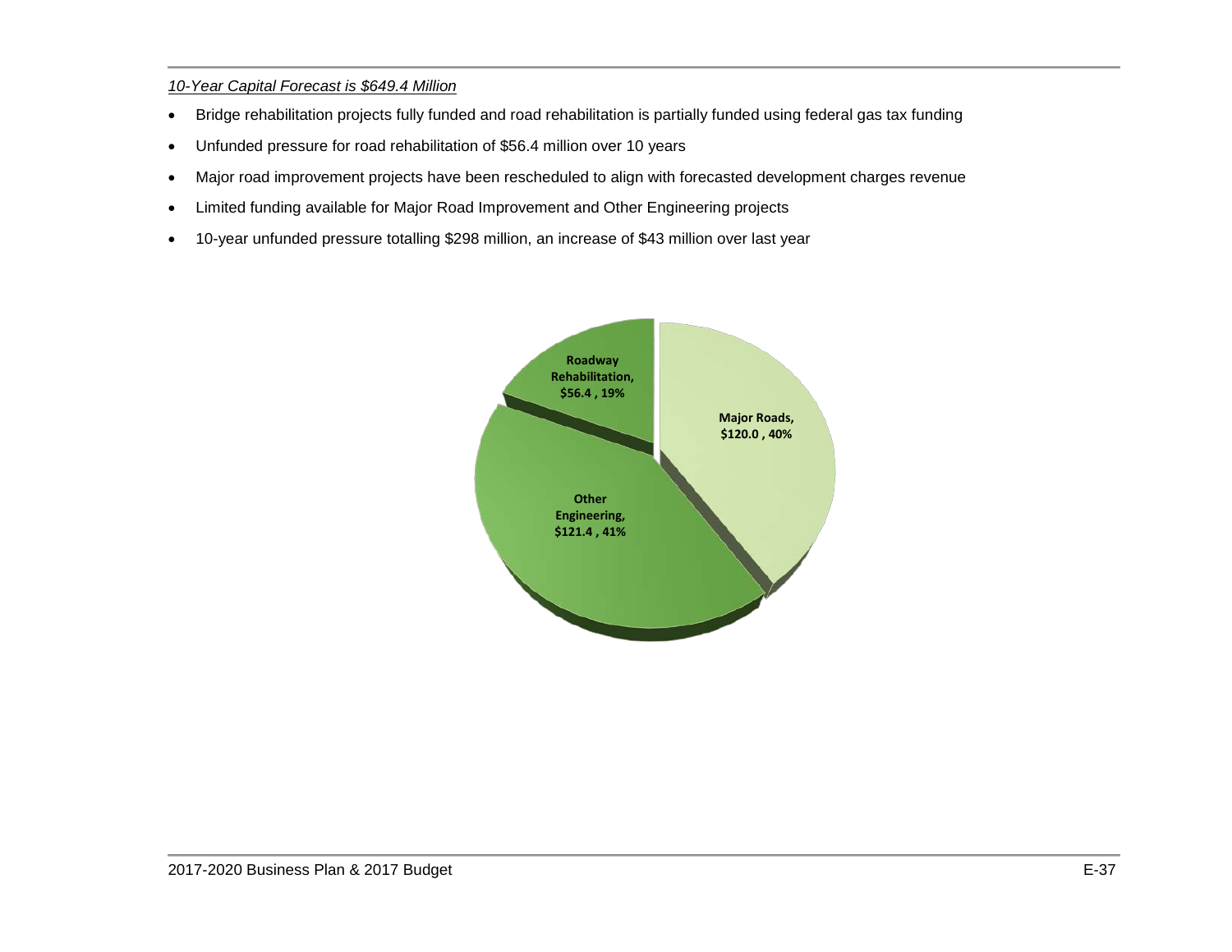*10-Year Capital Forecast is $649.4 Million*

- Bridge rehabilitation projects fully funded and road rehabilitation is partially funded using federal gas tax funding
- Unfunded pressure for road rehabilitation of $56.4 million over 10 years
- Major road improvement projects have been rescheduled to align with forecasted development charges revenue
- Limited funding available for Major Road Improvement and Other Engineering projects
- 10-year unfunded pressure totalling $298 million, an increase of $43 million over last year

| Category | Amount ($ millions) | Percentage |
|---|---|---|
| Roadway Rehabilitation | $56.4 | 19% |
| Major Roads | $120.0 | 40% |
| Other Engineering | $121.4 | 41% |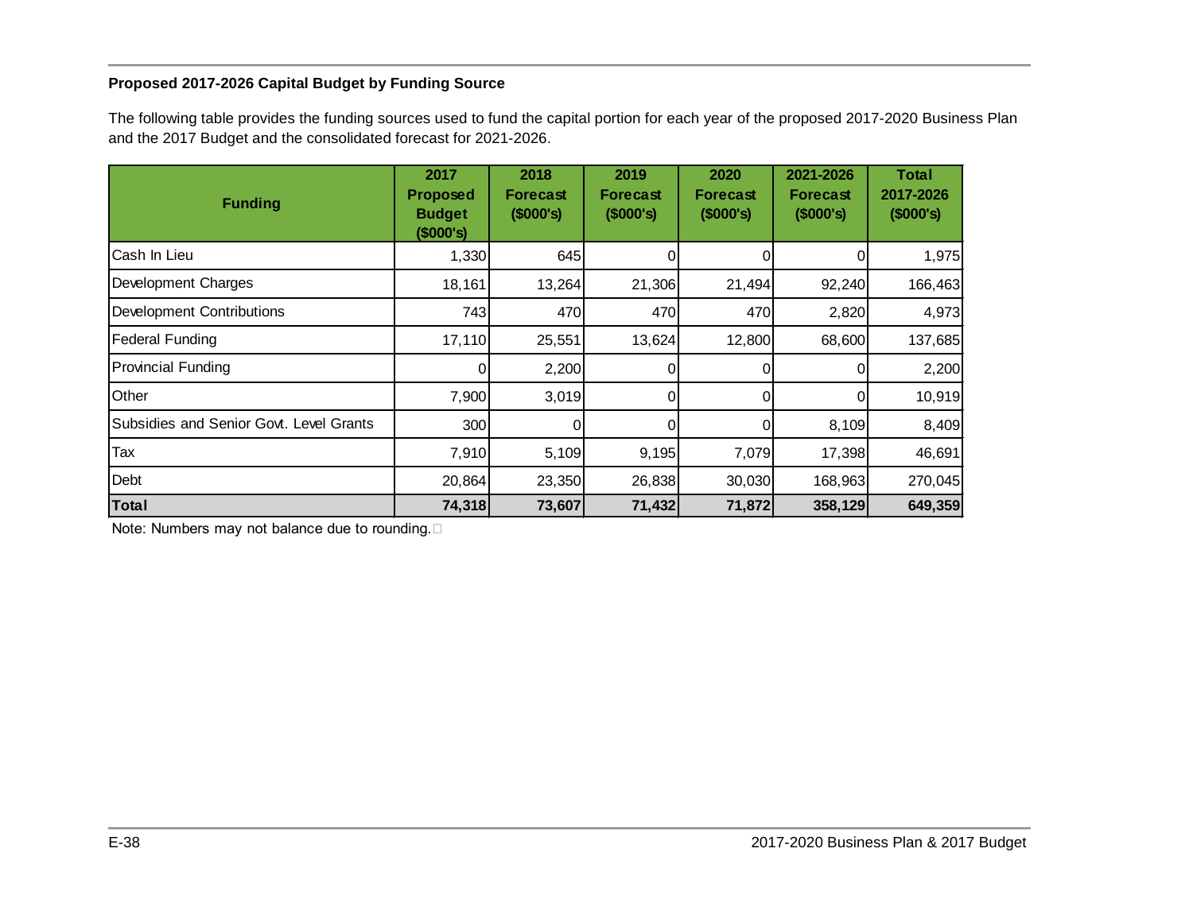**Proposed 2017-2026 Capital Budget by Funding Source**

The following table provides the funding sources used to fund the capital portion for each year of the proposed 2017-2020 Business Plan and the 2017 Budget and the consolidated forecast for 2021-2026.

| Funding | 2017 Proposed Budget ($000's) | 2018 Forecast ($000's) | 2019 Forecast ($000's) | 2020 Forecast ($000's) | 2021-2026 Forecast ($000's) | Total 2017-2026 ($000's) |
|---|---|---|---|---|---|---|
| Cash In Lieu | 1,330 | 645 | 0 | 0 | 0 | 1,975 |
| Development Charges | 18,161 | 13,264 | 21,306 | 21,494 | 92,240 | 166,463 |
| Development Contributions | 743 | 470 | 470 | 470 | 2,820 | 4,973 |
| Federal Funding | 17,110 | 25,551 | 13,624 | 12,800 | 68,600 | 137,685 |
| Provincial Funding | 0 | 2,200 | 0 | 0 | 0 | 2,200 |
| Other | 7,900 | 3,019 | 0 | 0 | 0 | 10,919 |
| Subsidies and Senior Govt. Level Grants | 300 | 0 | 0 | 0 | 8,109 | 8,409 |
| Tax | 7,910 | 5,109 | 9,195 | 7,079 | 17,398 | 46,691 |
| Debt | 20,864 | 23,350 | 26,838 | 30,030 | 168,963 | 270,045 |
| **Total** | **74,318** | **73,607** | **71,432** | **71,872** | **358,129** | **649,359** |

Note: Numbers may not balance due to rounding.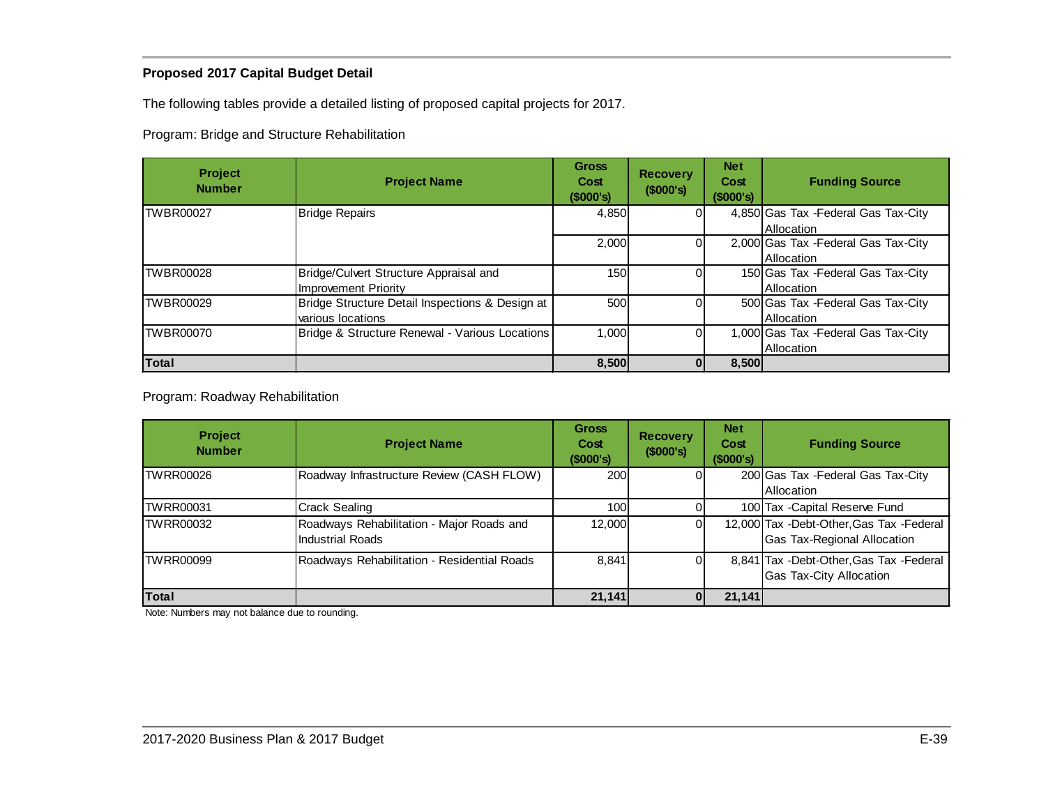### Proposed 2017 Capital Budget Detail

The following tables provide a detailed listing of proposed capital projects for 2017.

Program: Bridge and Structure Rehabilitation

| Project Number | Project Name | Gross Cost ($000's) | Recovery ($000's) | Net Cost ($000's) | Funding Source |
|---|---|---|---|---|---|
| TWBR00027 | Bridge Repairs | 4,850 | 0 | 4,850 | Gas Tax -Federal Gas Tax-City Allocation |
| | | 2,000 | 0 | 2,000 | Gas Tax -Federal Gas Tax-City Allocation |
| TWBR00028 | Bridge/Culvert Structure Appraisal and Improvement Priority | 150 | 0 | 150 | Gas Tax -Federal Gas Tax-City Allocation |
| TWBR00029 | Bridge Structure Detail Inspections & Design at various locations | 500 | 0 | 500 | Gas Tax -Federal Gas Tax-City Allocation |
| TWBR00070 | Bridge & Structure Renewal - Various Locations | 1,000 | 0 | 1,000 | Gas Tax -Federal Gas Tax-City Allocation |
| **Total** | | **8,500** | **0** | **8,500** | |

Program: Roadway Rehabilitation

| Project Number | Project Name | Gross Cost ($000's) | Recovery ($000's) | Net Cost ($000's) | Funding Source |
|---|---|---|---|---|---|
| TWRR00026 | Roadway Infrastructure Review (CASH FLOW) | 200 | 0 | 200 | Gas Tax -Federal Gas Tax-City Allocation |
| TWRR00031 | Crack Sealing | 100 | 0 | 100 | Tax -Capital Reserve Fund |
| TWRR00032 | Roadways Rehabilitation - Major Roads and Industrial Roads | 12,000 | 0 | 12,000 | Tax -Debt-Other,Gas Tax -Federal Gas Tax-Regional Allocation |
| TWRR00099 | Roadways Rehabilitation - Residential Roads | 8,841 | 0 | 8,841 | Tax -Debt-Other,Gas Tax -Federal Gas Tax-City Allocation |
| **Total** | | **21,141** | **0** | **21,141** | |

Note: Numbers may not balance due to rounding.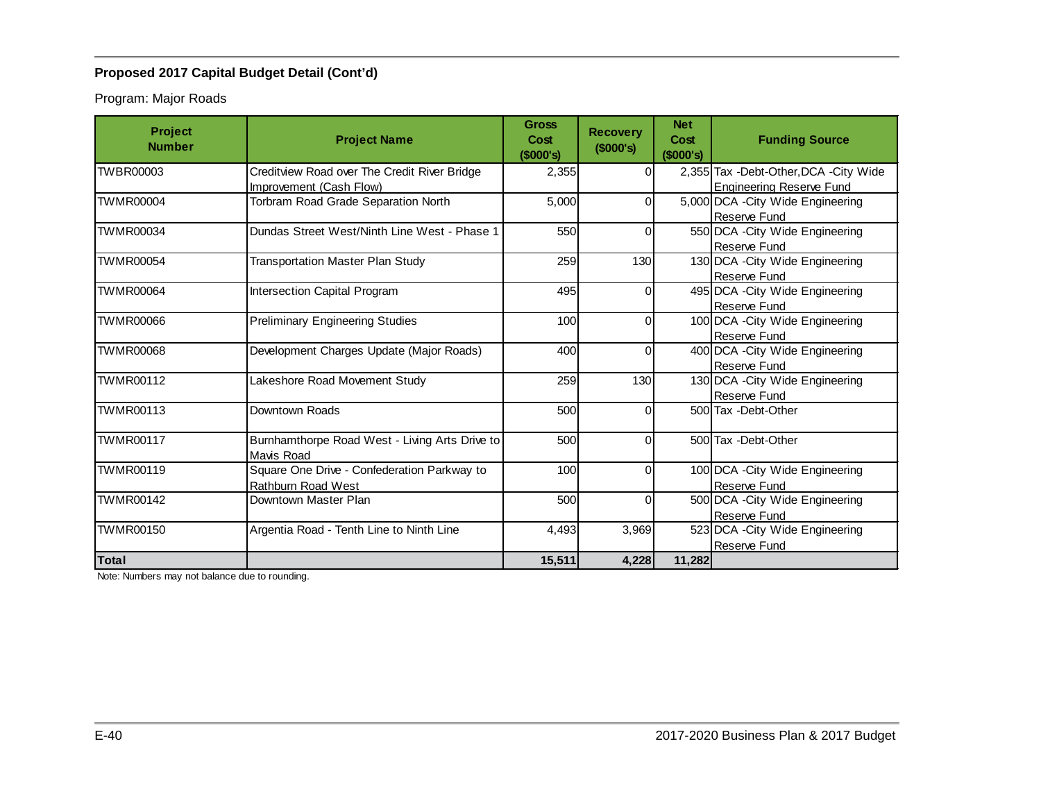**Proposed 2017 Capital Budget Detail (Cont'd)**

Program: Major Roads

| Project Number | Project Name | Gross Cost ($000's) | Recovery ($000's) | Net Cost ($000's) | Funding Source |
|---|---|---|---|---|---|
| TWBR00003 | Creditview Road over The Credit River Bridge Improvement (Cash Flow) | 2,355 | 0 | 2,355 | Tax -Debt-Other,DCA -City Wide Engineering Reserve Fund |
| TWMR00004 | Torbram Road Grade Separation North | 5,000 | 0 | 5,000 | DCA -City Wide Engineering Reserve Fund |
| TWMR00034 | Dundas Street West/Ninth Line West - Phase 1 | 550 | 0 | 550 | DCA -City Wide Engineering Reserve Fund |
| TWMR00054 | Transportation Master Plan Study | 259 | 130 | 130 | DCA -City Wide Engineering Reserve Fund |
| TWMR00064 | Intersection Capital Program | 495 | 0 | 495 | DCA -City Wide Engineering Reserve Fund |
| TWMR00066 | Preliminary Engineering Studies | 100 | 0 | 100 | DCA -City Wide Engineering Reserve Fund |
| TWMR00068 | Development Charges Update (Major Roads) | 400 | 0 | 400 | DCA -City Wide Engineering Reserve Fund |
| TWMR00112 | Lakeshore Road Movement Study | 259 | 130 | 130 | DCA -City Wide Engineering Reserve Fund |
| TWMR00113 | Downtown Roads | 500 | 0 | 500 | Tax -Debt-Other |
| TWMR00117 | Burnhamthorpe Road West - Living Arts Drive to Mavis Road | 500 | 0 | 500 | Tax -Debt-Other |
| TWMR00119 | Square One Drive - Confederation Parkway to Rathburn Road West | 100 | 0 | 100 | DCA -City Wide Engineering Reserve Fund |
| TWMR00142 | Downtown Master Plan | 500 | 0 | 500 | DCA -City Wide Engineering Reserve Fund |
| TWMR00150 | Argentia Road - Tenth Line to Ninth Line | 4,493 | 3,969 | 523 | DCA -City Wide Engineering Reserve Fund |
| **Total** | | **15,511** | **4,228** | **11,282** | |

Note: Numbers may not balance due to rounding.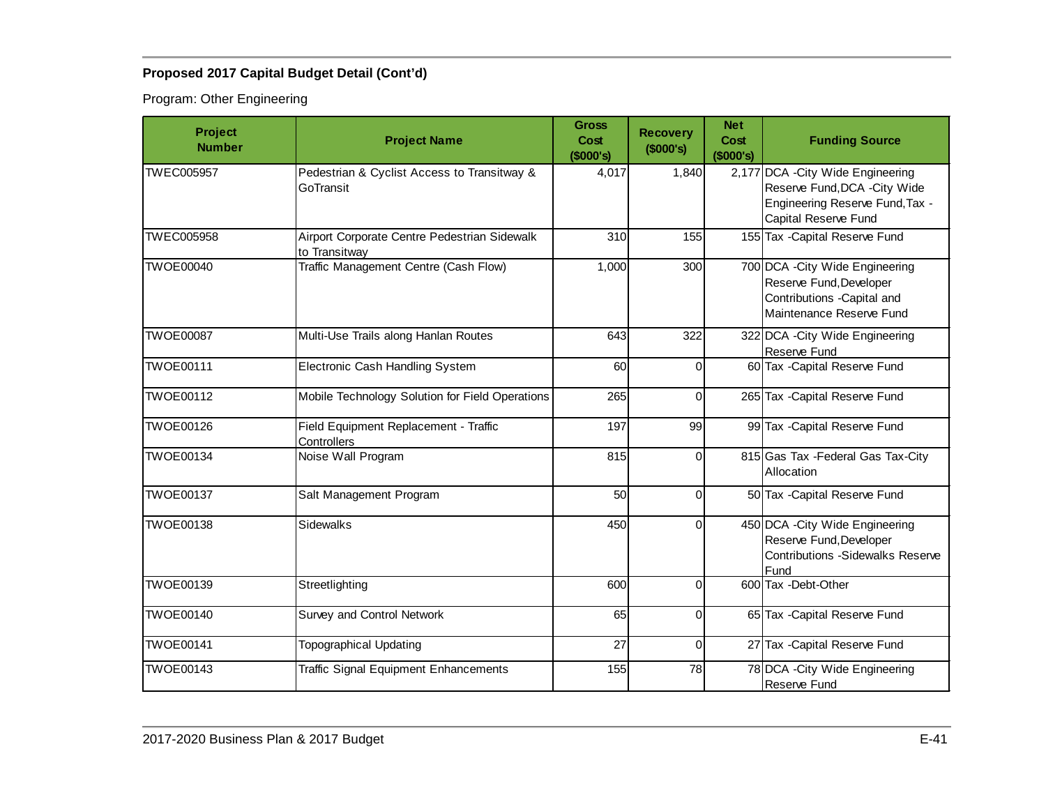**Proposed 2017 Capital Budget Detail (Cont'd)**

Program: Other Engineering

| Project Number | Project Name | Gross Cost ($000's) | Recovery ($000's) | Net Cost ($000's) | Funding Source |
|---|---|---|---|---|---|
| TWEC005957 | Pedestrian & Cyclist Access to Transitway & GoTransit | 4,017 | 1,840 | 2,177 | DCA -City Wide Engineering Reserve Fund,DCA -City Wide Engineering Reserve Fund,Tax -Capital Reserve Fund |
| TWEC005958 | Airport Corporate Centre Pedestrian Sidewalk to Transitway | 310 | 155 | 155 | Tax -Capital Reserve Fund |
| TWOE00040 | Traffic Management Centre (Cash Flow) | 1,000 | 300 | 700 | DCA -City Wide Engineering Reserve Fund,Developer Contributions -Capital and Maintenance Reserve Fund |
| TWOE00087 | Multi-Use Trails along Hanlan Routes | 643 | 322 | 322 | DCA -City Wide Engineering Reserve Fund |
| TWOE00111 | Electronic Cash Handling System | 60 | 0 | 60 | Tax -Capital Reserve Fund |
| TWOE00112 | Mobile Technology Solution for Field Operations | 265 | 0 | 265 | Tax -Capital Reserve Fund |
| TWOE00126 | Field Equipment Replacement - Traffic Controllers | 197 | 99 | 99 | Tax -Capital Reserve Fund |
| TWOE00134 | Noise Wall Program | 815 | 0 | 815 | Gas Tax -Federal Gas Tax-City Allocation |
| TWOE00137 | Salt Management Program | 50 | 0 | 50 | Tax -Capital Reserve Fund |
| TWOE00138 | Sidewalks | 450 | 0 | 450 | DCA -City Wide Engineering Reserve Fund,Developer Contributions -Sidewalks Reserve Fund |
| TWOE00139 | Streetlighting | 600 | 0 | 600 | Tax -Debt-Other |
| TWOE00140 | Survey and Control Network | 65 | 0 | 65 | Tax -Capital Reserve Fund |
| TWOE00141 | Topographical Updating | 27 | 0 | 27 | Tax -Capital Reserve Fund |
| TWOE00143 | Traffic Signal Equipment Enhancements | 155 | 78 | 78 | DCA -City Wide Engineering Reserve Fund |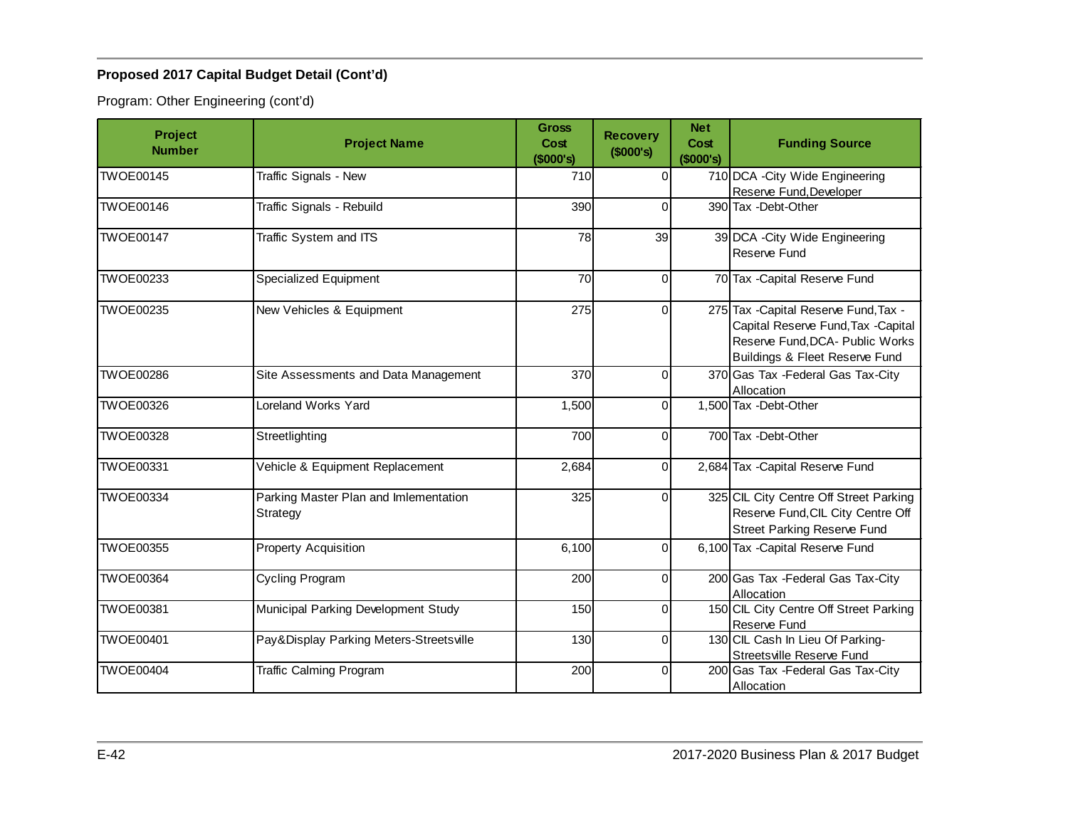**Proposed 2017 Capital Budget Detail (Cont'd)**

Program: Other Engineering (cont'd)

| Project Number | Project Name | Gross Cost ($000's) | Recovery ($000's) | Net Cost ($000's) | Funding Source |
|---|---|---|---|---|---|
| TWOE00145 | Traffic Signals - New | 710 | 0 | 710 | DCA -City Wide Engineering Reserve Fund,Developer |
| TWOE00146 | Traffic Signals - Rebuild | 390 | 0 | 390 | Tax -Debt-Other |
| TWOE00147 | Traffic System and ITS | 78 | 39 | 39 | DCA -City Wide Engineering Reserve Fund |
| TWOE00233 | Specialized Equipment | 70 | 0 | 70 | Tax -Capital Reserve Fund |
| TWOE00235 | New Vehicles & Equipment | 275 | 0 | 275 | Tax -Capital Reserve Fund,Tax -Capital Reserve Fund,Tax -Capital Reserve Fund,DCA- Public Works Buildings & Fleet Reserve Fund |
| TWOE00286 | Site Assessments and Data Management | 370 | 0 | 370 | Gas Tax -Federal Gas Tax-City Allocation |
| TWOE00326 | Loreland Works Yard | 1,500 | 0 | 1,500 | Tax -Debt-Other |
| TWOE00328 | Streetlighting | 700 | 0 | 700 | Tax -Debt-Other |
| TWOE00331 | Vehicle & Equipment Replacement | 2,684 | 0 | 2,684 | Tax -Capital Reserve Fund |
| TWOE00334 | Parking Master Plan and Imlementation Strategy | 325 | 0 | 325 | CIL City Centre Off Street Parking Reserve Fund,CIL City Centre Off Street Parking Reserve Fund |
| TWOE00355 | Property Acquisition | 6,100 | 0 | 6,100 | Tax -Capital Reserve Fund |
| TWOE00364 | Cycling Program | 200 | 0 | 200 | Gas Tax -Federal Gas Tax-City Allocation |
| TWOE00381 | Municipal Parking Development Study | 150 | 0 | 150 | CIL City Centre Off Street Parking Reserve Fund |
| TWOE00401 | Pay&Display Parking Meters-Streetsville | 130 | 0 | 130 | CIL Cash In Lieu Of Parking-Streetsville Reserve Fund |
| TWOE00404 | Traffic Calming Program | 200 | 0 | 200 | Gas Tax -Federal Gas Tax-City Allocation |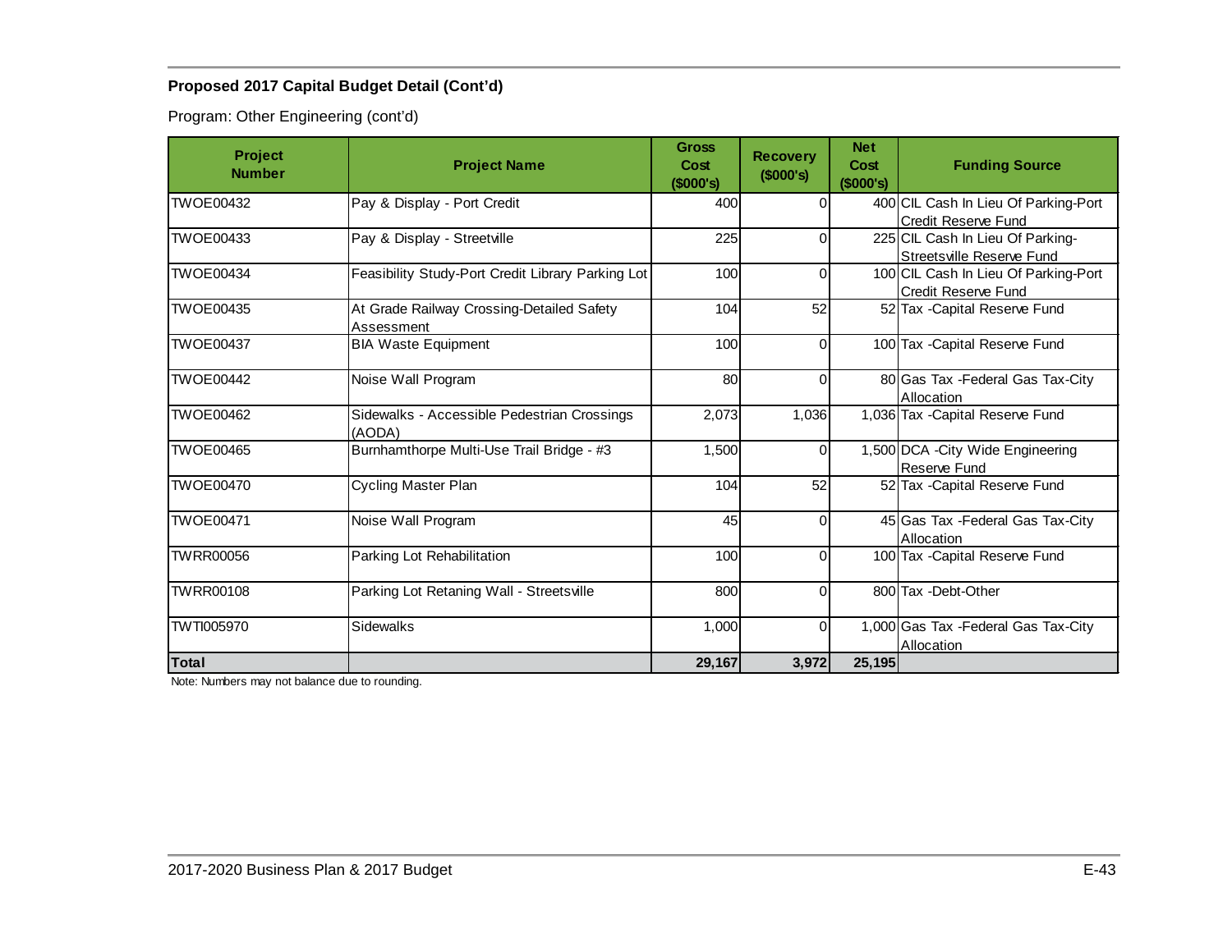**Proposed 2017 Capital Budget Detail (Cont'd)**

Program: Other Engineering (cont'd)

| Project Number | Project Name | Gross Cost ($000's) | Recovery ($000's) | Net Cost ($000's) | Funding Source |
|---|---|---|---|---|---|
| TWOE00432 | Pay & Display - Port Credit | 400 | 0 | 400 | CIL Cash In Lieu Of Parking-Port Credit Reserve Fund |
| TWOE00433 | Pay & Display - Streetville | 225 | 0 | 225 | CIL Cash In Lieu Of Parking-Streetsville Reserve Fund |
| TWOE00434 | Feasibility Study-Port Credit Library Parking Lot | 100 | 0 | 100 | CIL Cash In Lieu Of Parking-Port Credit Reserve Fund |
| TWOE00435 | At Grade Railway Crossing-Detailed Safety Assessment | 104 | 52 | 52 | Tax -Capital Reserve Fund |
| TWOE00437 | BIA Waste Equipment | 100 | 0 | 100 | Tax -Capital Reserve Fund |
| TWOE00442 | Noise Wall Program | 80 | 0 | 80 | Gas Tax -Federal Gas Tax-City Allocation |
| TWOE00462 | Sidewalks - Accessible Pedestrian Crossings (AODA) | 2,073 | 1,036 | 1,036 | Tax -Capital Reserve Fund |
| TWOE00465 | Burnhamthorpe Multi-Use Trail Bridge - #3 | 1,500 | 0 | 1,500 | DCA -City Wide Engineering Reserve Fund |
| TWOE00470 | Cycling Master Plan | 104 | 52 | 52 | Tax -Capital Reserve Fund |
| TWOE00471 | Noise Wall Program | 45 | 0 | 45 | Gas Tax -Federal Gas Tax-City Allocation |
| TWRR00056 | Parking Lot Rehabilitation | 100 | 0 | 100 | Tax -Capital Reserve Fund |
| TWRR00108 | Parking Lot Retaning Wall - Streetsville | 800 | 0 | 800 | Tax -Debt-Other |
| TWTI005970 | Sidewalks | 1,000 | 0 | 1,000 | Gas Tax -Federal Gas Tax-City Allocation |
| **Total** | | **29,167** | **3,972** | **25,195** | |

Note: Numbers may not balance due to rounding.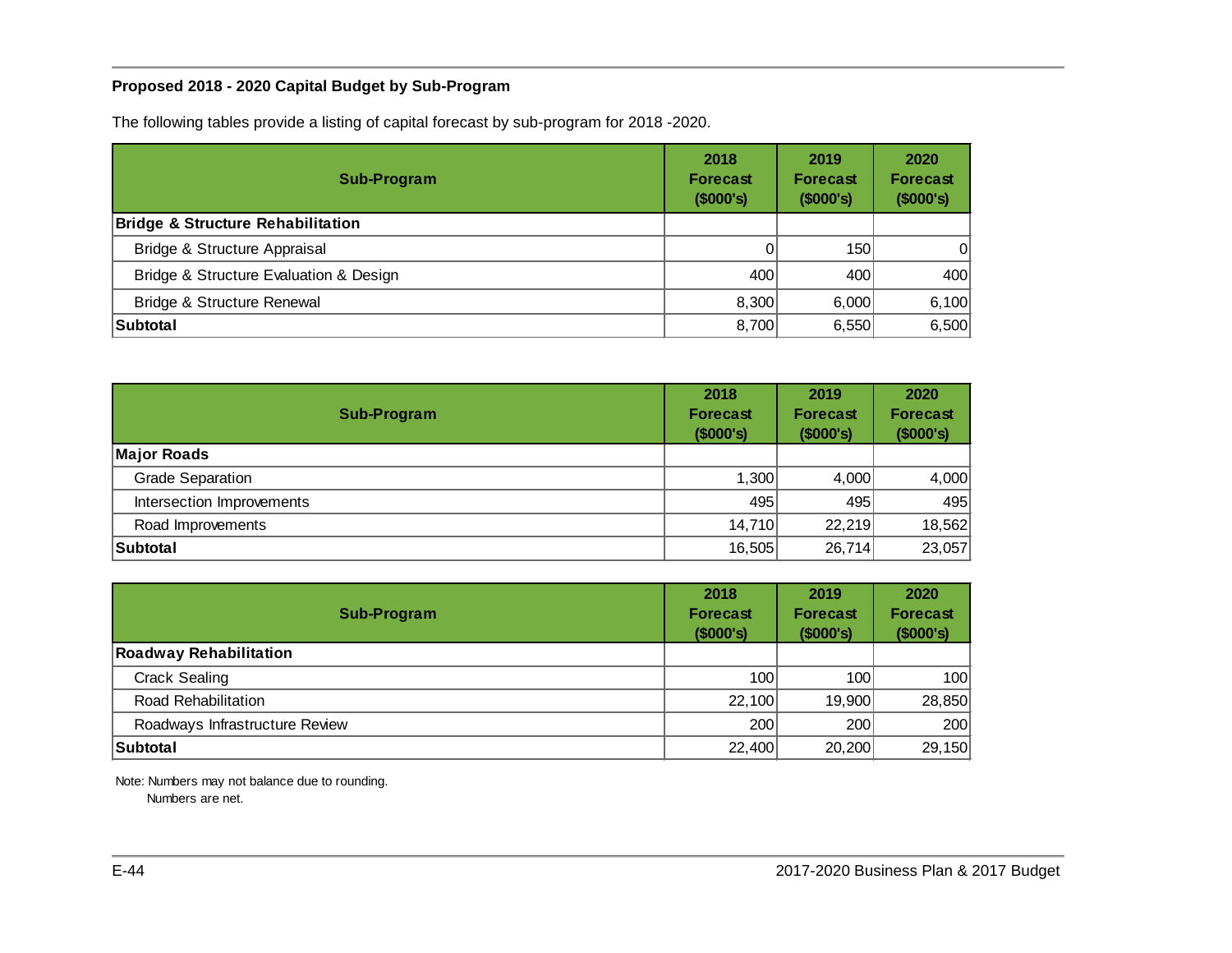## Proposed 2018 - 2020 Capital Budget by Sub-Program

The following tables provide a listing of capital forecast by sub-program for 2018 -2020.

| Sub-Program | 2018 Forecast ($000's) | 2019 Forecast ($000's) | 2020 Forecast ($000's) |
|---|---|---|---|
| **Bridge & Structure Rehabilitation** | | | |
| Bridge & Structure Appraisal | 0 | 150 | 0 |
| Bridge & Structure Evaluation & Design | 400 | 400 | 400 |
| Bridge & Structure Renewal | 8,300 | 6,000 | 6,100 |
| **Subtotal** | 8,700 | 6,550 | 6,500 |

| Sub-Program | 2018 Forecast ($000's) | 2019 Forecast ($000's) | 2020 Forecast ($000's) |
|---|---|---|---|
| **Major Roads** | | | |
| Grade Separation | 1,300 | 4,000 | 4,000 |
| Intersection Improvements | 495 | 495 | 495 |
| Road Improvements | 14,710 | 22,219 | 18,562 |
| **Subtotal** | 16,505 | 26,714 | 23,057 |

| Sub-Program | 2018 Forecast ($000's) | 2019 Forecast ($000's) | 2020 Forecast ($000's) |
|---|---|---|---|
| **Roadway Rehabilitation** | | | |
| Crack Sealing | 100 | 100 | 100 |
| Road Rehabilitation | 22,100 | 19,900 | 28,850 |
| Roadways Infrastructure Review | 200 | 200 | 200 |
| **Subtotal** | 22,400 | 20,200 | 29,150 |

Note: Numbers may not balance due to rounding.
Numbers are net.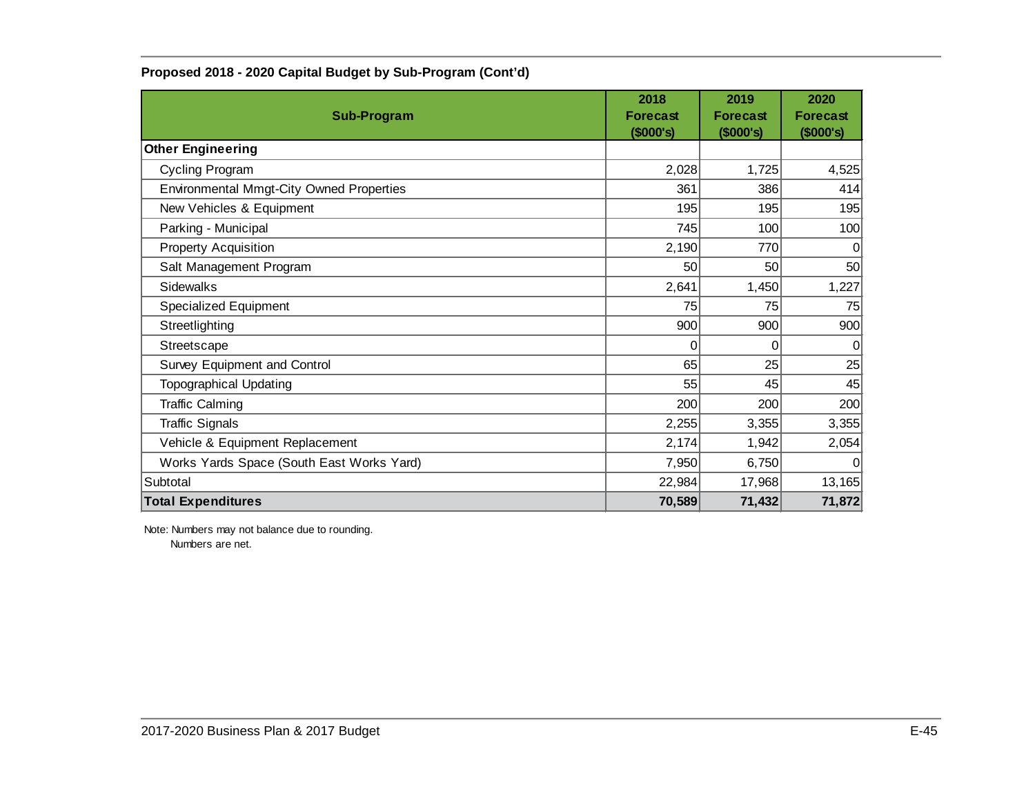**Proposed 2018 - 2020 Capital Budget by Sub-Program (Cont'd)**

| Sub-Program | 2018 Forecast ($000's) | 2019 Forecast ($000's) | 2020 Forecast ($000's) |
|---|---|---|---|
| **Other Engineering** | | | |
| Cycling Program | 2,028 | 1,725 | 4,525 |
| Environmental Mmgt-City Owned Properties | 361 | 386 | 414 |
| New Vehicles & Equipment | 195 | 195 | 195 |
| Parking - Municipal | 745 | 100 | 100 |
| Property Acquisition | 2,190 | 770 | 0 |
| Salt Management Program | 50 | 50 | 50 |
| Sidewalks | 2,641 | 1,450 | 1,227 |
| Specialized Equipment | 75 | 75 | 75 |
| Streetlighting | 900 | 900 | 900 |
| Streetscape | 0 | 0 | 0 |
| Survey Equipment and Control | 65 | 25 | 25 |
| Topographical Updating | 55 | 45 | 45 |
| Traffic Calming | 200 | 200 | 200 |
| Traffic Signals | 2,255 | 3,355 | 3,355 |
| Vehicle & Equipment Replacement | 2,174 | 1,942 | 2,054 |
| Works Yards Space (South East Works Yard) | 7,950 | 6,750 | 0 |
| Subtotal | 22,984 | 17,968 | 13,165 |
| **Total Expenditures** | **70,589** | **71,432** | **71,872** |

Note: Numbers may not balance due to rounding.
Numbers are net.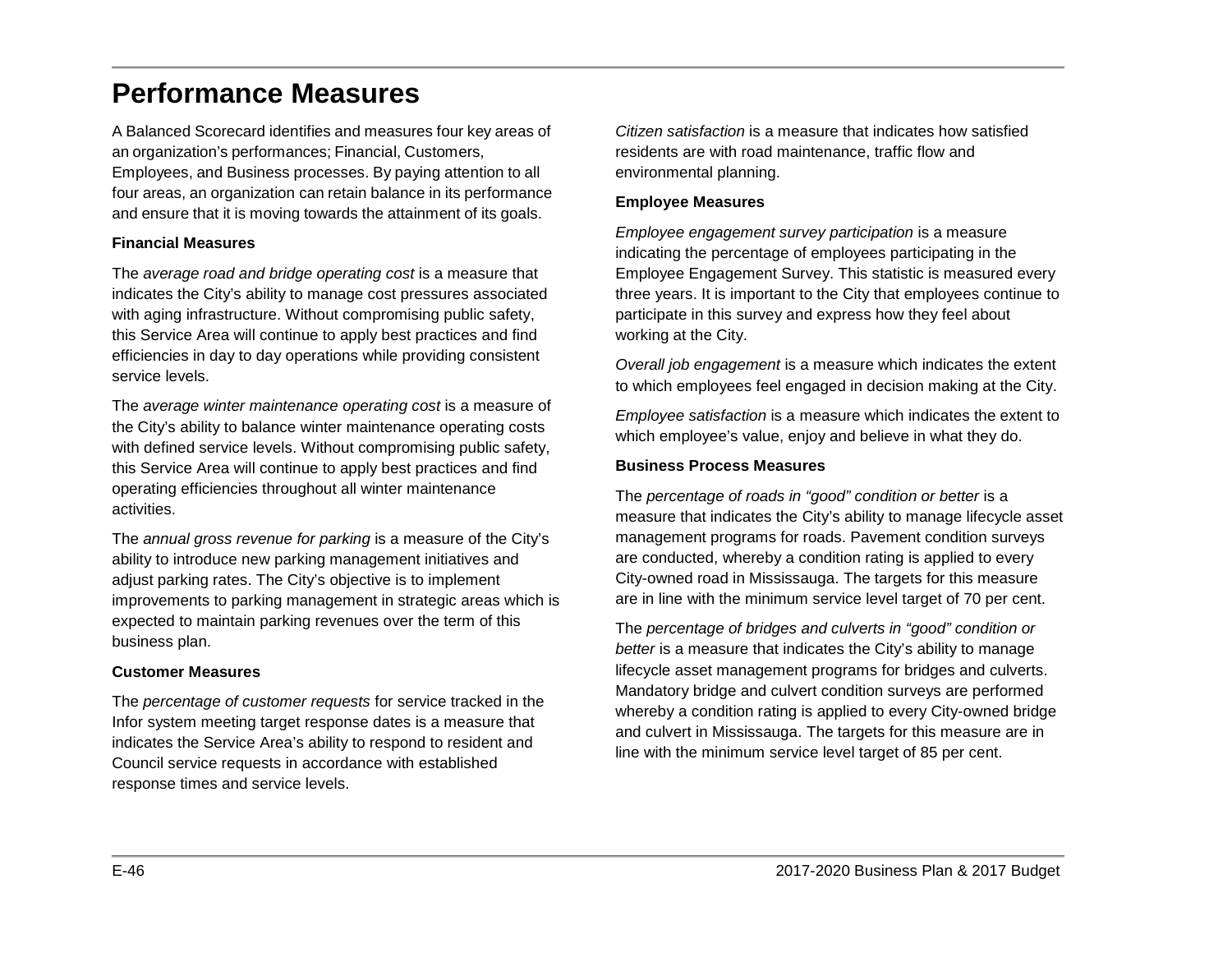## Performance Measures

A Balanced Scorecard identifies and measures four key areas of an organization's performances; Financial, Customers, Employees, and Business processes. By paying attention to all four areas, an organization can retain balance in its performance and ensure that it is moving towards the attainment of its goals.

**Financial Measures**

The *average road and bridge operating cost* is a measure that indicates the City's ability to manage cost pressures associated with aging infrastructure. Without compromising public safety, this Service Area will continue to apply best practices and find efficiencies in day to day operations while providing consistent service levels.

The *average winter maintenance operating cost* is a measure of the City's ability to balance winter maintenance operating costs with defined service levels. Without compromising public safety, this Service Area will continue to apply best practices and find operating efficiencies throughout all winter maintenance activities.

The *annual gross revenue for parking* is a measure of the City's ability to introduce new parking management initiatives and adjust parking rates. The City's objective is to implement improvements to parking management in strategic areas which is expected to maintain parking revenues over the term of this business plan.

**Customer Measures**

The *percentage of customer requests* for service tracked in the Infor system meeting target response dates is a measure that indicates the Service Area's ability to respond to resident and Council service requests in accordance with established response times and service levels.

*Citizen satisfaction* is a measure that indicates how satisfied residents are with road maintenance, traffic flow and environmental planning.

**Employee Measures**

*Employee engagement survey participation* is a measure indicating the percentage of employees participating in the Employee Engagement Survey. This statistic is measured every three years. It is important to the City that employees continue to participate in this survey and express how they feel about working at the City.

*Overall job engagement* is a measure which indicates the extent to which employees feel engaged in decision making at the City.

*Employee satisfaction* is a measure which indicates the extent to which employee's value, enjoy and believe in what they do.

**Business Process Measures**

The *percentage of roads in "good" condition or better* is a measure that indicates the City's ability to manage lifecycle asset management programs for roads. Pavement condition surveys are conducted, whereby a condition rating is applied to every City-owned road in Mississauga. The targets for this measure are in line with the minimum service level target of 70 per cent.

The *percentage of bridges and culverts in "good" condition or better* is a measure that indicates the City's ability to manage lifecycle asset management programs for bridges and culverts. Mandatory bridge and culvert condition surveys are performed whereby a condition rating is applied to every City-owned bridge and culvert in Mississauga. The targets for this measure are in line with the minimum service level target of 85 per cent.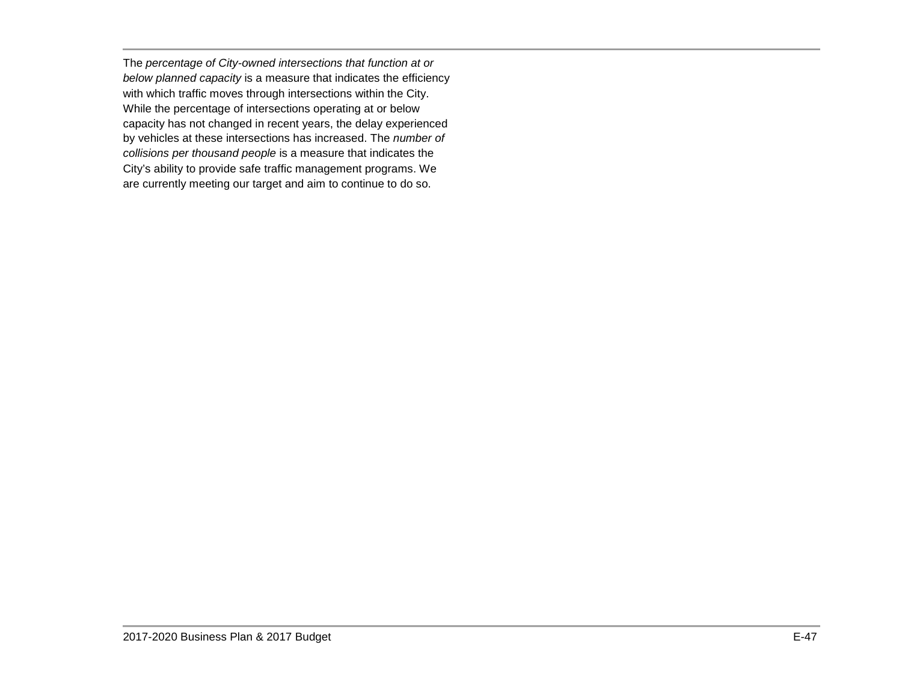The *percentage of City-owned intersections that function at or below planned capacity* is a measure that indicates the efficiency with which traffic moves through intersections within the City. While the percentage of intersections operating at or below capacity has not changed in recent years, the delay experienced by vehicles at these intersections has increased. The *number of collisions per thousand people* is a measure that indicates the City's ability to provide safe traffic management programs. We are currently meeting our target and aim to continue to do so.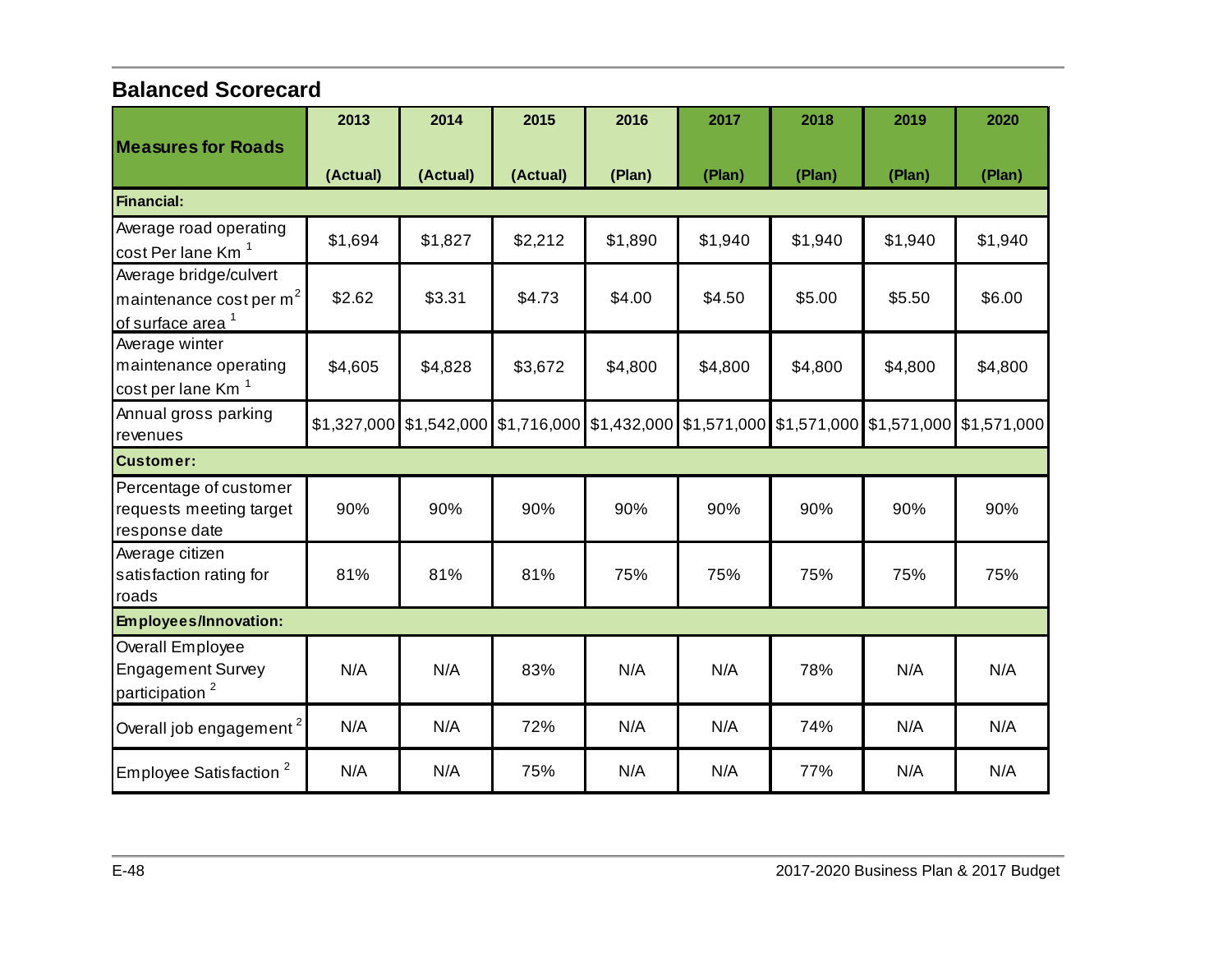## Balanced Scorecard

| Measures for Roads | 2013 (Actual) | 2014 (Actual) | 2015 (Actual) | 2016 (Plan) | 2017 (Plan) | 2018 (Plan) | 2019 (Plan) | 2020 (Plan) |
|---|---|---|---|---|---|---|---|---|
| **Financial:** | | | | | | | | |
| Average road operating cost Per lane Km [1] | $1,694 | $1,827 | $2,212 | $1,890 | $1,940 | $1,940 | $1,940 | $1,940 |
| Average bridge/culvert maintenance cost per $m^2$ of surface area [1] | $2.62 | $3.31 | $4.73 | $4.00 | $4.50 | $5.00 | $5.50 | $6.00 |
| Average winter maintenance operating cost per lane Km [1] | $4,605 | $4,828 | $3,672 | $4,800 | $4,800 | $4,800 | $4,800 | $4,800 |
| Annual gross parking revenues | $1,327,000 | $1,542,000 | $1,716,000 | $1,432,000 | $1,571,000 | $1,571,000 | $1,571,000 | $1,571,000 |
| **Customer:** | | | | | | | | |
| Percentage of customer requests meeting target response date | 90% | 90% | 90% | 90% | 90% | 90% | 90% | 90% |
| Average citizen satisfaction rating for roads | 81% | 81% | 81% | 75% | 75% | 75% | 75% | 75% |
| **Employees/Innovation:** | | | | | | | | |
| Overall Employee Engagement Survey participation [2] | N/A | N/A | 83% | N/A | N/A | 78% | N/A | N/A |
| Overall job engagement [2] | N/A | N/A | 72% | N/A | N/A | 74% | N/A | N/A |
| Employee Satisfaction [2] | N/A | N/A | 75% | N/A | N/A | 77% | N/A | N/A |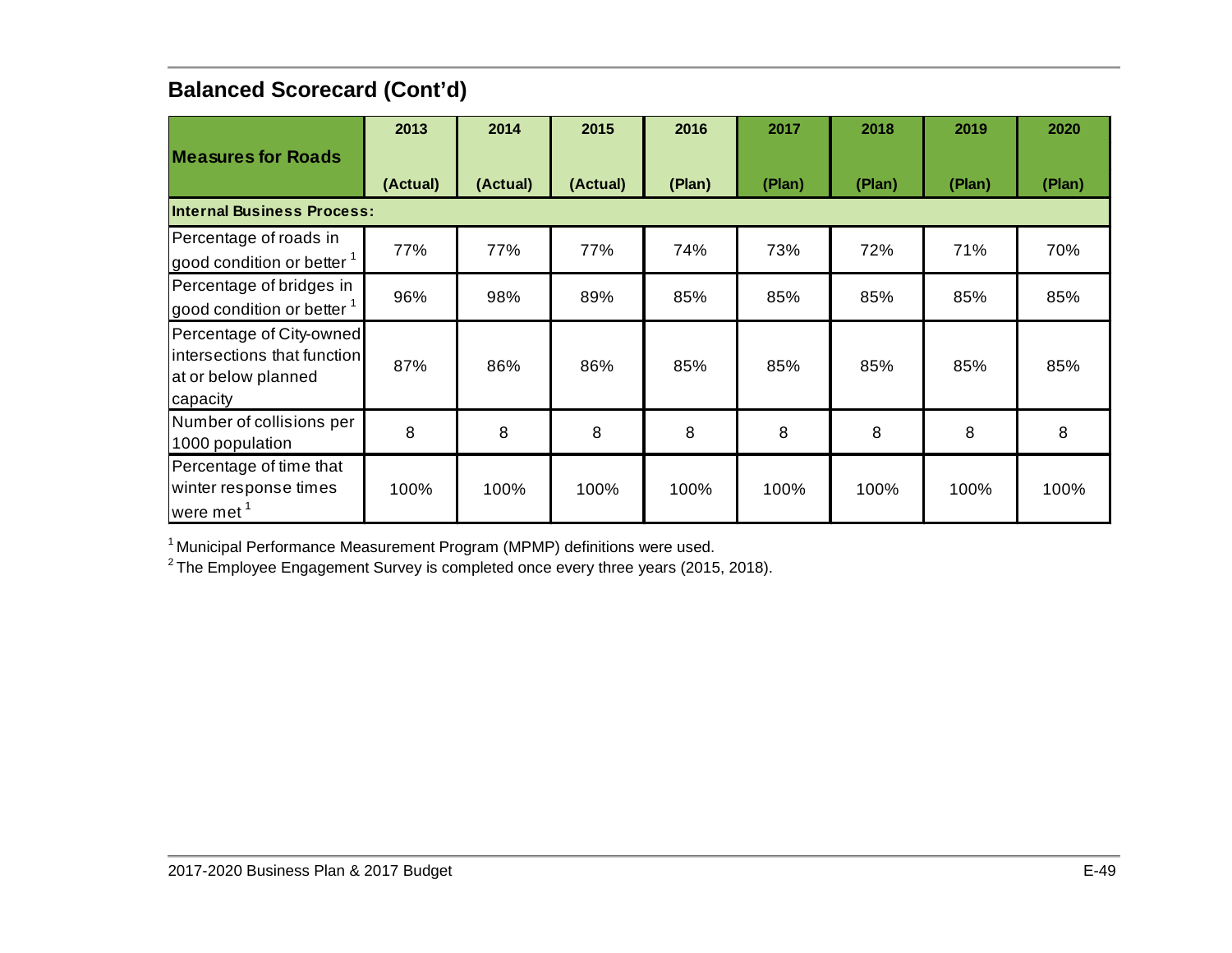## Balanced Scorecard (Cont'd)

| Measures for Roads | 2013 (Actual) | 2014 (Actual) | 2015 (Actual) | 2016 (Plan) | 2017 (Plan) | 2018 (Plan) | 2019 (Plan) | 2020 (Plan) |
|---|---|---|---|---|---|---|---|---|
| **Internal Business Process:** | | | | | | | | |
| Percentage of roads in good condition or better [1] | 77% | 77% | 77% | 74% | 73% | 72% | 71% | 70% |
| Percentage of bridges in good condition or better [1] | 96% | 98% | 89% | 85% | 85% | 85% | 85% | 85% |
| Percentage of City-owned intersections that function at or below planned capacity | 87% | 86% | 86% | 85% | 85% | 85% | 85% | 85% |
| Number of collisions per 1000 population | 8 | 8 | 8 | 8 | 8 | 8 | 8 | 8 |
| Percentage of time that winter response times were met [1] | 100% | 100% | 100% | 100% | 100% | 100% | 100% | 100% |

[1] Municipal Performance Measurement Program (MPMP) definitions were used.

[2] The Employee Engagement Survey is completed once every three years (2015, 2018).